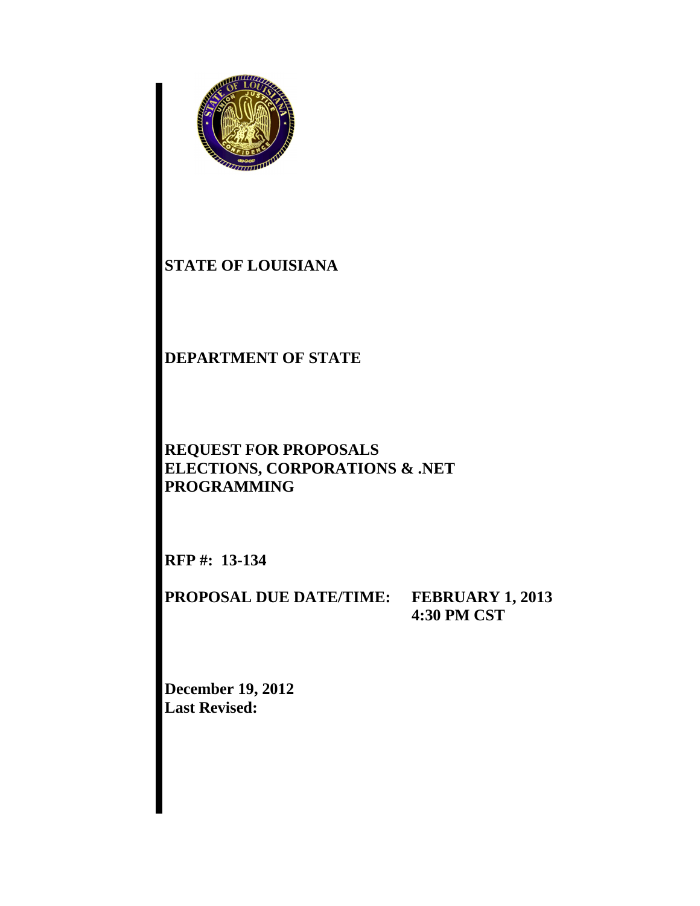# STATE OF LOUISIANA

# DEPARTMENT OF STATE

# REQUEST FOR PROPOSALS
# ELECTIONS, CORPORATIONS & .NET PROGRAMMING

**RFP #: 13-134**

**PROPOSAL DUE DATE/TIME: FEBRUARY 1, 2013 4:30 PM CST**

**December 19, 2012**
**Last Revised:**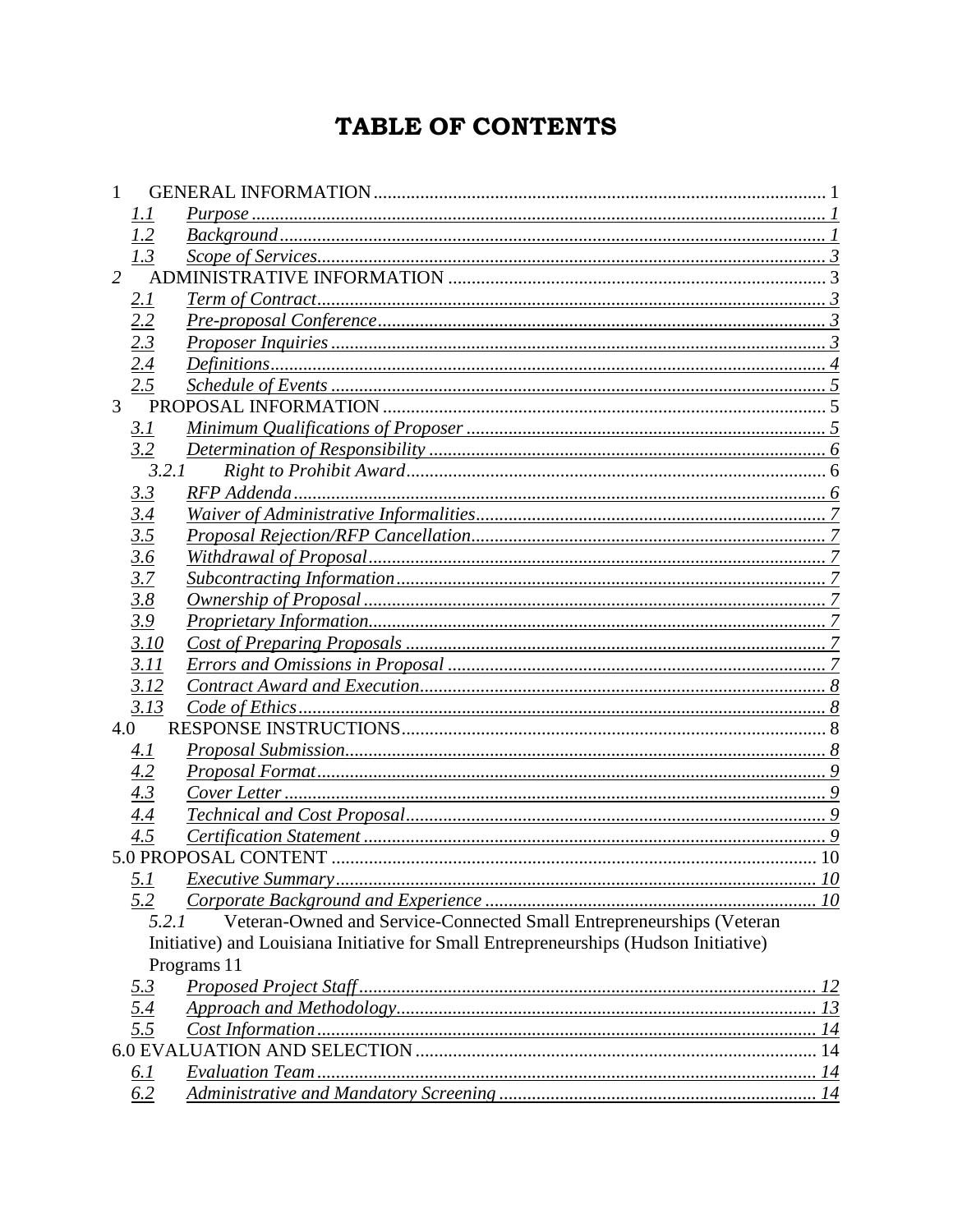# TABLE OF CONTENTS

1 GENERAL INFORMATION .......... 1
- *1.1 Purpose* .......... *1*
- *1.2 Background* .......... *1*
- *1.3 Scope of Services* .......... *3*

*2* ADMINISTRATIVE INFORMATION .......... 3
- *2.1 Term of Contract* .......... *3*
- *2.2 Pre-proposal Conference* .......... *3*
- *2.3 Proposer Inquiries* .......... *3*
- *2.4 Definitions* .......... *4*
- *2.5 Schedule of Events* .......... *5*

3 PROPOSAL INFORMATION .......... 5
- *3.1 Minimum Qualifications of Proposer* .......... *5*
- *3.2 Determination of Responsibility* .......... *6*
  - *3.2.1* Right to Prohibit Award .......... 6
- *3.3 RFP Addenda* .......... *6*
- *3.4 Waiver of Administrative Informalities* .......... *7*
- *3.5 Proposal Rejection/RFP Cancellation* .......... *7*
- *3.6 Withdrawal of Proposal* .......... *7*
- *3.7 Subcontracting Information* .......... *7*
- *3.8 Ownership of Proposal* .......... *7*
- *3.9 Proprietary Information* .......... *7*
- *3.10 Cost of Preparing Proposals* .......... *7*
- *3.11 Errors and Omissions in Proposal* .......... *7*
- *3.12 Contract Award and Execution* .......... *8*
- *3.13 Code of Ethics* .......... *8*

4.0 RESPONSE INSTRUCTIONS .......... 8
- *4.1 Proposal Submission* .......... *8*
- *4.2 Proposal Format* .......... *9*
- *4.3 Cover Letter* .......... *9*
- *4.4 Technical and Cost Proposal* .......... *9*
- *4.5 Certification Statement* .......... *9*

5.0 PROPOSAL CONTENT .......... 10
- *5.1 Executive Summary* .......... *10*
- *5.2 Corporate Background and Experience* .......... *10*
  - *5.2.1* Veteran-Owned and Service-Connected Small Entrepreneurships (Veteran Initiative) and Louisiana Initiative for Small Entrepreneurships (Hudson Initiative) Programs 11
- *5.3 Proposed Project Staff* .......... *12*
- *5.4 Approach and Methodology* .......... *13*
- *5.5 Cost Information* .......... *14*

6.0 EVALUATION AND SELECTION .......... 14
- *6.1 Evaluation Team* .......... *14*
- *6.2 Administrative and Mandatory Screening* .......... *14*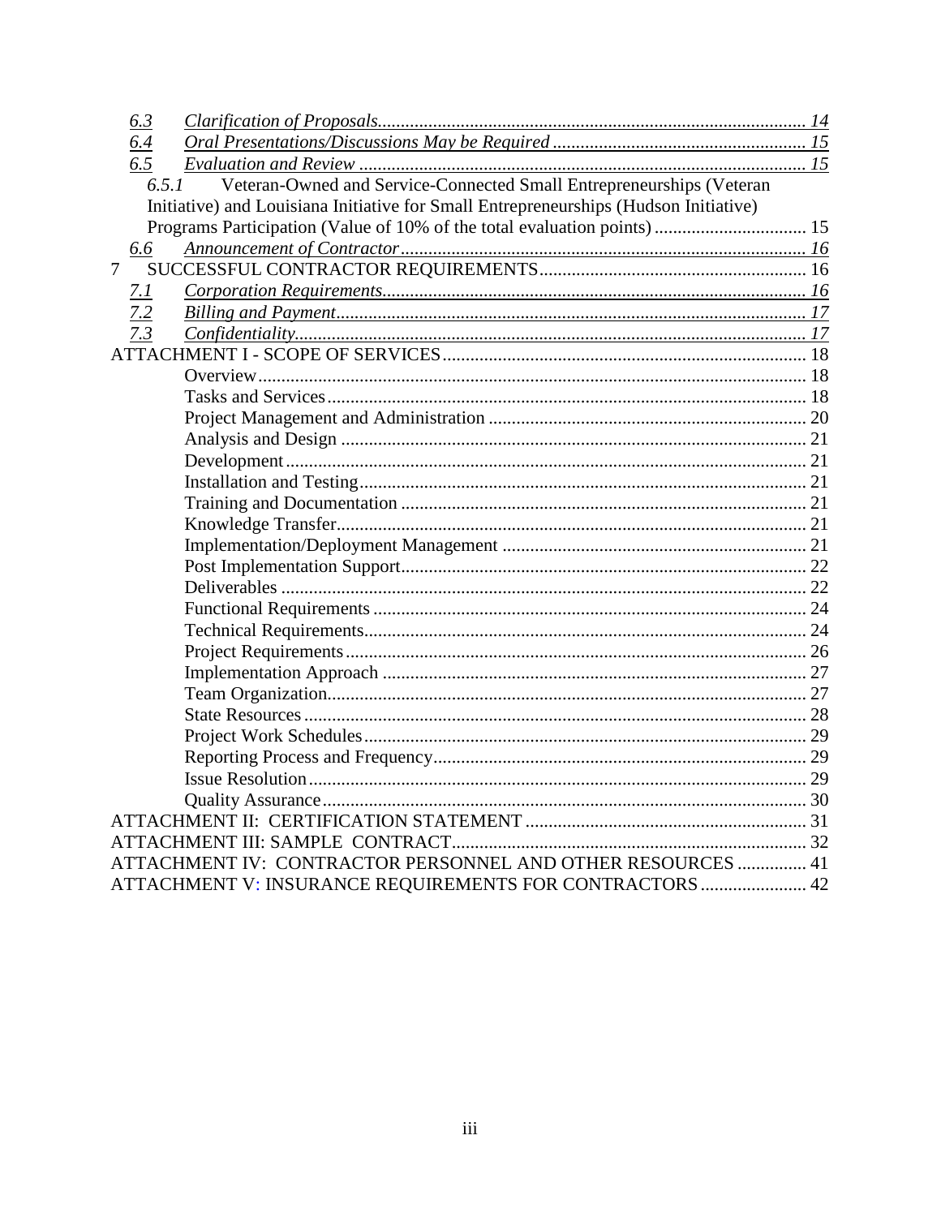6.3 *Clarification of Proposals* ............ 14
6.4 *Oral Presentations/Discussions May be Required* ............ 15
6.5 *Evaluation and Review* ............ 15
6.5.1 Veteran-Owned and Service-Connected Small Entrepreneurships (Veteran Initiative) and Louisiana Initiative for Small Entrepreneurships (Hudson Initiative) Programs Participation (Value of 10% of the total evaluation points) ............ 15
6.6 *Announcement of Contractor* ............ 16
7 SUCCESSFUL CONTRACTOR REQUIREMENTS ............ 16
7.1 *Corporation Requirements* ............ 16
7.2 *Billing and Payment* ............ 17
7.3 *Confidentiality* ............ 17
ATTACHMENT I - SCOPE OF SERVICES ............ 18
Overview ............ 18
Tasks and Services ............ 18
Project Management and Administration ............ 20
Analysis and Design ............ 21
Development ............ 21
Installation and Testing ............ 21
Training and Documentation ............ 21
Knowledge Transfer ............ 21
Implementation/Deployment Management ............ 21
Post Implementation Support ............ 22
Deliverables ............ 22
Functional Requirements ............ 24
Technical Requirements ............ 24
Project Requirements ............ 26
Implementation Approach ............ 27
Team Organization ............ 27
State Resources ............ 28
Project Work Schedules ............ 29
Reporting Process and Frequency ............ 29
Issue Resolution ............ 29
Quality Assurance ............ 30
ATTACHMENT II: CERTIFICATION STATEMENT ............ 31
ATTACHMENT III: SAMPLE CONTRACT ............ 32
ATTACHMENT IV: CONTRACTOR PERSONNEL AND OTHER RESOURCES ............ 41
ATTACHMENT V: INSURANCE REQUIREMENTS FOR CONTRACTORS ............ 42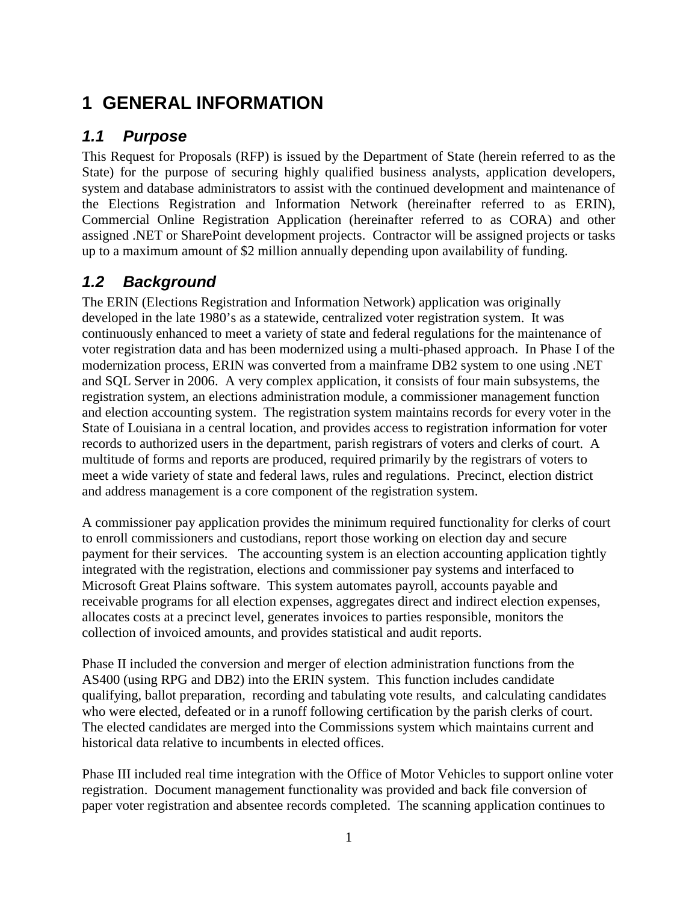# 1 GENERAL INFORMATION

## *1.1 Purpose*

This Request for Proposals (RFP) is issued by the Department of State (herein referred to as the State) for the purpose of securing highly qualified business analysts, application developers, system and database administrators to assist with the continued development and maintenance of the Elections Registration and Information Network (hereinafter referred to as ERIN), Commercial Online Registration Application (hereinafter referred to as CORA) and other assigned .NET or SharePoint development projects. Contractor will be assigned projects or tasks up to a maximum amount of $2 million annually depending upon availability of funding.

## *1.2 Background*

The ERIN (Elections Registration and Information Network) application was originally developed in the late 1980's as a statewide, centralized voter registration system. It was continuously enhanced to meet a variety of state and federal regulations for the maintenance of voter registration data and has been modernized using a multi-phased approach. In Phase I of the modernization process, ERIN was converted from a mainframe DB2 system to one using .NET and SQL Server in 2006. A very complex application, it consists of four main subsystems, the registration system, an elections administration module, a commissioner management function and election accounting system. The registration system maintains records for every voter in the State of Louisiana in a central location, and provides access to registration information for voter records to authorized users in the department, parish registrars of voters and clerks of court. A multitude of forms and reports are produced, required primarily by the registrars of voters to meet a wide variety of state and federal laws, rules and regulations. Precinct, election district and address management is a core component of the registration system.

A commissioner pay application provides the minimum required functionality for clerks of court to enroll commissioners and custodians, report those working on election day and secure payment for their services. The accounting system is an election accounting application tightly integrated with the registration, elections and commissioner pay systems and interfaced to Microsoft Great Plains software. This system automates payroll, accounts payable and receivable programs for all election expenses, aggregates direct and indirect election expenses, allocates costs at a precinct level, generates invoices to parties responsible, monitors the collection of invoiced amounts, and provides statistical and audit reports.

Phase II included the conversion and merger of election administration functions from the AS400 (using RPG and DB2) into the ERIN system. This function includes candidate qualifying, ballot preparation, recording and tabulating vote results, and calculating candidates who were elected, defeated or in a runoff following certification by the parish clerks of court. The elected candidates are merged into the Commissions system which maintains current and historical data relative to incumbents in elected offices.

Phase III included real time integration with the Office of Motor Vehicles to support online voter registration. Document management functionality was provided and back file conversion of paper voter registration and absentee records completed. The scanning application continues to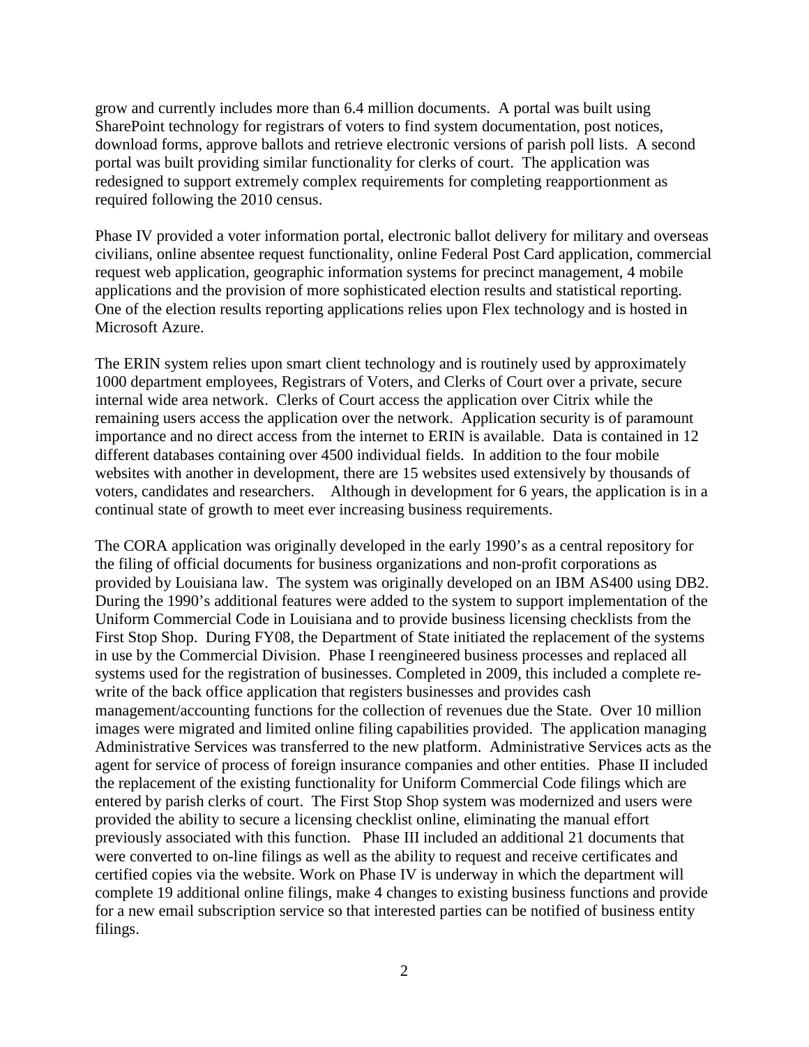grow and currently includes more than 6.4 million documents. A portal was built using SharePoint technology for registrars of voters to find system documentation, post notices, download forms, approve ballots and retrieve electronic versions of parish poll lists. A second portal was built providing similar functionality for clerks of court. The application was redesigned to support extremely complex requirements for completing reapportionment as required following the 2010 census.

Phase IV provided a voter information portal, electronic ballot delivery for military and overseas civilians, online absentee request functionality, online Federal Post Card application, commercial request web application, geographic information systems for precinct management, 4 mobile applications and the provision of more sophisticated election results and statistical reporting. One of the election results reporting applications relies upon Flex technology and is hosted in Microsoft Azure.

The ERIN system relies upon smart client technology and is routinely used by approximately 1000 department employees, Registrars of Voters, and Clerks of Court over a private, secure internal wide area network. Clerks of Court access the application over Citrix while the remaining users access the application over the network. Application security is of paramount importance and no direct access from the internet to ERIN is available. Data is contained in 12 different databases containing over 4500 individual fields. In addition to the four mobile websites with another in development, there are 15 websites used extensively by thousands of voters, candidates and researchers. Although in development for 6 years, the application is in a continual state of growth to meet ever increasing business requirements.

The CORA application was originally developed in the early 1990's as a central repository for the filing of official documents for business organizations and non-profit corporations as provided by Louisiana law. The system was originally developed on an IBM AS400 using DB2. During the 1990's additional features were added to the system to support implementation of the Uniform Commercial Code in Louisiana and to provide business licensing checklists from the First Stop Shop. During FY08, the Department of State initiated the replacement of the systems in use by the Commercial Division. Phase I reengineered business processes and replaced all systems used for the registration of businesses. Completed in 2009, this included a complete re-write of the back office application that registers businesses and provides cash management/accounting functions for the collection of revenues due the State. Over 10 million images were migrated and limited online filing capabilities provided. The application managing Administrative Services was transferred to the new platform. Administrative Services acts as the agent for service of process of foreign insurance companies and other entities. Phase II included the replacement of the existing functionality for Uniform Commercial Code filings which are entered by parish clerks of court. The First Stop Shop system was modernized and users were provided the ability to secure a licensing checklist online, eliminating the manual effort previously associated with this function. Phase III included an additional 21 documents that were converted to on-line filings as well as the ability to request and receive certificates and certified copies via the website. Work on Phase IV is underway in which the department will complete 19 additional online filings, make 4 changes to existing business functions and provide for a new email subscription service so that interested parties can be notified of business entity filings.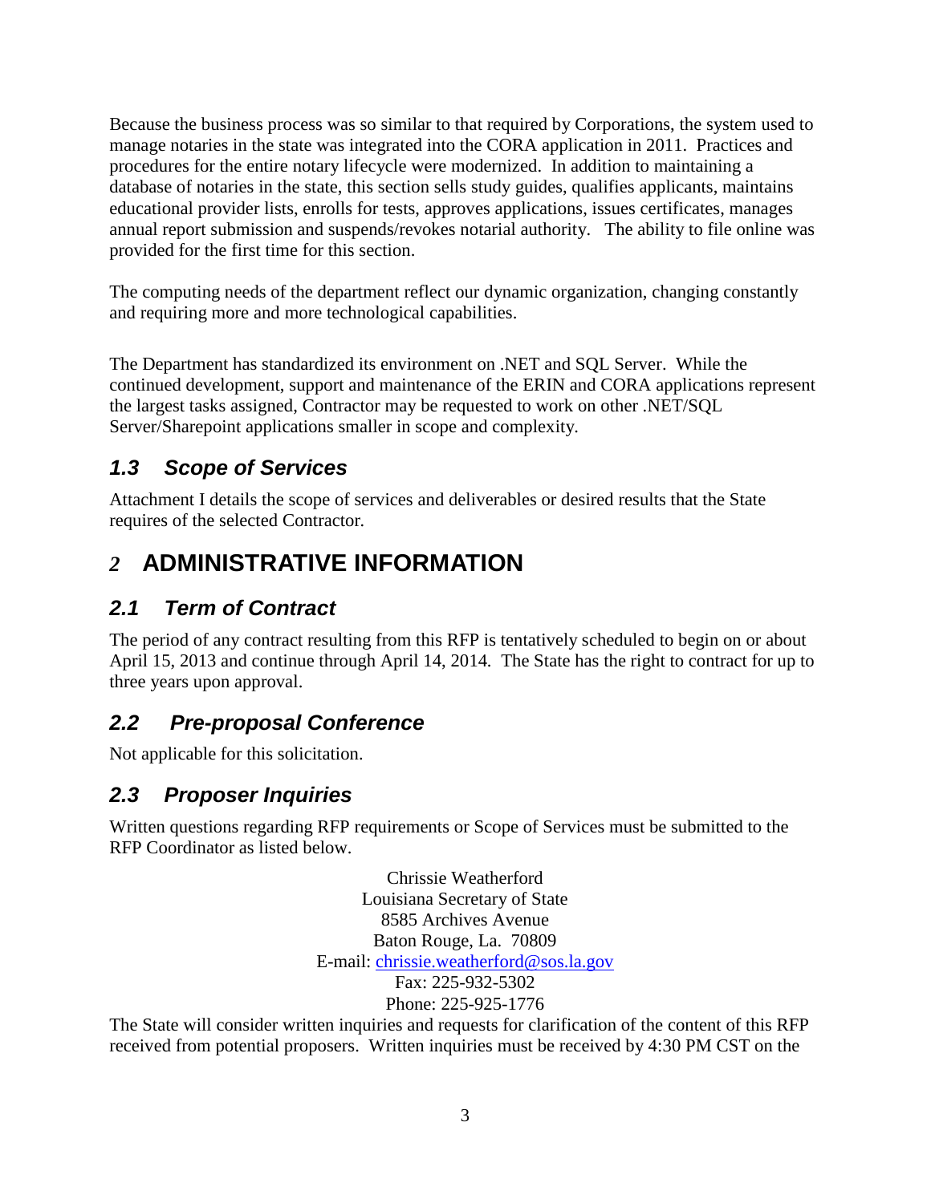Because the business process was so similar to that required by Corporations, the system used to manage notaries in the state was integrated into the CORA application in 2011. Practices and procedures for the entire notary lifecycle were modernized. In addition to maintaining a database of notaries in the state, this section sells study guides, qualifies applicants, maintains educational provider lists, enrolls for tests, approves applications, issues certificates, manages annual report submission and suspends/revokes notarial authority. The ability to file online was provided for the first time for this section.

The computing needs of the department reflect our dynamic organization, changing constantly and requiring more and more technological capabilities.

The Department has standardized its environment on .NET and SQL Server. While the continued development, support and maintenance of the ERIN and CORA applications represent the largest tasks assigned, Contractor may be requested to work on other .NET/SQL Server/Sharepoint applications smaller in scope and complexity.

### *1.3 Scope of Services*

Attachment I details the scope of services and deliverables or desired results that the State requires of the selected Contractor.

## *2* ADMINISTRATIVE INFORMATION

### *2.1 Term of Contract*

The period of any contract resulting from this RFP is tentatively scheduled to begin on or about April 15, 2013 and continue through April 14, 2014. The State has the right to contract for up to three years upon approval.

### *2.2 Pre-proposal Conference*

Not applicable for this solicitation.

### *2.3 Proposer Inquiries*

Written questions regarding RFP requirements or Scope of Services must be submitted to the RFP Coordinator as listed below.

Chrissie Weatherford
Louisiana Secretary of State
8585 Archives Avenue
Baton Rouge, La. 70809
E-mail: chrissie.weatherford@sos.la.gov
Fax: 225-932-5302
Phone: 225-925-1776

The State will consider written inquiries and requests for clarification of the content of this RFP received from potential proposers. Written inquiries must be received by 4:30 PM CST on the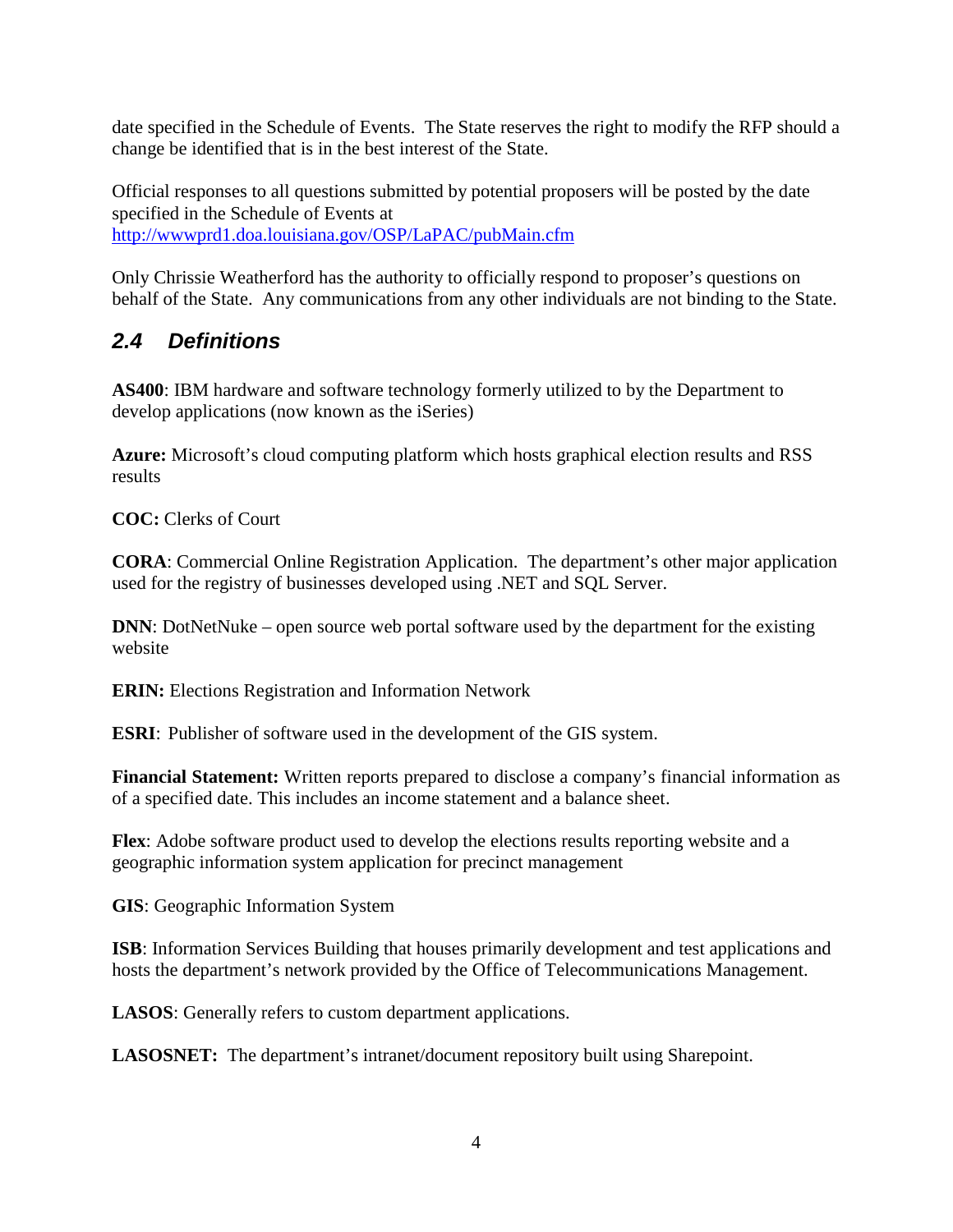date specified in the Schedule of Events.  The State reserves the right to modify the RFP should a change be identified that is in the best interest of the State.

Official responses to all questions submitted by potential proposers will be posted by the date specified in the Schedule of Events at
http://wwwprd1.doa.louisiana.gov/OSP/LaPAC/pubMain.cfm

Only Chrissie Weatherford has the authority to officially respond to proposer's questions on behalf of the State.  Any communications from any other individuals are not binding to the State.

## *2.4 Definitions*

**AS400**: IBM hardware and software technology formerly utilized to by the Department to develop applications (now known as the iSeries)

**Azure:** Microsoft's cloud computing platform which hosts graphical election results and RSS results

**COC:** Clerks of Court

**CORA**: Commercial Online Registration Application.  The department's other major application used for the registry of businesses developed using .NET and SQL Server.

**DNN**: DotNetNuke – open source web portal software used by the department for the existing website

**ERIN:** Elections Registration and Information Network

**ESRI**:  Publisher of software used in the development of the GIS system.

**Financial Statement:** Written reports prepared to disclose a company's financial information as of a specified date. This includes an income statement and a balance sheet.

**Flex**: Adobe software product used to develop the elections results reporting website and a geographic information system application for precinct management

**GIS**: Geographic Information System

**ISB**: Information Services Building that houses primarily development and test applications and hosts the department's network provided by the Office of Telecommunications Management.

**LASOS**: Generally refers to custom department applications.

**LASOSNET:**  The department's intranet/document repository built using Sharepoint.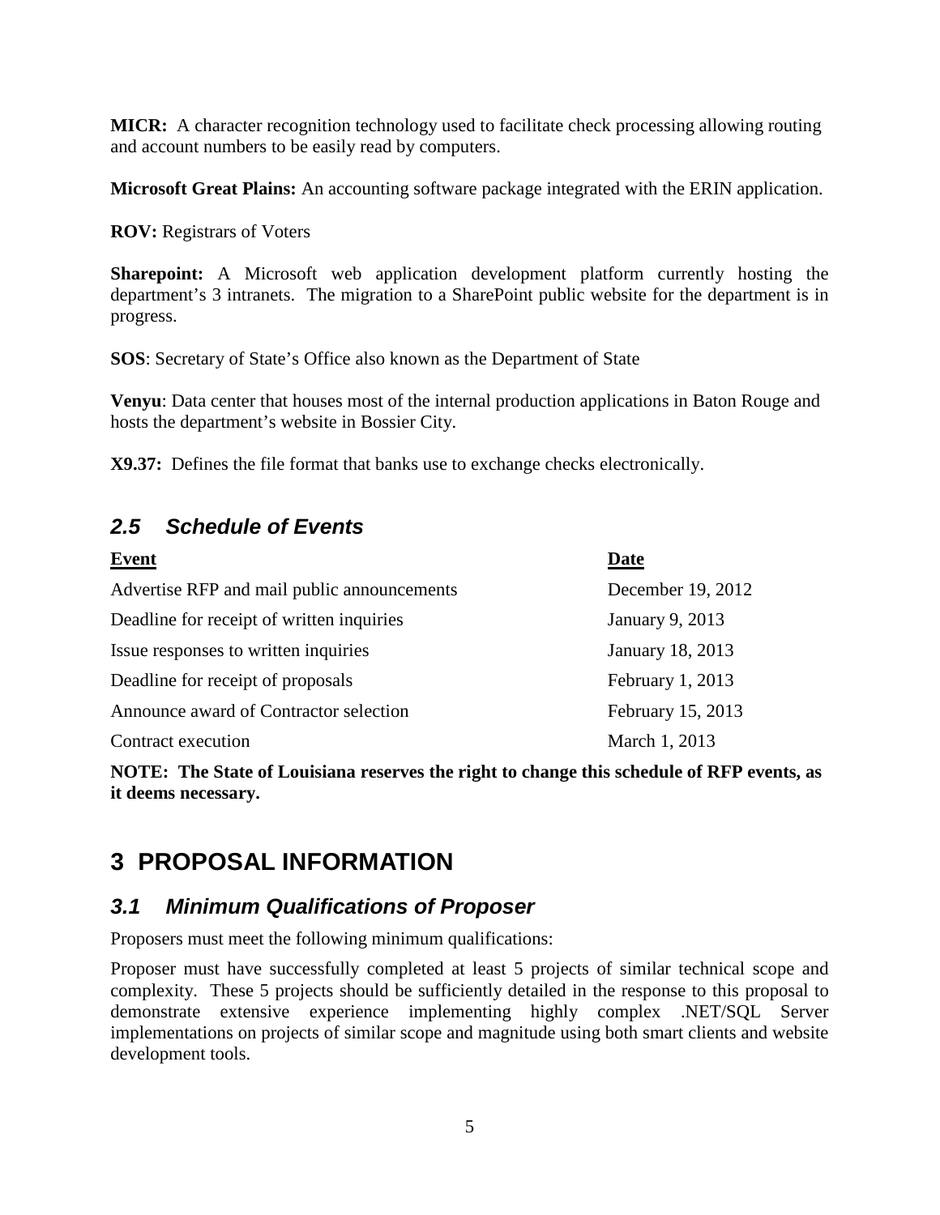**MICR:** A character recognition technology used to facilitate check processing allowing routing and account numbers to be easily read by computers.

**Microsoft Great Plains:** An accounting software package integrated with the ERIN application.

**ROV:** Registrars of Voters

**Sharepoint:** A Microsoft web application development platform currently hosting the department's 3 intranets. The migration to a SharePoint public website for the department is in progress.

**SOS**: Secretary of State's Office also known as the Department of State

**Venyu**: Data center that houses most of the internal production applications in Baton Rouge and hosts the department's website in Bossier City.

**X9.37:** Defines the file format that banks use to exchange checks electronically.

## *2.5 Schedule of Events*

| Event | Date |
| --- | --- |
| Advertise RFP and mail public announcements | December 19, 2012 |
| Deadline for receipt of written inquiries | January 9, 2013 |
| Issue responses to written inquiries | January 18, 2013 |
| Deadline for receipt of proposals | February 1, 2013 |
| Announce award of Contractor selection | February 15, 2013 |
| Contract execution | March 1, 2013 |

**NOTE: The State of Louisiana reserves the right to change this schedule of RFP events, as it deems necessary.**

# 3 PROPOSAL INFORMATION

## *3.1 Minimum Qualifications of Proposer*

Proposers must meet the following minimum qualifications:

Proposer must have successfully completed at least 5 projects of similar technical scope and complexity. These 5 projects should be sufficiently detailed in the response to this proposal to demonstrate extensive experience implementing highly complex .NET/SQL Server implementations on projects of similar scope and magnitude using both smart clients and website development tools.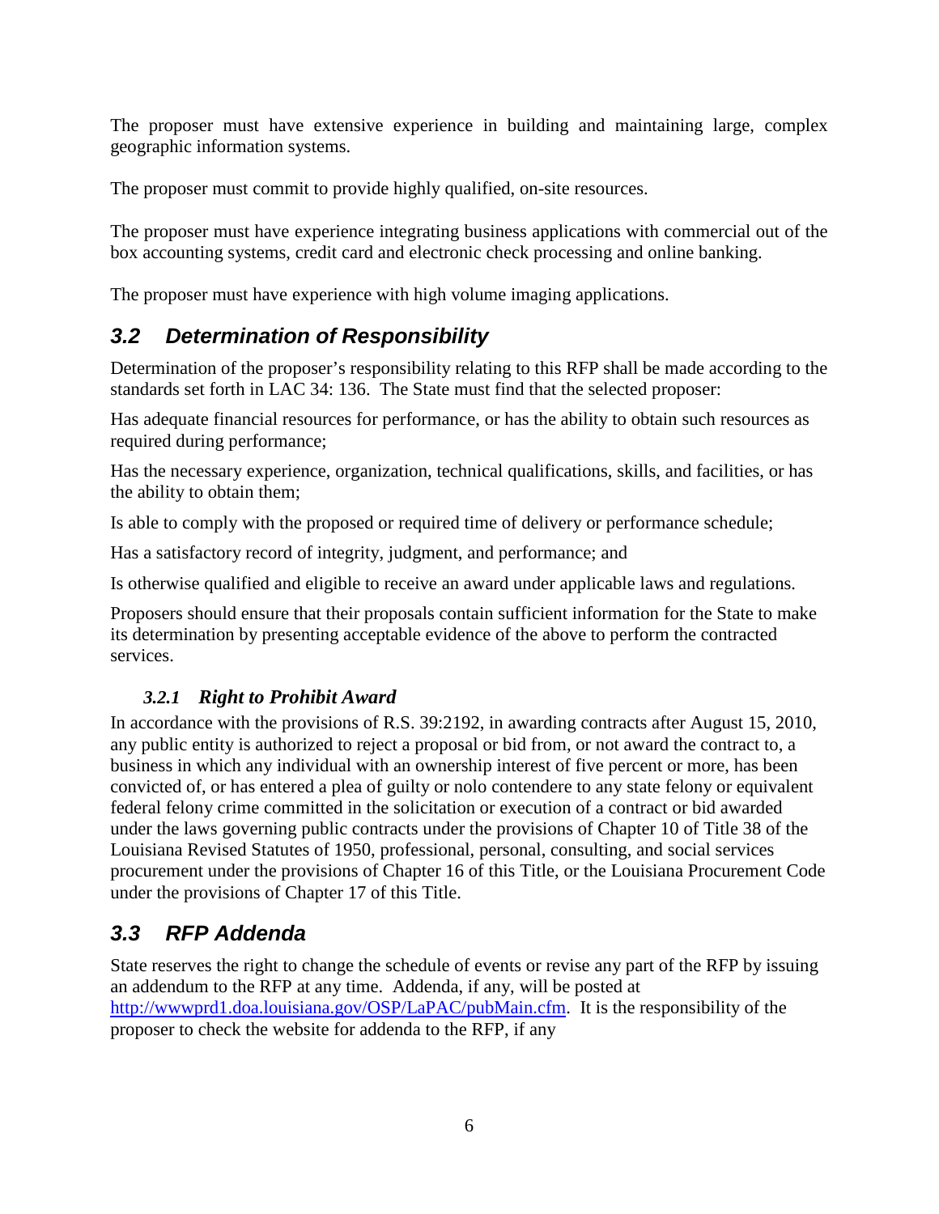The proposer must have extensive experience in building and maintaining large, complex geographic information systems.

The proposer must commit to provide highly qualified, on-site resources.

The proposer must have experience integrating business applications with commercial out of the box accounting systems, credit card and electronic check processing and online banking.

The proposer must have experience with high volume imaging applications.

## *3.2 Determination of Responsibility*

Determination of the proposer's responsibility relating to this RFP shall be made according to the standards set forth in LAC 34: 136. The State must find that the selected proposer:

Has adequate financial resources for performance, or has the ability to obtain such resources as required during performance;

Has the necessary experience, organization, technical qualifications, skills, and facilities, or has the ability to obtain them;

Is able to comply with the proposed or required time of delivery or performance schedule;

Has a satisfactory record of integrity, judgment, and performance; and

Is otherwise qualified and eligible to receive an award under applicable laws and regulations.

Proposers should ensure that their proposals contain sufficient information for the State to make its determination by presenting acceptable evidence of the above to perform the contracted services.

### *3.2.1 Right to Prohibit Award*

In accordance with the provisions of R.S. 39:2192, in awarding contracts after August 15, 2010, any public entity is authorized to reject a proposal or bid from, or not award the contract to, a business in which any individual with an ownership interest of five percent or more, has been convicted of, or has entered a plea of guilty or nolo contendere to any state felony or equivalent federal felony crime committed in the solicitation or execution of a contract or bid awarded under the laws governing public contracts under the provisions of Chapter 10 of Title 38 of the Louisiana Revised Statutes of 1950, professional, personal, consulting, and social services procurement under the provisions of Chapter 16 of this Title, or the Louisiana Procurement Code under the provisions of Chapter 17 of this Title.

## *3.3 RFP Addenda*

State reserves the right to change the schedule of events or revise any part of the RFP by issuing an addendum to the RFP at any time. Addenda, if any, will be posted at [http://wwwprd1.doa.louisiana.gov/OSP/LaPAC/pubMain.cfm](http://wwwprd1.doa.louisiana.gov/OSP/LaPAC/pubMain.cfm). It is the responsibility of the proposer to check the website for addenda to the RFP, if any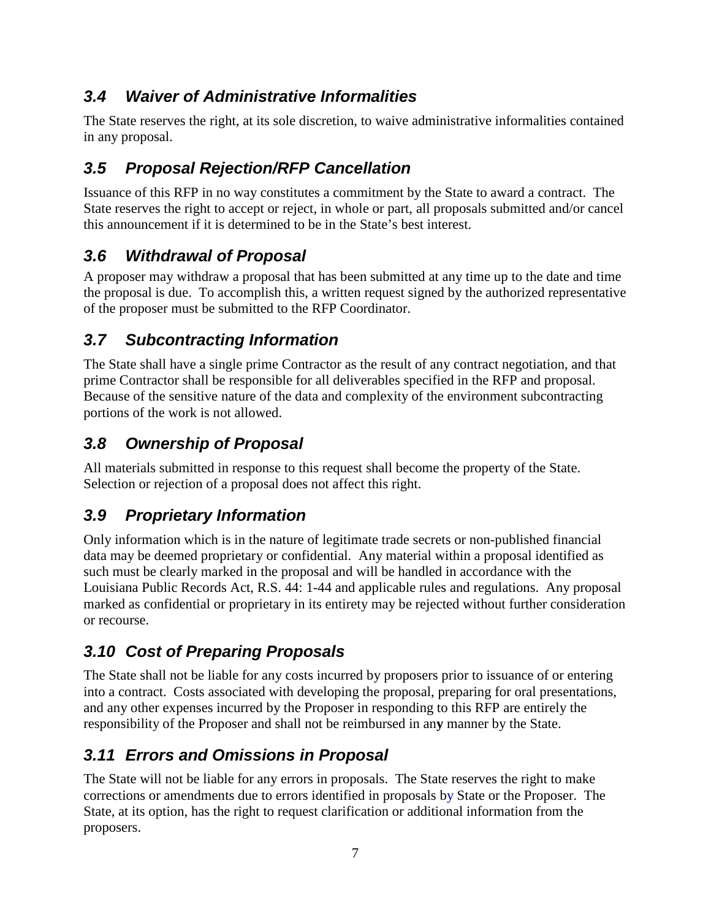### *3.4 Waiver of Administrative Informalities*

The State reserves the right, at its sole discretion, to waive administrative informalities contained in any proposal.

### *3.5 Proposal Rejection/RFP Cancellation*

Issuance of this RFP in no way constitutes a commitment by the State to award a contract. The State reserves the right to accept or reject, in whole or part, all proposals submitted and/or cancel this announcement if it is determined to be in the State's best interest.

### *3.6 Withdrawal of Proposal*

A proposer may withdraw a proposal that has been submitted at any time up to the date and time the proposal is due. To accomplish this, a written request signed by the authorized representative of the proposer must be submitted to the RFP Coordinator.

### *3.7 Subcontracting Information*

The State shall have a single prime Contractor as the result of any contract negotiation, and that prime Contractor shall be responsible for all deliverables specified in the RFP and proposal. Because of the sensitive nature of the data and complexity of the environment subcontracting portions of the work is not allowed.

### *3.8 Ownership of Proposal*

All materials submitted in response to this request shall become the property of the State. Selection or rejection of a proposal does not affect this right.

### *3.9 Proprietary Information*

Only information which is in the nature of legitimate trade secrets or non-published financial data may be deemed proprietary or confidential. Any material within a proposal identified as such must be clearly marked in the proposal and will be handled in accordance with the Louisiana Public Records Act, R.S. 44: 1-44 and applicable rules and regulations. Any proposal marked as confidential or proprietary in its entirety may be rejected without further consideration or recourse.

### *3.10 Cost of Preparing Proposals*

The State shall not be liable for any costs incurred by proposers prior to issuance of or entering into a contract. Costs associated with developing the proposal, preparing for oral presentations, and any other expenses incurred by the Proposer in responding to this RFP are entirely the responsibility of the Proposer and shall not be reimbursed in any manner by the State.

### *3.11 Errors and Omissions in Proposal*

The State will not be liable for any errors in proposals. The State reserves the right to make corrections or amendments due to errors identified in proposals by State or the Proposer. The State, at its option, has the right to request clarification or additional information from the proposers.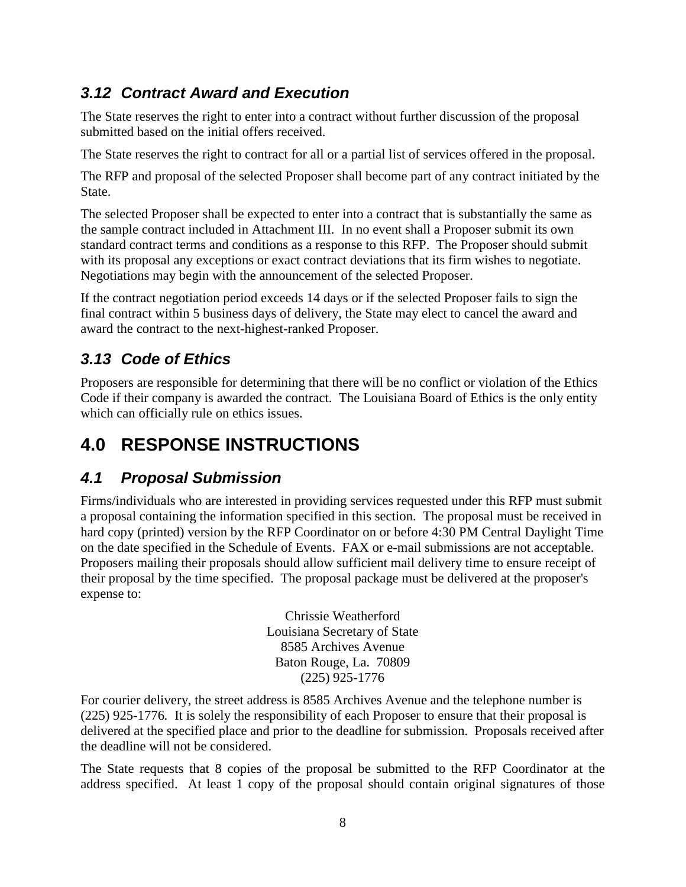### *3.12 Contract Award and Execution*

The State reserves the right to enter into a contract without further discussion of the proposal submitted based on the initial offers received.

The State reserves the right to contract for all or a partial list of services offered in the proposal.

The RFP and proposal of the selected Proposer shall become part of any contract initiated by the State.

The selected Proposer shall be expected to enter into a contract that is substantially the same as the sample contract included in Attachment III. In no event shall a Proposer submit its own standard contract terms and conditions as a response to this RFP. The Proposer should submit with its proposal any exceptions or exact contract deviations that its firm wishes to negotiate. Negotiations may begin with the announcement of the selected Proposer.

If the contract negotiation period exceeds 14 days or if the selected Proposer fails to sign the final contract within 5 business days of delivery, the State may elect to cancel the award and award the contract to the next-highest-ranked Proposer.

### *3.13 Code of Ethics*

Proposers are responsible for determining that there will be no conflict or violation of the Ethics Code if their company is awarded the contract. The Louisiana Board of Ethics is the only entity which can officially rule on ethics issues.

## 4.0 RESPONSE INSTRUCTIONS

### *4.1 Proposal Submission*

Firms/individuals who are interested in providing services requested under this RFP must submit a proposal containing the information specified in this section. The proposal must be received in hard copy (printed) version by the RFP Coordinator on or before 4:30 PM Central Daylight Time on the date specified in the Schedule of Events. FAX or e-mail submissions are not acceptable. Proposers mailing their proposals should allow sufficient mail delivery time to ensure receipt of their proposal by the time specified. The proposal package must be delivered at the proposer's expense to:

Chrissie Weatherford
Louisiana Secretary of State
8585 Archives Avenue
Baton Rouge, La. 70809
(225) 925-1776

For courier delivery, the street address is 8585 Archives Avenue and the telephone number is (225) 925-1776. It is solely the responsibility of each Proposer to ensure that their proposal is delivered at the specified place and prior to the deadline for submission. Proposals received after the deadline will not be considered.

The State requests that 8 copies of the proposal be submitted to the RFP Coordinator at the address specified. At least 1 copy of the proposal should contain original signatures of those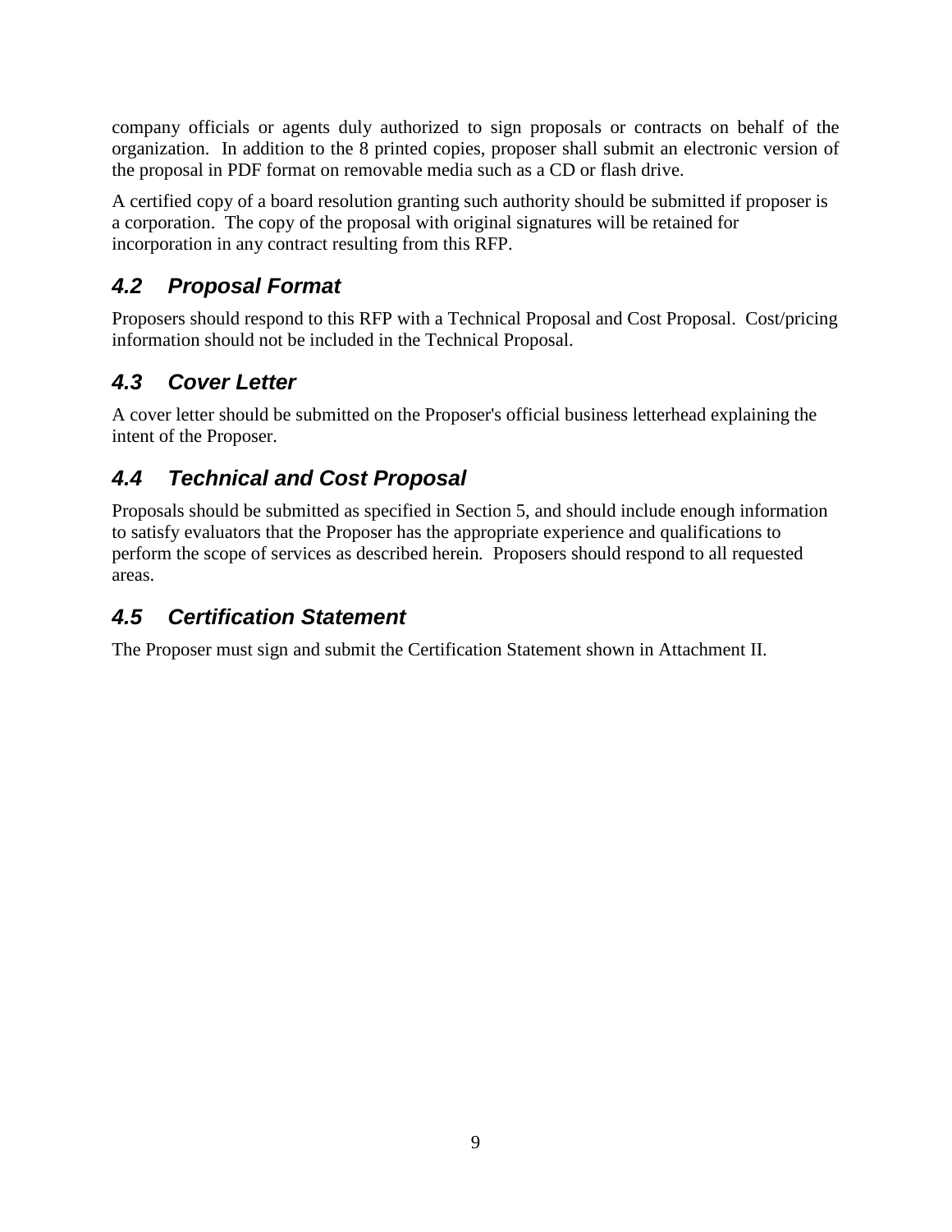company officials or agents duly authorized to sign proposals or contracts on behalf of the organization. In addition to the 8 printed copies, proposer shall submit an electronic version of the proposal in PDF format on removable media such as a CD or flash drive.

A certified copy of a board resolution granting such authority should be submitted if proposer is a corporation. The copy of the proposal with original signatures will be retained for incorporation in any contract resulting from this RFP.

### *4.2 Proposal Format*

Proposers should respond to this RFP with a Technical Proposal and Cost Proposal. Cost/pricing information should not be included in the Technical Proposal.

### *4.3 Cover Letter*

A cover letter should be submitted on the Proposer's official business letterhead explaining the intent of the Proposer.

### *4.4 Technical and Cost Proposal*

Proposals should be submitted as specified in Section 5, and should include enough information to satisfy evaluators that the Proposer has the appropriate experience and qualifications to perform the scope of services as described herein. Proposers should respond to all requested areas.

### *4.5 Certification Statement*

The Proposer must sign and submit the Certification Statement shown in Attachment II.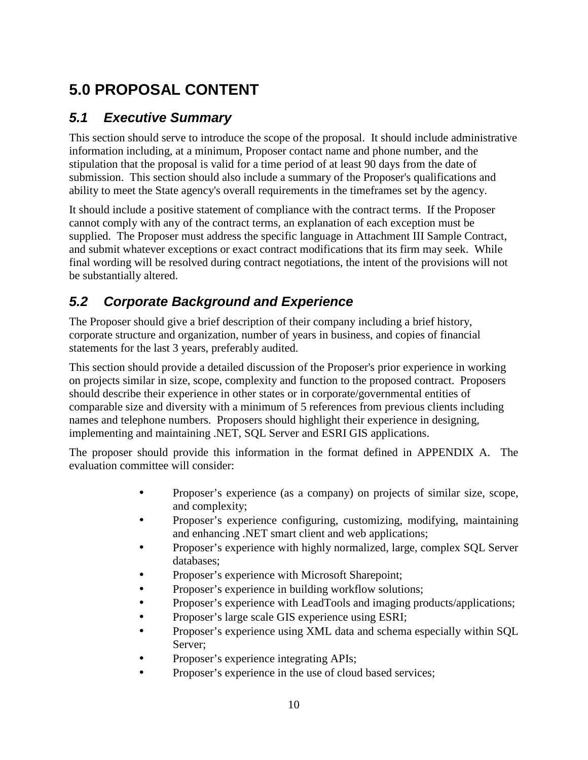# 5.0 PROPOSAL CONTENT

## *5.1 Executive Summary*

This section should serve to introduce the scope of the proposal. It should include administrative information including, at a minimum, Proposer contact name and phone number, and the stipulation that the proposal is valid for a time period of at least 90 days from the date of submission. This section should also include a summary of the Proposer's qualifications and ability to meet the State agency's overall requirements in the timeframes set by the agency.

It should include a positive statement of compliance with the contract terms. If the Proposer cannot comply with any of the contract terms, an explanation of each exception must be supplied. The Proposer must address the specific language in Attachment III Sample Contract, and submit whatever exceptions or exact contract modifications that its firm may seek. While final wording will be resolved during contract negotiations, the intent of the provisions will not be substantially altered.

## *5.2 Corporate Background and Experience*

The Proposer should give a brief description of their company including a brief history, corporate structure and organization, number of years in business, and copies of financial statements for the last 3 years, preferably audited.

This section should provide a detailed discussion of the Proposer's prior experience in working on projects similar in size, scope, complexity and function to the proposed contract. Proposers should describe their experience in other states or in corporate/governmental entities of comparable size and diversity with a minimum of 5 references from previous clients including names and telephone numbers. Proposers should highlight their experience in designing, implementing and maintaining .NET, SQL Server and ESRI GIS applications.

The proposer should provide this information in the format defined in APPENDIX A. The evaluation committee will consider:

- Proposer’s experience (as a company) on projects of similar size, scope, and complexity;
- Proposer’s experience configuring, customizing, modifying, maintaining and enhancing .NET smart client and web applications;
- Proposer’s experience with highly normalized, large, complex SQL Server databases;
- Proposer’s experience with Microsoft Sharepoint;
- Proposer’s experience in building workflow solutions;
- Proposer’s experience with LeadTools and imaging products/applications;
- Proposer’s large scale GIS experience using ESRI;
- Proposer’s experience using XML data and schema especially within SQL Server;
- Proposer’s experience integrating APIs;
- Proposer’s experience in the use of cloud based services;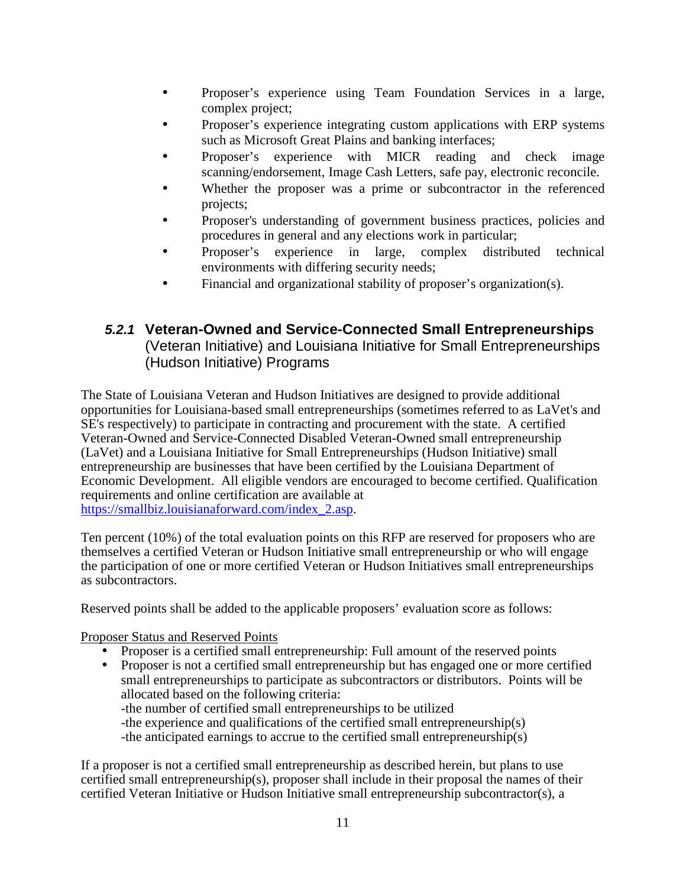- Proposer's experience using Team Foundation Services in a large, complex project;
- Proposer's experience integrating custom applications with ERP systems such as Microsoft Great Plains and banking interfaces;
- Proposer's experience with MICR reading and check image scanning/endorsement, Image Cash Letters, safe pay, electronic reconcile.
- Whether the proposer was a prime or subcontractor in the referenced projects;
- Proposer's understanding of government business practices, policies and procedures in general and any elections work in particular;
- Proposer's experience in large, complex distributed technical environments with differing security needs;
- Financial and organizational stability of proposer's organization(s).

### *5.2.1* **Veteran-Owned and Service-Connected Small Entrepreneurships** (Veteran Initiative) and Louisiana Initiative for Small Entrepreneurships (Hudson Initiative) Programs

The State of Louisiana Veteran and Hudson Initiatives are designed to provide additional opportunities for Louisiana-based small entrepreneurships (sometimes referred to as LaVet's and SE's respectively) to participate in contracting and procurement with the state. A certified Veteran-Owned and Service-Connected Disabled Veteran-Owned small entrepreneurship (LaVet) and a Louisiana Initiative for Small Entrepreneurships (Hudson Initiative) small entrepreneurship are businesses that have been certified by the Louisiana Department of Economic Development. All eligible vendors are encouraged to become certified. Qualification requirements and online certification are available at [https://smallbiz.louisianaforward.com/index_2.asp](https://smallbiz.louisianaforward.com/index_2.asp).

Ten percent (10%) of the total evaluation points on this RFP are reserved for proposers who are themselves a certified Veteran or Hudson Initiative small entrepreneurship or who will engage the participation of one or more certified Veteran or Hudson Initiatives small entrepreneurships as subcontractors.

Reserved points shall be added to the applicable proposers' evaluation score as follows:

<u>Proposer Status and Reserved Points</u>

- Proposer is a certified small entrepreneurship: Full amount of the reserved points
- Proposer is not a certified small entrepreneurship but has engaged one or more certified small entrepreneurships to participate as subcontractors or distributors. Points will be allocated based on the following criteria:
  -the number of certified small entrepreneurships to be utilized
  -the experience and qualifications of the certified small entrepreneurship(s)
  -the anticipated earnings to accrue to the certified small entrepreneurship(s)

If a proposer is not a certified small entrepreneurship as described herein, but plans to use certified small entrepreneurship(s), proposer shall include in their proposal the names of their certified Veteran Initiative or Hudson Initiative small entrepreneurship subcontractor(s), a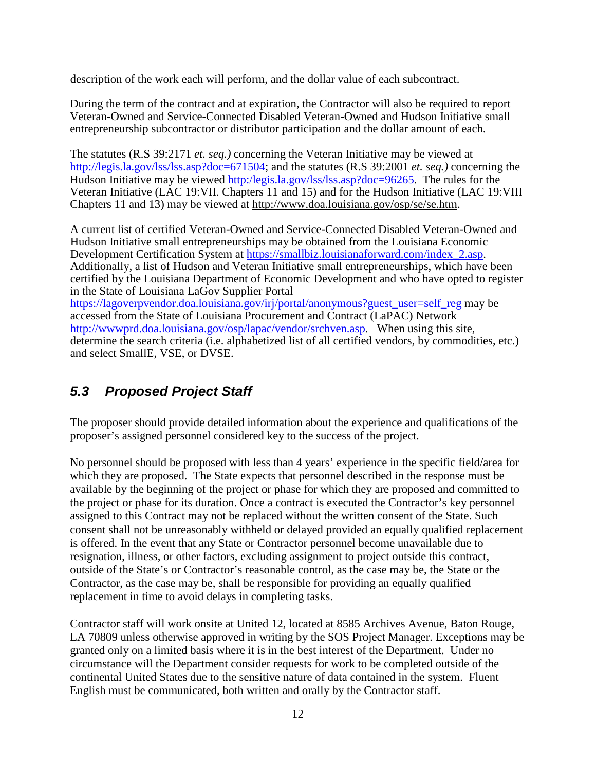description of the work each will perform, and the dollar value of each subcontract.

During the term of the contract and at expiration, the Contractor will also be required to report Veteran-Owned and Service-Connected Disabled Veteran-Owned and Hudson Initiative small entrepreneurship subcontractor or distributor participation and the dollar amount of each.

The statutes (R.S 39:2171 *et. seq.)* concerning the Veteran Initiative may be viewed at http://legis.la.gov/lss/lss.asp?doc=671504; and the statutes (R.S 39:2001 *et. seq.)* concerning the Hudson Initiative may be viewed http:/legis.la.gov/lss/lss.asp?doc=96265. The rules for the Veteran Initiative (LAC 19:VII. Chapters 11 and 15) and for the Hudson Initiative (LAC 19:VIII Chapters 11 and 13) may be viewed at http://www.doa.louisiana.gov/osp/se/se.htm.

A current list of certified Veteran-Owned and Service-Connected Disabled Veteran-Owned and Hudson Initiative small entrepreneurships may be obtained from the Louisiana Economic Development Certification System at https://smallbiz.louisianaforward.com/index_2.asp. Additionally, a list of Hudson and Veteran Initiative small entrepreneurships, which have been certified by the Louisiana Department of Economic Development and who have opted to register in the State of Louisiana LaGov Supplier Portal https://lagoverpvendor.doa.louisiana.gov/irj/portal/anonymous?guest_user=self_reg may be accessed from the State of Louisiana Procurement and Contract (LaPAC) Network http://wwwprd.doa.louisiana.gov/osp/lapac/vendor/srchven.asp. When using this site, determine the search criteria (i.e. alphabetized list of all certified vendors, by commodities, etc.) and select SmallE, VSE, or DVSE.

## *5.3 Proposed Project Staff*

The proposer should provide detailed information about the experience and qualifications of the proposer's assigned personnel considered key to the success of the project.

No personnel should be proposed with less than 4 years' experience in the specific field/area for which they are proposed. The State expects that personnel described in the response must be available by the beginning of the project or phase for which they are proposed and committed to the project or phase for its duration. Once a contract is executed the Contractor's key personnel assigned to this Contract may not be replaced without the written consent of the State. Such consent shall not be unreasonably withheld or delayed provided an equally qualified replacement is offered. In the event that any State or Contractor personnel become unavailable due to resignation, illness, or other factors, excluding assignment to project outside this contract, outside of the State's or Contractor's reasonable control, as the case may be, the State or the Contractor, as the case may be, shall be responsible for providing an equally qualified replacement in time to avoid delays in completing tasks.

Contractor staff will work onsite at United 12, located at 8585 Archives Avenue, Baton Rouge, LA 70809 unless otherwise approved in writing by the SOS Project Manager. Exceptions may be granted only on a limited basis where it is in the best interest of the Department. Under no circumstance will the Department consider requests for work to be completed outside of the continental United States due to the sensitive nature of data contained in the system. Fluent English must be communicated, both written and orally by the Contractor staff.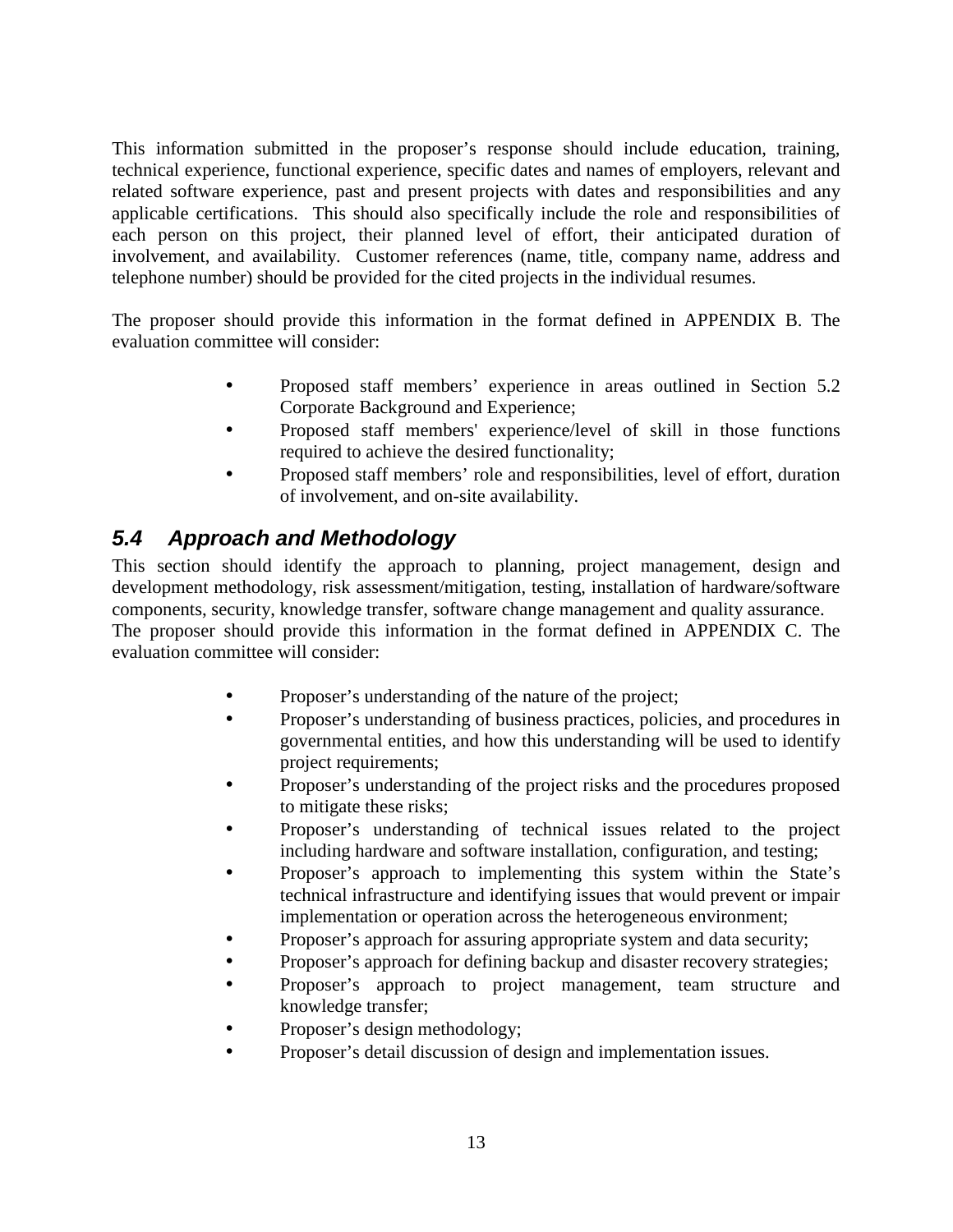This information submitted in the proposer's response should include education, training, technical experience, functional experience, specific dates and names of employers, relevant and related software experience, past and present projects with dates and responsibilities and any applicable certifications. This should also specifically include the role and responsibilities of each person on this project, their planned level of effort, their anticipated duration of involvement, and availability. Customer references (name, title, company name, address and telephone number) should be provided for the cited projects in the individual resumes.

The proposer should provide this information in the format defined in APPENDIX B. The evaluation committee will consider:

- Proposed staff members' experience in areas outlined in Section 5.2 Corporate Background and Experience;
- Proposed staff members' experience/level of skill in those functions required to achieve the desired functionality;
- Proposed staff members' role and responsibilities, level of effort, duration of involvement, and on-site availability.

## *5.4 Approach and Methodology*

This section should identify the approach to planning, project management, design and development methodology, risk assessment/mitigation, testing, installation of hardware/software components, security, knowledge transfer, software change management and quality assurance. The proposer should provide this information in the format defined in APPENDIX C. The evaluation committee will consider:

- Proposer's understanding of the nature of the project;
- Proposer's understanding of business practices, policies, and procedures in governmental entities, and how this understanding will be used to identify project requirements;
- Proposer's understanding of the project risks and the procedures proposed to mitigate these risks;
- Proposer's understanding of technical issues related to the project including hardware and software installation, configuration, and testing;
- Proposer's approach to implementing this system within the State's technical infrastructure and identifying issues that would prevent or impair implementation or operation across the heterogeneous environment;
- Proposer's approach for assuring appropriate system and data security;
- Proposer's approach for defining backup and disaster recovery strategies;
- Proposer's approach to project management, team structure and knowledge transfer;
- Proposer's design methodology;
- Proposer's detail discussion of design and implementation issues.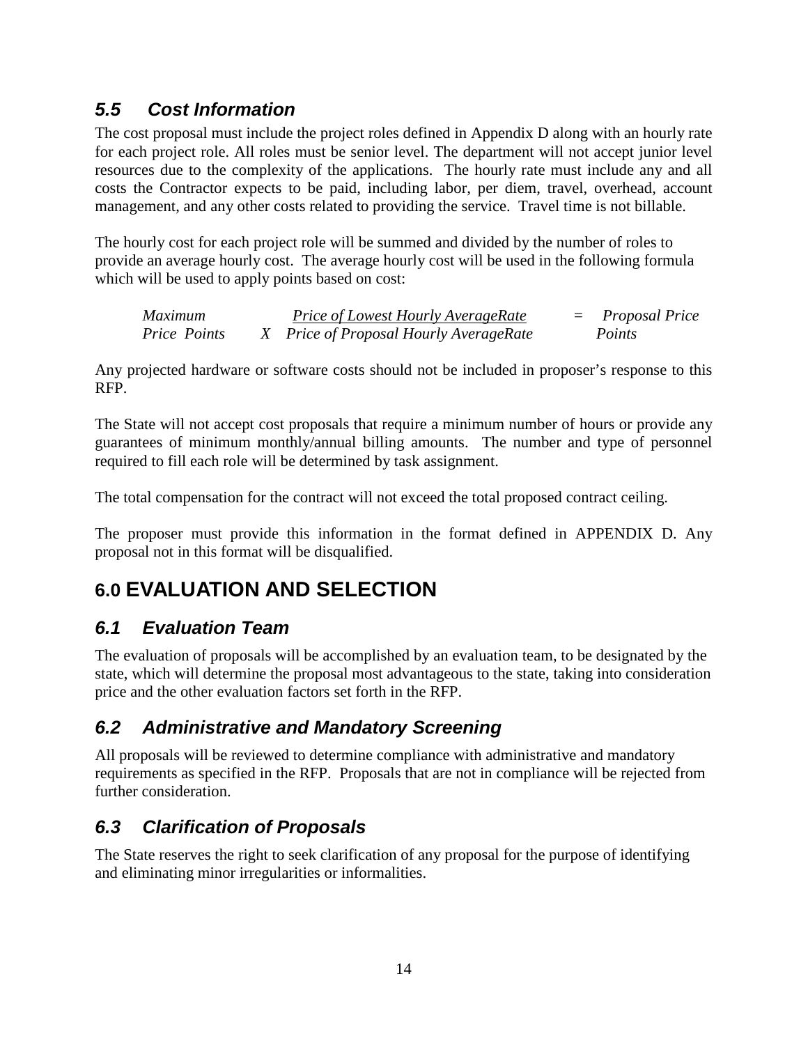### 5.5 Cost Information

The cost proposal must include the project roles defined in Appendix D along with an hourly rate for each project role. All roles must be senior level. The department will not accept junior level resources due to the complexity of the applications. The hourly rate must include any and all costs the Contractor expects to be paid, including labor, per diem, travel, overhead, account management, and any other costs related to providing the service. Travel time is not billable.

The hourly cost for each project role will be summed and divided by the number of roles to provide an average hourly cost. The average hourly cost will be used in the following formula which will be used to apply points based on cost:

$$\text{Maximum Price Points} \times \frac{\text{Price of Lowest Hourly AverageRate}}{\text{Price of Proposal Hourly AverageRate}} = \text{Proposal Price Points}$$

Any projected hardware or software costs should not be included in proposer's response to this RFP.

The State will not accept cost proposals that require a minimum number of hours or provide any guarantees of minimum monthly/annual billing amounts. The number and type of personnel required to fill each role will be determined by task assignment.

The total compensation for the contract will not exceed the total proposed contract ceiling.

The proposer must provide this information in the format defined in APPENDIX D. Any proposal not in this format will be disqualified.

## 6.0 EVALUATION AND SELECTION

### 6.1 Evaluation Team

The evaluation of proposals will be accomplished by an evaluation team, to be designated by the state, which will determine the proposal most advantageous to the state, taking into consideration price and the other evaluation factors set forth in the RFP.

### 6.2 Administrative and Mandatory Screening

All proposals will be reviewed to determine compliance with administrative and mandatory requirements as specified in the RFP. Proposals that are not in compliance will be rejected from further consideration.

### 6.3 Clarification of Proposals

The State reserves the right to seek clarification of any proposal for the purpose of identifying and eliminating minor irregularities or informalities.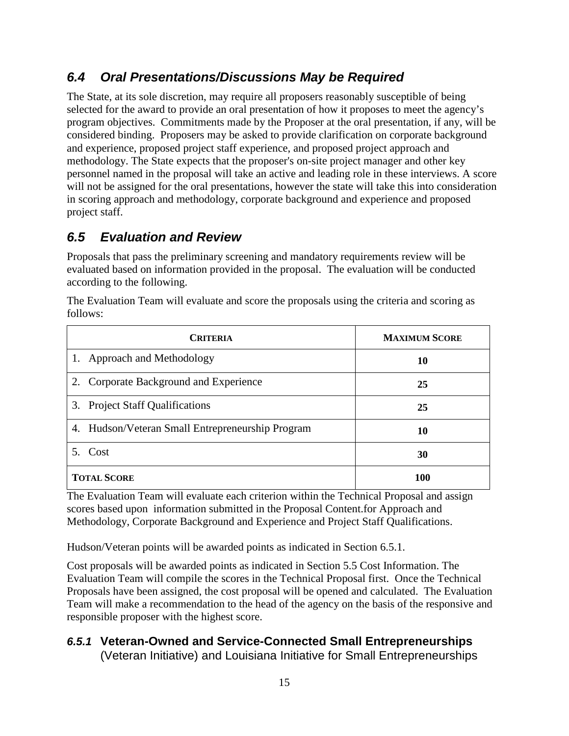## *6.4 Oral Presentations/Discussions May be Required*

The State, at its sole discretion, may require all proposers reasonably susceptible of being selected for the award to provide an oral presentation of how it proposes to meet the agency's program objectives. Commitments made by the Proposer at the oral presentation, if any, will be considered binding. Proposers may be asked to provide clarification on corporate background and experience, proposed project staff experience, and proposed project approach and methodology. The State expects that the proposer's on-site project manager and other key personnel named in the proposal will take an active and leading role in these interviews. A score will not be assigned for the oral presentations, however the state will take this into consideration in scoring approach and methodology, corporate background and experience and proposed project staff.

## *6.5 Evaluation and Review*

Proposals that pass the preliminary screening and mandatory requirements review will be evaluated based on information provided in the proposal. The evaluation will be conducted according to the following.

The Evaluation Team will evaluate and score the proposals using the criteria and scoring as follows:

| **CRITERIA** | **MAXIMUM SCORE** |
|---|---|
| 1. Approach and Methodology | **10** |
| 2. Corporate Background and Experience | **25** |
| 3. Project Staff Qualifications | **25** |
| 4. Hudson/Veteran Small Entrepreneurship Program | **10** |
| 5. Cost | **30** |
| **TOTAL SCORE** | **100** |

The Evaluation Team will evaluate each criterion within the Technical Proposal and assign scores based upon information submitted in the Proposal Content.for Approach and Methodology, Corporate Background and Experience and Project Staff Qualifications.

Hudson/Veteran points will be awarded points as indicated in Section 6.5.1.

Cost proposals will be awarded points as indicated in Section 5.5 Cost Information. The Evaluation Team will compile the scores in the Technical Proposal first. Once the Technical Proposals have been assigned, the cost proposal will be opened and calculated. The Evaluation Team will make a recommendation to the head of the agency on the basis of the responsive and responsible proposer with the highest score.

### *6.5.1* **Veteran-Owned and Service-Connected Small Entrepreneurships** (Veteran Initiative) and Louisiana Initiative for Small Entrepreneurships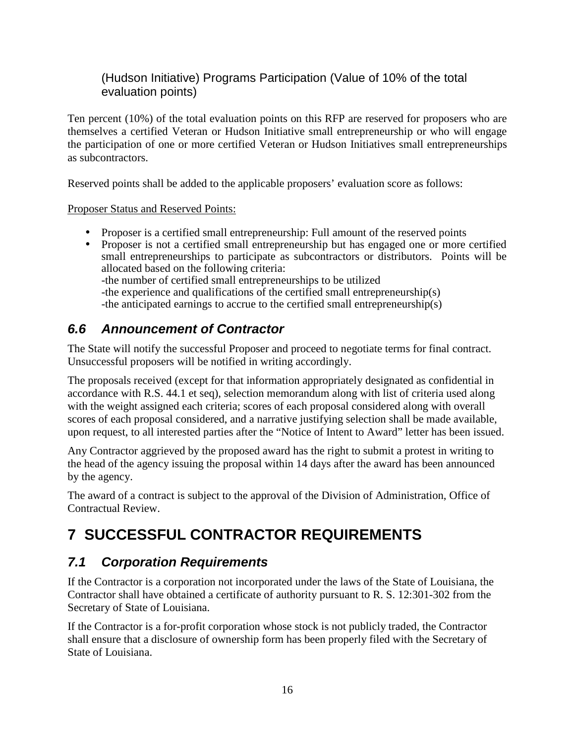(Hudson Initiative) Programs Participation (Value of 10% of the total evaluation points)

Ten percent (10%) of the total evaluation points on this RFP are reserved for proposers who are themselves a certified Veteran or Hudson Initiative small entrepreneurship or who will engage the participation of one or more certified Veteran or Hudson Initiatives small entrepreneurships as subcontractors.

Reserved points shall be added to the applicable proposers' evaluation score as follows:

Proposer Status and Reserved Points:

- Proposer is a certified small entrepreneurship: Full amount of the reserved points
- Proposer is not a certified small entrepreneurship but has engaged one or more certified small entrepreneurships to participate as subcontractors or distributors. Points will be allocated based on the following criteria:
  -the number of certified small entrepreneurships to be utilized
  -the experience and qualifications of the certified small entrepreneurship(s)
  -the anticipated earnings to accrue to the certified small entrepreneurship(s)

## *6.6 Announcement of Contractor*

The State will notify the successful Proposer and proceed to negotiate terms for final contract. Unsuccessful proposers will be notified in writing accordingly.

The proposals received (except for that information appropriately designated as confidential in accordance with R.S. 44.1 et seq), selection memorandum along with list of criteria used along with the weight assigned each criteria; scores of each proposal considered along with overall scores of each proposal considered, and a narrative justifying selection shall be made available, upon request, to all interested parties after the "Notice of Intent to Award" letter has been issued.

Any Contractor aggrieved by the proposed award has the right to submit a protest in writing to the head of the agency issuing the proposal within 14 days after the award has been announced by the agency.

The award of a contract is subject to the approval of the Division of Administration, Office of Contractual Review.

# 7 SUCCESSFUL CONTRACTOR REQUIREMENTS

## *7.1 Corporation Requirements*

If the Contractor is a corporation not incorporated under the laws of the State of Louisiana, the Contractor shall have obtained a certificate of authority pursuant to R. S. 12:301-302 from the Secretary of State of Louisiana.

If the Contractor is a for-profit corporation whose stock is not publicly traded, the Contractor shall ensure that a disclosure of ownership form has been properly filed with the Secretary of State of Louisiana.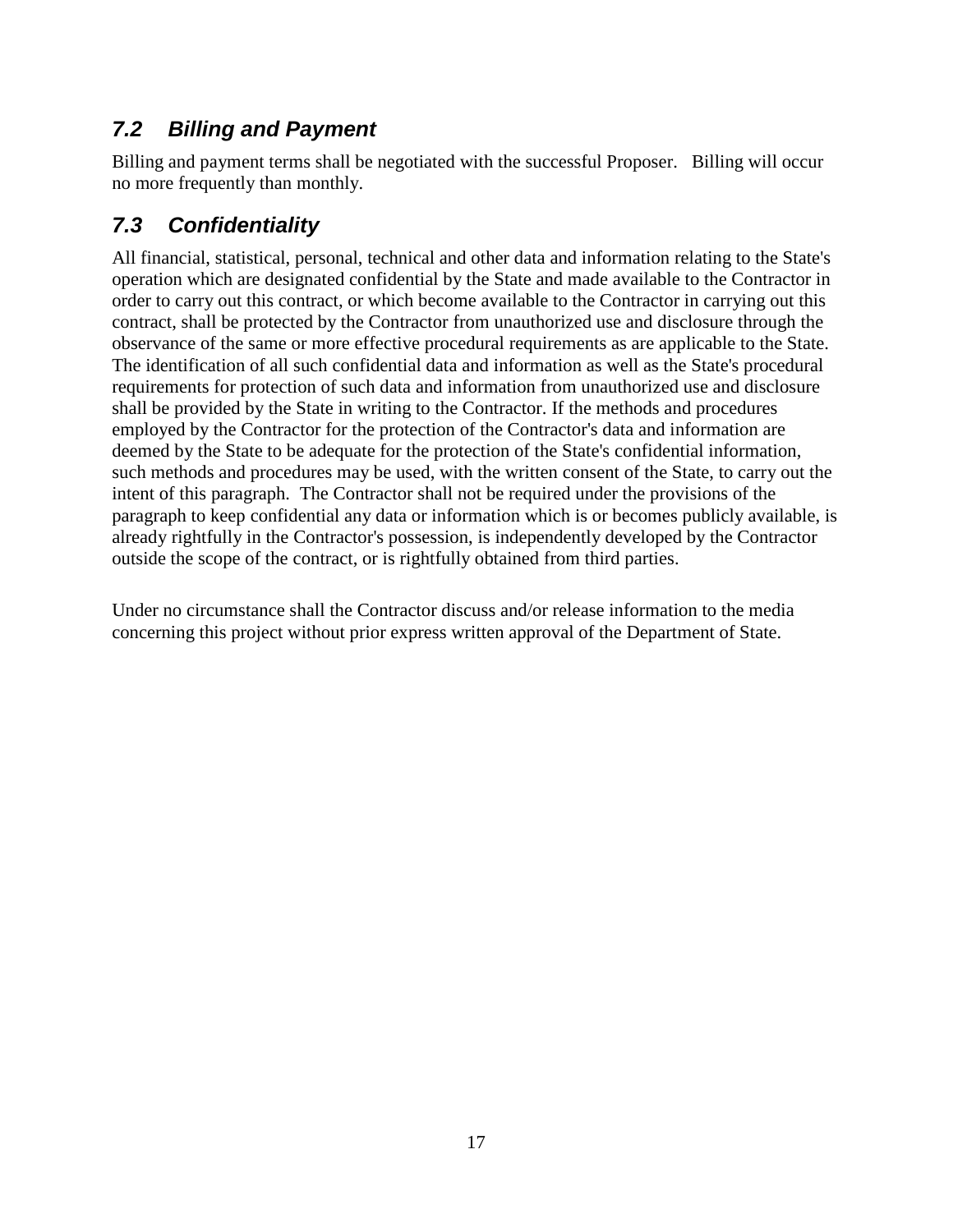## *7.2 Billing and Payment*

Billing and payment terms shall be negotiated with the successful Proposer. Billing will occur no more frequently than monthly.

## *7.3 Confidentiality*

All financial, statistical, personal, technical and other data and information relating to the State's operation which are designated confidential by the State and made available to the Contractor in order to carry out this contract, or which become available to the Contractor in carrying out this contract, shall be protected by the Contractor from unauthorized use and disclosure through the observance of the same or more effective procedural requirements as are applicable to the State. The identification of all such confidential data and information as well as the State's procedural requirements for protection of such data and information from unauthorized use and disclosure shall be provided by the State in writing to the Contractor. If the methods and procedures employed by the Contractor for the protection of the Contractor's data and information are deemed by the State to be adequate for the protection of the State's confidential information, such methods and procedures may be used, with the written consent of the State, to carry out the intent of this paragraph. The Contractor shall not be required under the provisions of the paragraph to keep confidential any data or information which is or becomes publicly available, is already rightfully in the Contractor's possession, is independently developed by the Contractor outside the scope of the contract, or is rightfully obtained from third parties.

Under no circumstance shall the Contractor discuss and/or release information to the media concerning this project without prior express written approval of the Department of State.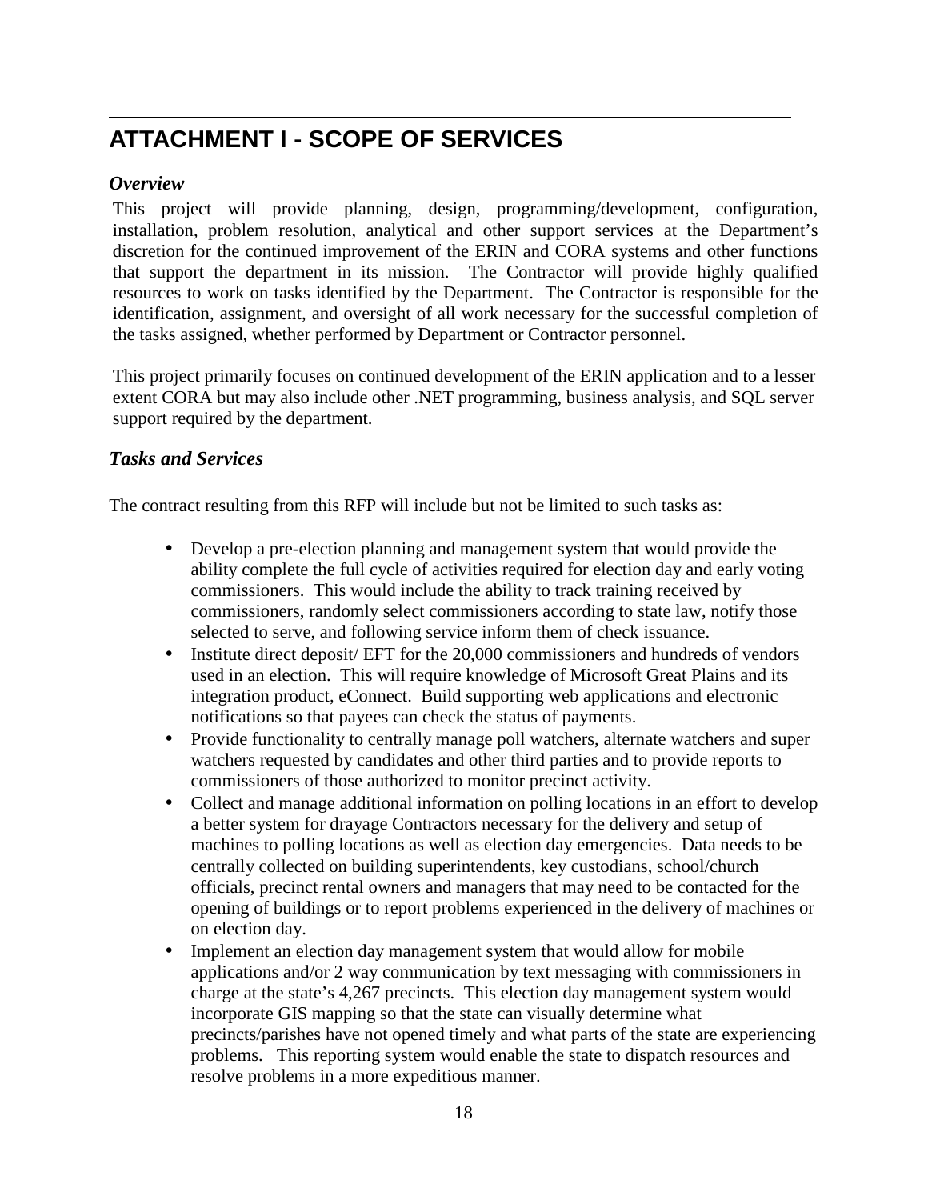# ATTACHMENT I - SCOPE OF SERVICES

### *Overview*

This project will provide planning, design, programming/development, configuration, installation, problem resolution, analytical and other support services at the Department's discretion for the continued improvement of the ERIN and CORA systems and other functions that support the department in its mission. The Contractor will provide highly qualified resources to work on tasks identified by the Department. The Contractor is responsible for the identification, assignment, and oversight of all work necessary for the successful completion of the tasks assigned, whether performed by Department or Contractor personnel.

This project primarily focuses on continued development of the ERIN application and to a lesser extent CORA but may also include other .NET programming, business analysis, and SQL server support required by the department.

### *Tasks and Services*

The contract resulting from this RFP will include but not be limited to such tasks as:

- Develop a pre-election planning and management system that would provide the ability complete the full cycle of activities required for election day and early voting commissioners. This would include the ability to track training received by commissioners, randomly select commissioners according to state law, notify those selected to serve, and following service inform them of check issuance.
- Institute direct deposit/ EFT for the 20,000 commissioners and hundreds of vendors used in an election. This will require knowledge of Microsoft Great Plains and its integration product, eConnect. Build supporting web applications and electronic notifications so that payees can check the status of payments.
- Provide functionality to centrally manage poll watchers, alternate watchers and super watchers requested by candidates and other third parties and to provide reports to commissioners of those authorized to monitor precinct activity.
- Collect and manage additional information on polling locations in an effort to develop a better system for drayage Contractors necessary for the delivery and setup of machines to polling locations as well as election day emergencies. Data needs to be centrally collected on building superintendents, key custodians, school/church officials, precinct rental owners and managers that may need to be contacted for the opening of buildings or to report problems experienced in the delivery of machines or on election day.
- Implement an election day management system that would allow for mobile applications and/or 2 way communication by text messaging with commissioners in charge at the state's 4,267 precincts. This election day management system would incorporate GIS mapping so that the state can visually determine what precincts/parishes have not opened timely and what parts of the state are experiencing problems. This reporting system would enable the state to dispatch resources and resolve problems in a more expeditious manner.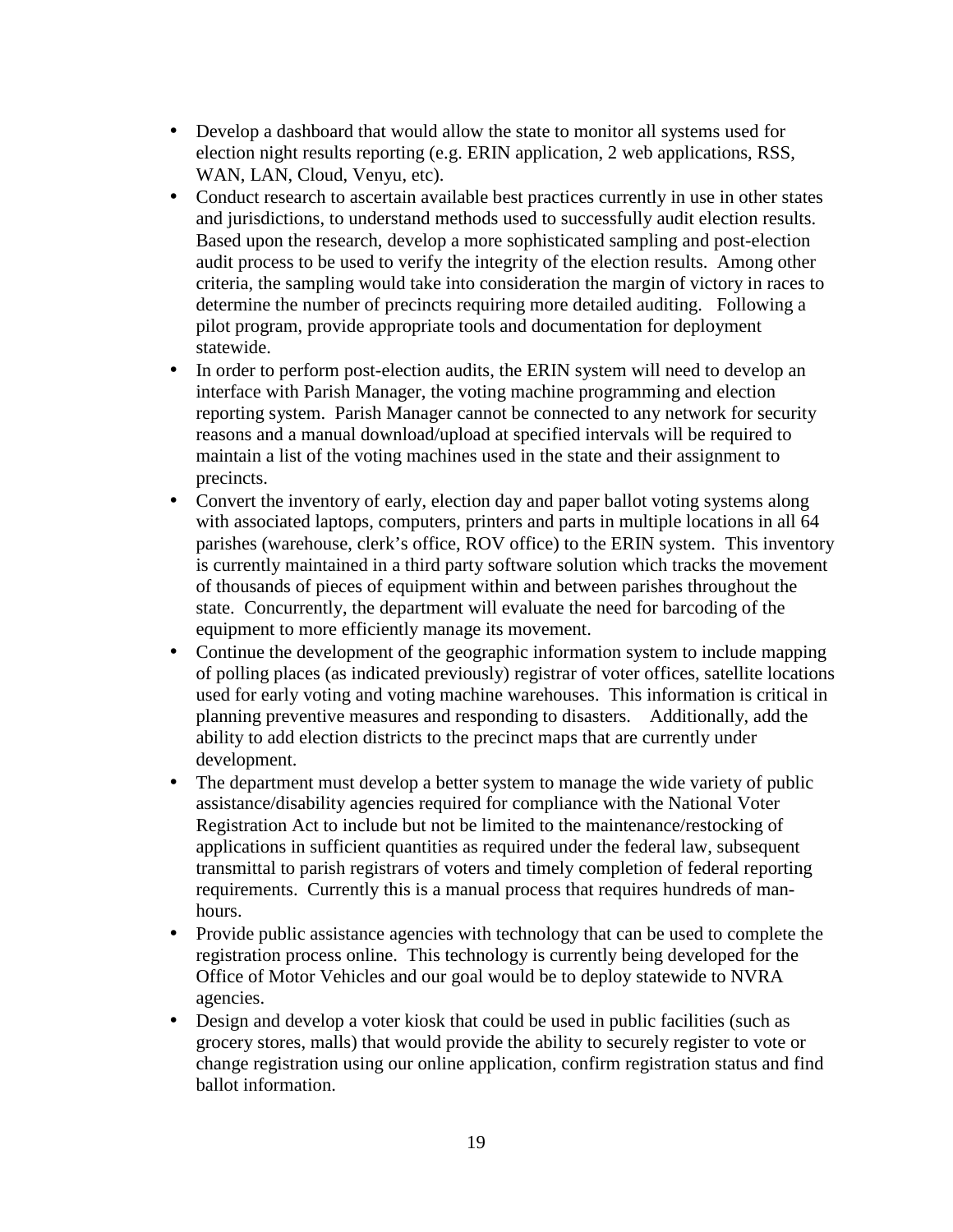- Develop a dashboard that would allow the state to monitor all systems used for election night results reporting (e.g. ERIN application, 2 web applications, RSS, WAN, LAN, Cloud, Venyu, etc).
- Conduct research to ascertain available best practices currently in use in other states and jurisdictions, to understand methods used to successfully audit election results. Based upon the research, develop a more sophisticated sampling and post-election audit process to be used to verify the integrity of the election results. Among other criteria, the sampling would take into consideration the margin of victory in races to determine the number of precincts requiring more detailed auditing. Following a pilot program, provide appropriate tools and documentation for deployment statewide.
- In order to perform post-election audits, the ERIN system will need to develop an interface with Parish Manager, the voting machine programming and election reporting system. Parish Manager cannot be connected to any network for security reasons and a manual download/upload at specified intervals will be required to maintain a list of the voting machines used in the state and their assignment to precincts.
- Convert the inventory of early, election day and paper ballot voting systems along with associated laptops, computers, printers and parts in multiple locations in all 64 parishes (warehouse, clerk's office, ROV office) to the ERIN system. This inventory is currently maintained in a third party software solution which tracks the movement of thousands of pieces of equipment within and between parishes throughout the state. Concurrently, the department will evaluate the need for barcoding of the equipment to more efficiently manage its movement.
- Continue the development of the geographic information system to include mapping of polling places (as indicated previously) registrar of voter offices, satellite locations used for early voting and voting machine warehouses. This information is critical in planning preventive measures and responding to disasters. Additionally, add the ability to add election districts to the precinct maps that are currently under development.
- The department must develop a better system to manage the wide variety of public assistance/disability agencies required for compliance with the National Voter Registration Act to include but not be limited to the maintenance/restocking of applications in sufficient quantities as required under the federal law, subsequent transmittal to parish registrars of voters and timely completion of federal reporting requirements. Currently this is a manual process that requires hundreds of man-hours.
- Provide public assistance agencies with technology that can be used to complete the registration process online. This technology is currently being developed for the Office of Motor Vehicles and our goal would be to deploy statewide to NVRA agencies.
- Design and develop a voter kiosk that could be used in public facilities (such as grocery stores, malls) that would provide the ability to securely register to vote or change registration using our online application, confirm registration status and find ballot information.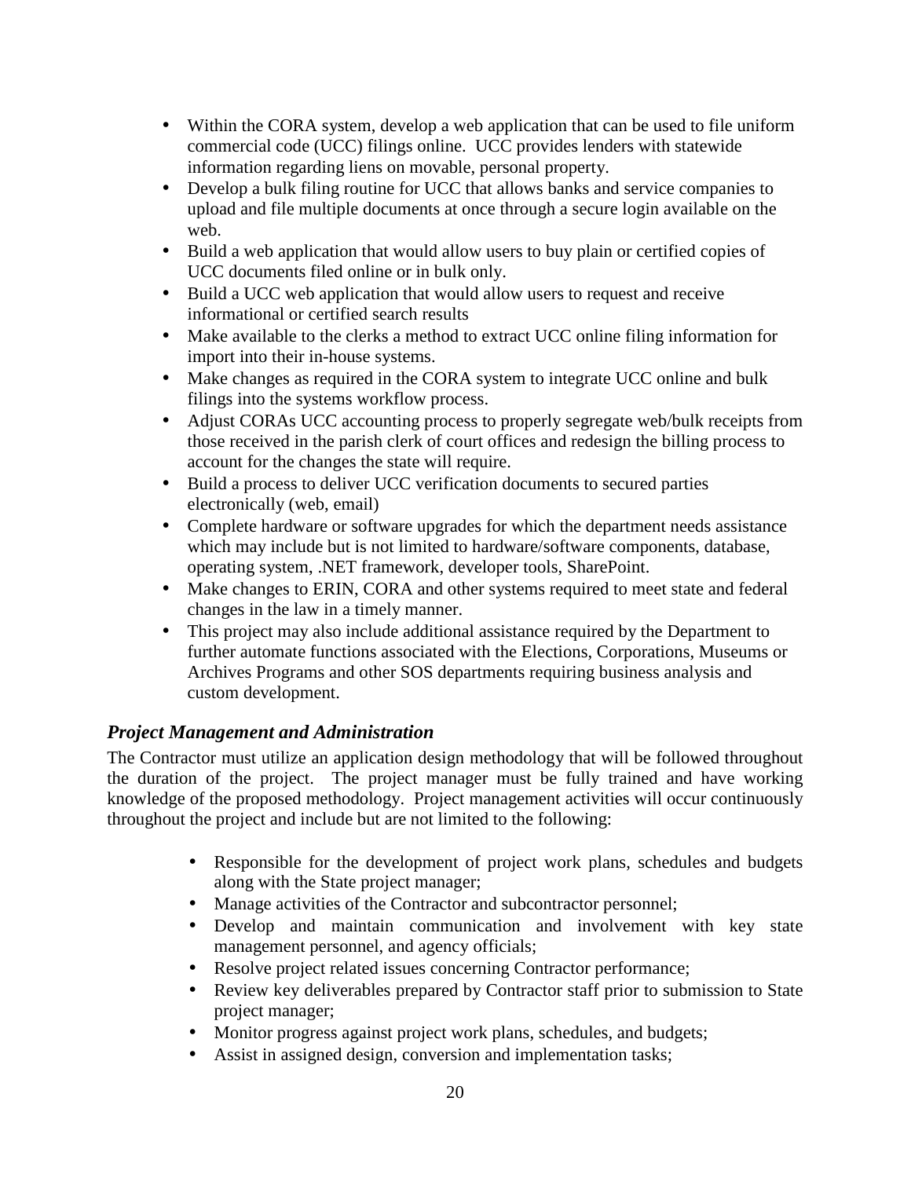- Within the CORA system, develop a web application that can be used to file uniform commercial code (UCC) filings online. UCC provides lenders with statewide information regarding liens on movable, personal property.
- Develop a bulk filing routine for UCC that allows banks and service companies to upload and file multiple documents at once through a secure login available on the web.
- Build a web application that would allow users to buy plain or certified copies of UCC documents filed online or in bulk only.
- Build a UCC web application that would allow users to request and receive informational or certified search results
- Make available to the clerks a method to extract UCC online filing information for import into their in-house systems.
- Make changes as required in the CORA system to integrate UCC online and bulk filings into the systems workflow process.
- Adjust CORAs UCC accounting process to properly segregate web/bulk receipts from those received in the parish clerk of court offices and redesign the billing process to account for the changes the state will require.
- Build a process to deliver UCC verification documents to secured parties electronically (web, email)
- Complete hardware or software upgrades for which the department needs assistance which may include but is not limited to hardware/software components, database, operating system, .NET framework, developer tools, SharePoint.
- Make changes to ERIN, CORA and other systems required to meet state and federal changes in the law in a timely manner.
- This project may also include additional assistance required by the Department to further automate functions associated with the Elections, Corporations, Museums or Archives Programs and other SOS departments requiring business analysis and custom development.

### *Project Management and Administration*

The Contractor must utilize an application design methodology that will be followed throughout the duration of the project. The project manager must be fully trained and have working knowledge of the proposed methodology. Project management activities will occur continuously throughout the project and include but are not limited to the following:

- Responsible for the development of project work plans, schedules and budgets along with the State project manager;
- Manage activities of the Contractor and subcontractor personnel;
- Develop and maintain communication and involvement with key state management personnel, and agency officials;
- Resolve project related issues concerning Contractor performance;
- Review key deliverables prepared by Contractor staff prior to submission to State project manager;
- Monitor progress against project work plans, schedules, and budgets;
- Assist in assigned design, conversion and implementation tasks;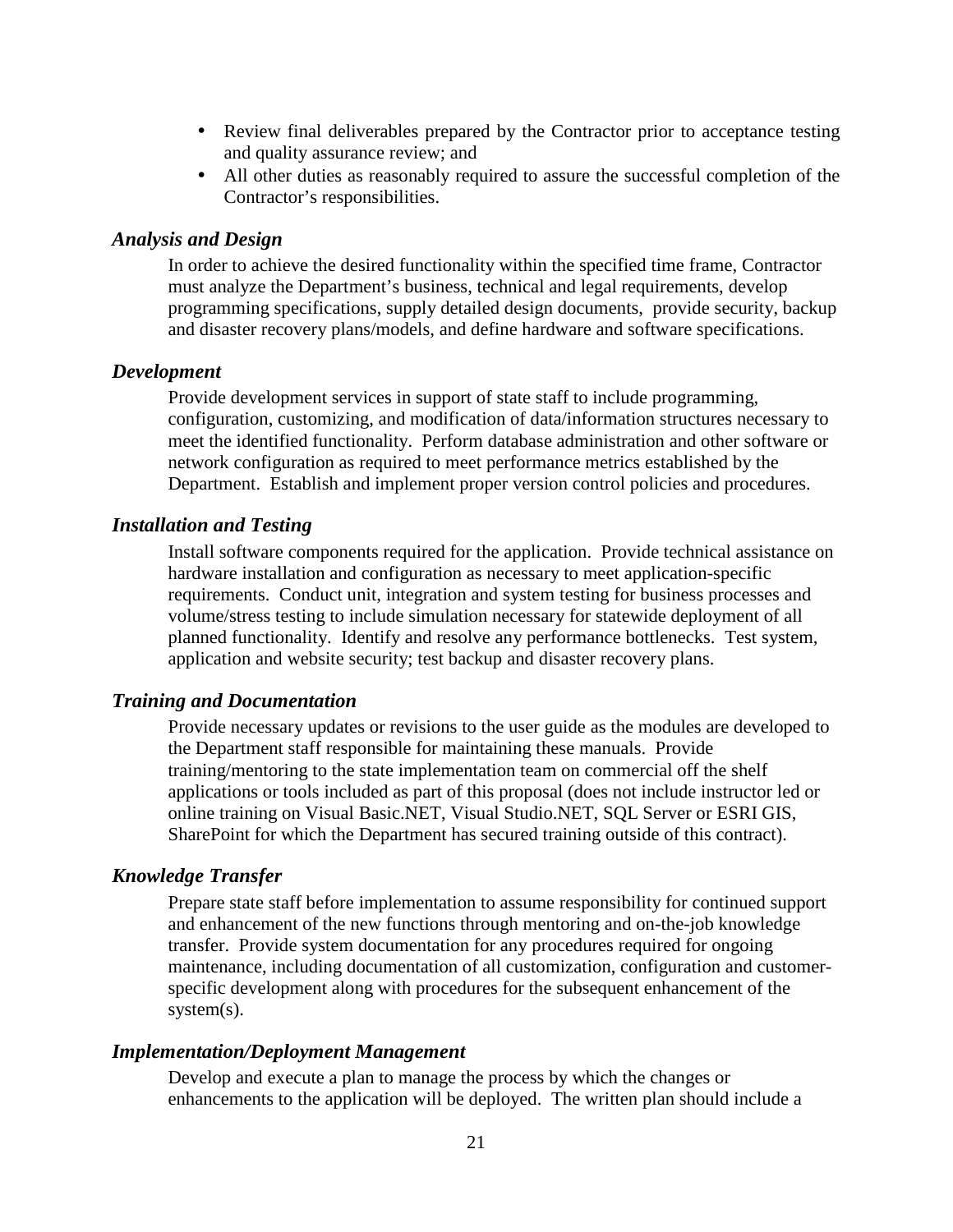- Review final deliverables prepared by the Contractor prior to acceptance testing and quality assurance review; and
- All other duties as reasonably required to assure the successful completion of the Contractor's responsibilities.

### *Analysis and Design*

In order to achieve the desired functionality within the specified time frame, Contractor must analyze the Department's business, technical and legal requirements, develop programming specifications, supply detailed design documents, provide security, backup and disaster recovery plans/models, and define hardware and software specifications.

### *Development*

Provide development services in support of state staff to include programming, configuration, customizing, and modification of data/information structures necessary to meet the identified functionality. Perform database administration and other software or network configuration as required to meet performance metrics established by the Department. Establish and implement proper version control policies and procedures.

### *Installation and Testing*

Install software components required for the application. Provide technical assistance on hardware installation and configuration as necessary to meet application-specific requirements. Conduct unit, integration and system testing for business processes and volume/stress testing to include simulation necessary for statewide deployment of all planned functionality. Identify and resolve any performance bottlenecks. Test system, application and website security; test backup and disaster recovery plans.

### *Training and Documentation*

Provide necessary updates or revisions to the user guide as the modules are developed to the Department staff responsible for maintaining these manuals. Provide training/mentoring to the state implementation team on commercial off the shelf applications or tools included as part of this proposal (does not include instructor led or online training on Visual Basic.NET, Visual Studio.NET, SQL Server or ESRI GIS, SharePoint for which the Department has secured training outside of this contract).

### *Knowledge Transfer*

Prepare state staff before implementation to assume responsibility for continued support and enhancement of the new functions through mentoring and on-the-job knowledge transfer. Provide system documentation for any procedures required for ongoing maintenance, including documentation of all customization, configuration and customer-specific development along with procedures for the subsequent enhancement of the system(s).

### *Implementation/Deployment Management*

Develop and execute a plan to manage the process by which the changes or enhancements to the application will be deployed. The written plan should include a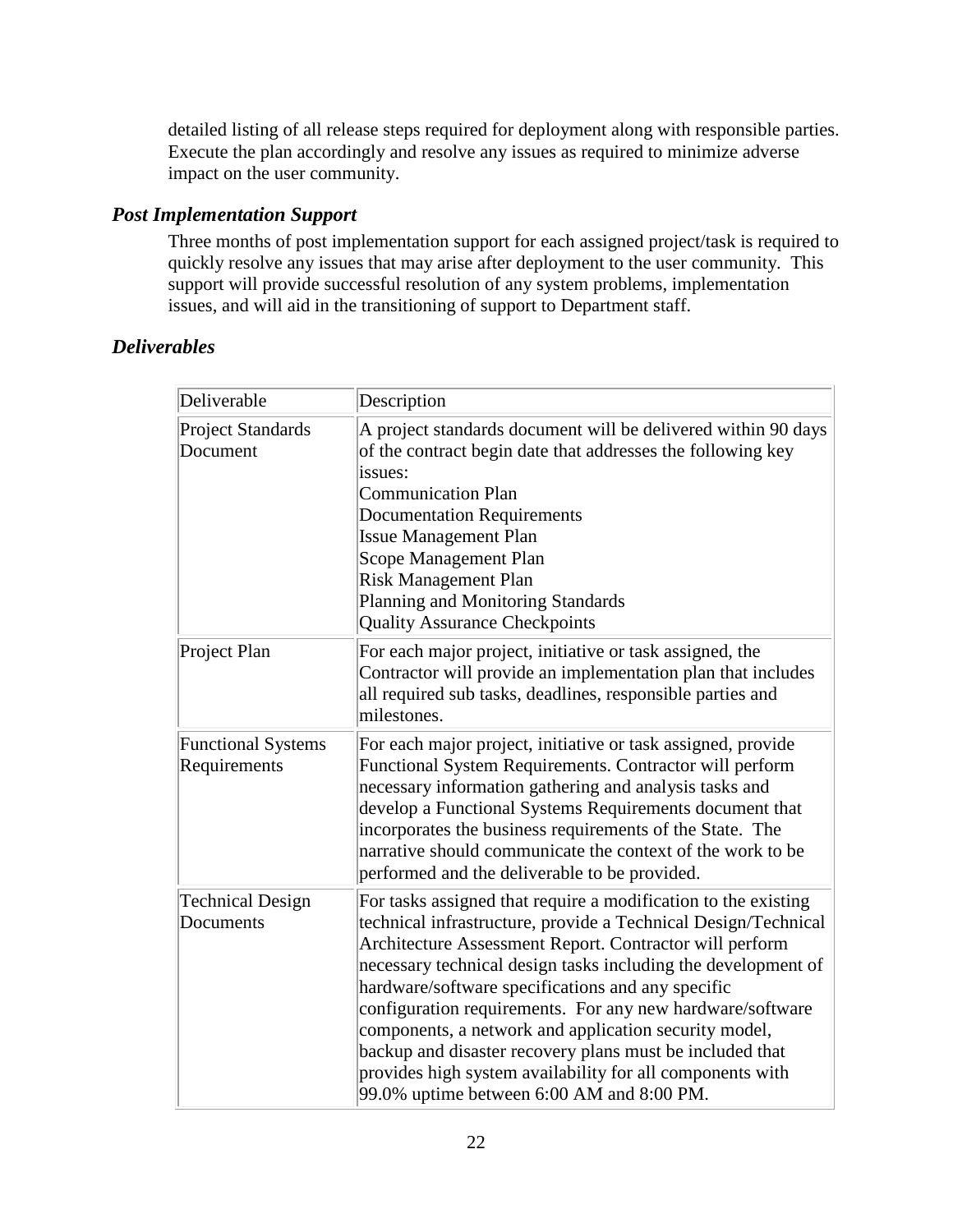detailed listing of all release steps required for deployment along with responsible parties. Execute the plan accordingly and resolve any issues as required to minimize adverse impact on the user community.

### *Post Implementation Support*

Three months of post implementation support for each assigned project/task is required to quickly resolve any issues that may arise after deployment to the user community. This support will provide successful resolution of any system problems, implementation issues, and will aid in the transitioning of support to Department staff.

### *Deliverables*

| Deliverable | Description |
|---|---|
| Project Standards Document | A project standards document will be delivered within 90 days of the contract begin date that addresses the following key issues:<br>Communication Plan<br>Documentation Requirements<br>Issue Management Plan<br>Scope Management Plan<br>Risk Management Plan<br>Planning and Monitoring Standards<br>Quality Assurance Checkpoints |
| Project Plan | For each major project, initiative or task assigned, the Contractor will provide an implementation plan that includes all required sub tasks, deadlines, responsible parties and milestones. |
| Functional Systems Requirements | For each major project, initiative or task assigned, provide Functional System Requirements. Contractor will perform necessary information gathering and analysis tasks and develop a Functional Systems Requirements document that incorporates the business requirements of the State. The narrative should communicate the context of the work to be performed and the deliverable to be provided. |
| Technical Design Documents | For tasks assigned that require a modification to the existing technical infrastructure, provide a Technical Design/Technical Architecture Assessment Report. Contractor will perform necessary technical design tasks including the development of hardware/software specifications and any specific configuration requirements. For any new hardware/software components, a network and application security model, backup and disaster recovery plans must be included that provides high system availability for all components with 99.0% uptime between 6:00 AM and 8:00 PM. |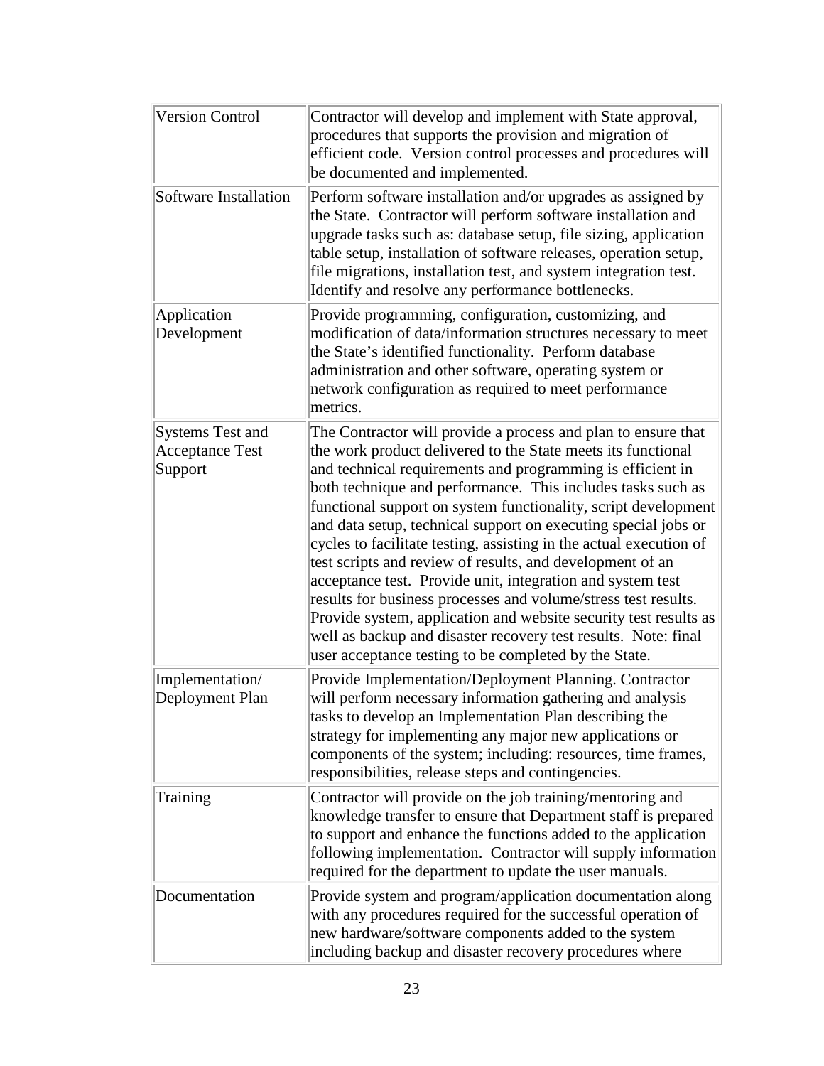| | |
|---|---|
| Version Control | Contractor will develop and implement with State approval, procedures that supports the provision and migration of efficient code. Version control processes and procedures will be documented and implemented. |
| Software Installation | Perform software installation and/or upgrades as assigned by the State. Contractor will perform software installation and upgrade tasks such as: database setup, file sizing, application table setup, installation of software releases, operation setup, file migrations, installation test, and system integration test. Identify and resolve any performance bottlenecks. |
| Application Development | Provide programming, configuration, customizing, and modification of data/information structures necessary to meet the State's identified functionality. Perform database administration and other software, operating system or network configuration as required to meet performance metrics. |
| Systems Test and Acceptance Test Support | The Contractor will provide a process and plan to ensure that the work product delivered to the State meets its functional and technical requirements and programming is efficient in both technique and performance. This includes tasks such as functional support on system functionality, script development and data setup, technical support on executing special jobs or cycles to facilitate testing, assisting in the actual execution of test scripts and review of results, and development of an acceptance test. Provide unit, integration and system test results for business processes and volume/stress test results. Provide system, application and website security test results as well as backup and disaster recovery test results. Note: final user acceptance testing to be completed by the State. |
| Implementation/ Deployment Plan | Provide Implementation/Deployment Planning. Contractor will perform necessary information gathering and analysis tasks to develop an Implementation Plan describing the strategy for implementing any major new applications or components of the system; including: resources, time frames, responsibilities, release steps and contingencies. |
| Training | Contractor will provide on the job training/mentoring and knowledge transfer to ensure that Department staff is prepared to support and enhance the functions added to the application following implementation. Contractor will supply information required for the department to update the user manuals. |
| Documentation | Provide system and program/application documentation along with any procedures required for the successful operation of new hardware/software components added to the system including backup and disaster recovery procedures where |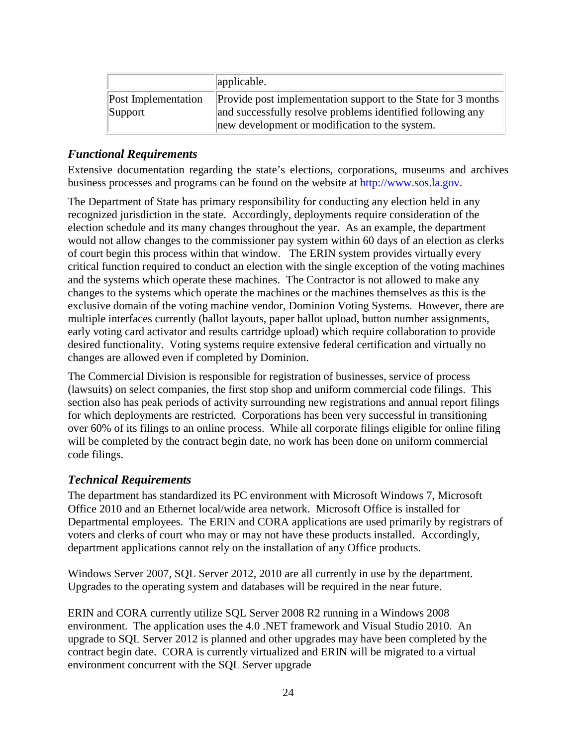| | applicable. |
|---|---|
| Post Implementation Support | Provide post implementation support to the State for 3 months and successfully resolve problems identified following any new development or modification to the system. |

### *Functional Requirements*

Extensive documentation regarding the state's elections, corporations, museums and archives business processes and programs can be found on the website at http://www.sos.la.gov.

The Department of State has primary responsibility for conducting any election held in any recognized jurisdiction in the state. Accordingly, deployments require consideration of the election schedule and its many changes throughout the year. As an example, the department would not allow changes to the commissioner pay system within 60 days of an election as clerks of court begin this process within that window. The ERIN system provides virtually every critical function required to conduct an election with the single exception of the voting machines and the systems which operate these machines. The Contractor is not allowed to make any changes to the systems which operate the machines or the machines themselves as this is the exclusive domain of the voting machine vendor, Dominion Voting Systems. However, there are multiple interfaces currently (ballot layouts, paper ballot upload, button number assignments, early voting card activator and results cartridge upload) which require collaboration to provide desired functionality. Voting systems require extensive federal certification and virtually no changes are allowed even if completed by Dominion.

The Commercial Division is responsible for registration of businesses, service of process (lawsuits) on select companies, the first stop shop and uniform commercial code filings. This section also has peak periods of activity surrounding new registrations and annual report filings for which deployments are restricted. Corporations has been very successful in transitioning over 60% of its filings to an online process. While all corporate filings eligible for online filing will be completed by the contract begin date, no work has been done on uniform commercial code filings.

### *Technical Requirements*

The department has standardized its PC environment with Microsoft Windows 7, Microsoft Office 2010 and an Ethernet local/wide area network. Microsoft Office is installed for Departmental employees. The ERIN and CORA applications are used primarily by registrars of voters and clerks of court who may or may not have these products installed. Accordingly, department applications cannot rely on the installation of any Office products.

Windows Server 2007, SQL Server 2012, 2010 are all currently in use by the department. Upgrades to the operating system and databases will be required in the near future.

ERIN and CORA currently utilize SQL Server 2008 R2 running in a Windows 2008 environment. The application uses the 4.0 .NET framework and Visual Studio 2010. An upgrade to SQL Server 2012 is planned and other upgrades may have been completed by the contract begin date. CORA is currently virtualized and ERIN will be migrated to a virtual environment concurrent with the SQL Server upgrade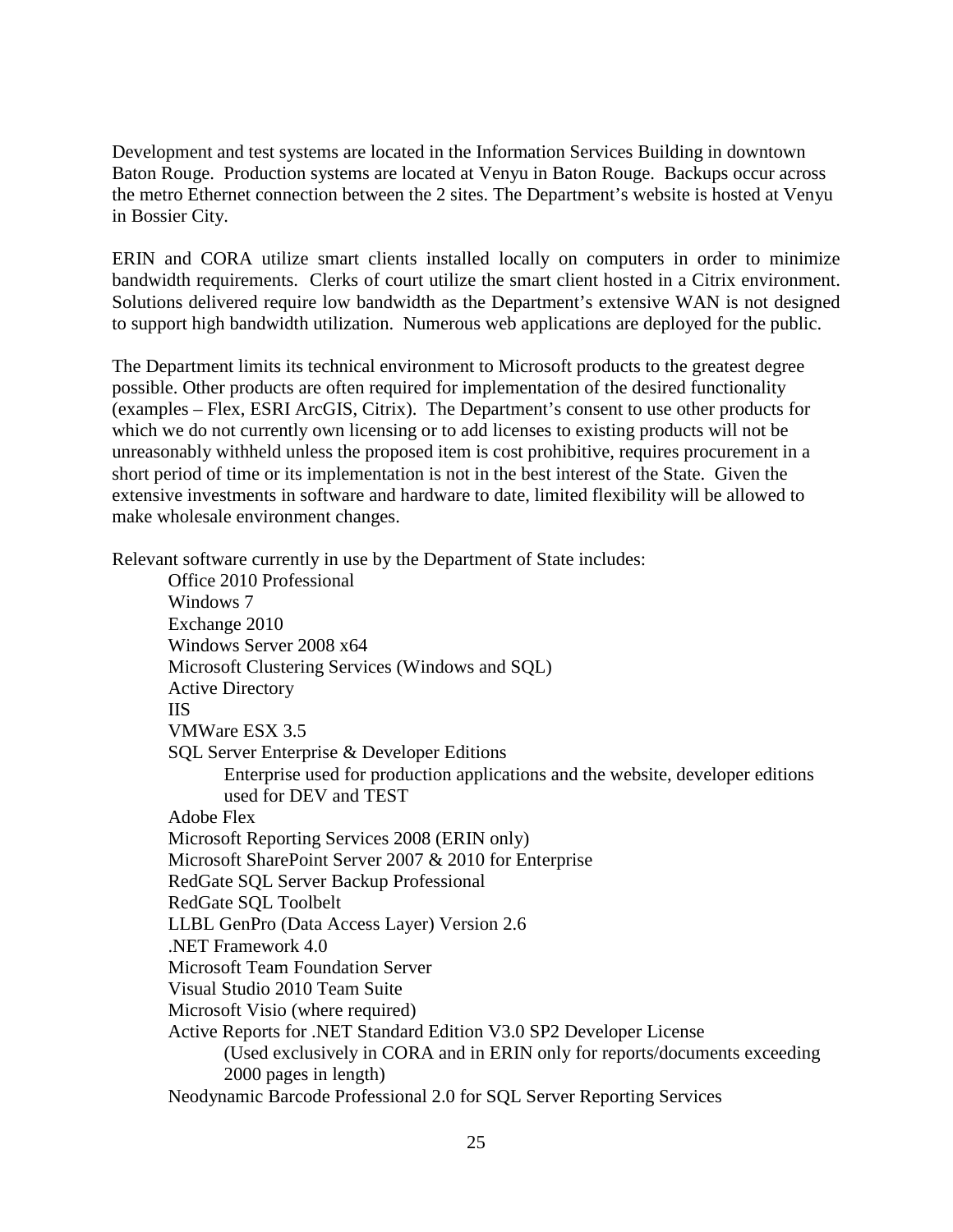Development and test systems are located in the Information Services Building in downtown Baton Rouge. Production systems are located at Venyu in Baton Rouge. Backups occur across the metro Ethernet connection between the 2 sites. The Department's website is hosted at Venyu in Bossier City.

ERIN and CORA utilize smart clients installed locally on computers in order to minimize bandwidth requirements. Clerks of court utilize the smart client hosted in a Citrix environment. Solutions delivered require low bandwidth as the Department's extensive WAN is not designed to support high bandwidth utilization. Numerous web applications are deployed for the public.

The Department limits its technical environment to Microsoft products to the greatest degree possible. Other products are often required for implementation of the desired functionality (examples – Flex, ESRI ArcGIS, Citrix). The Department's consent to use other products for which we do not currently own licensing or to add licenses to existing products will not be unreasonably withheld unless the proposed item is cost prohibitive, requires procurement in a short period of time or its implementation is not in the best interest of the State. Given the extensive investments in software and hardware to date, limited flexibility will be allowed to make wholesale environment changes.

Relevant software currently in use by the Department of State includes:

- Office 2010 Professional
- Windows 7
- Exchange 2010
- Windows Server 2008 x64
- Microsoft Clustering Services (Windows and SQL)
- Active Directory
- IIS
- VMWare ESX 3.5
- SQL Server Enterprise & Developer Editions
  - Enterprise used for production applications and the website, developer editions used for DEV and TEST
- Adobe Flex
- Microsoft Reporting Services 2008 (ERIN only)
- Microsoft SharePoint Server 2007 & 2010 for Enterprise
- RedGate SQL Server Backup Professional
- RedGate SQL Toolbelt
- LLBL GenPro (Data Access Layer) Version 2.6
- .NET Framework 4.0
- Microsoft Team Foundation Server
- Visual Studio 2010 Team Suite
- Microsoft Visio (where required)
- Active Reports for .NET Standard Edition V3.0 SP2 Developer License
  - (Used exclusively in CORA and in ERIN only for reports/documents exceeding 2000 pages in length)
- Neodynamic Barcode Professional 2.0 for SQL Server Reporting Services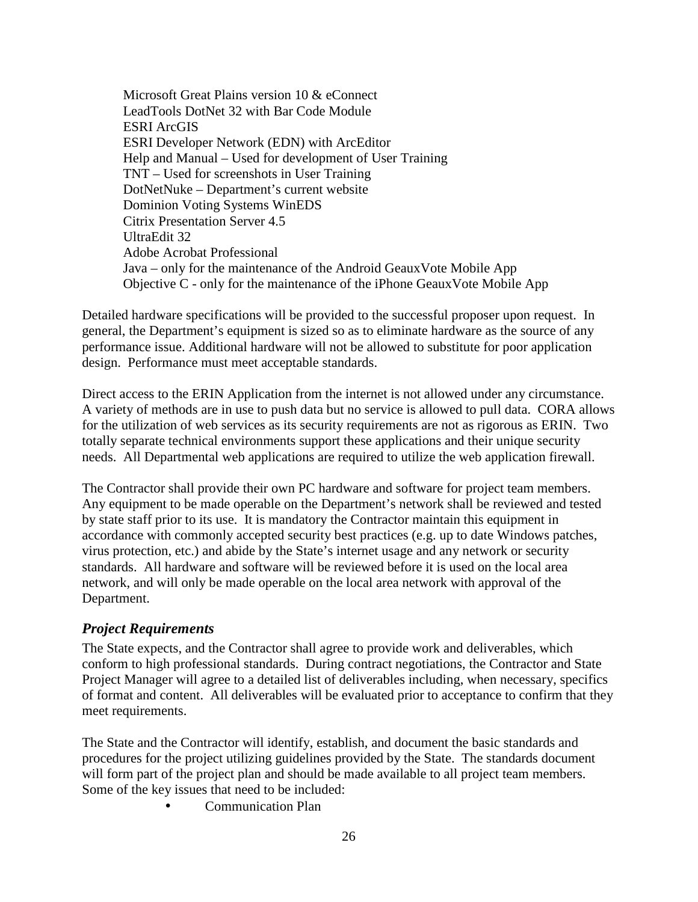Microsoft Great Plains version 10 & eConnect
LeadTools DotNet 32 with Bar Code Module
ESRI ArcGIS
ESRI Developer Network (EDN) with ArcEditor
Help and Manual – Used for development of User Training
TNT – Used for screenshots in User Training
DotNetNuke – Department's current website
Dominion Voting Systems WinEDS
Citrix Presentation Server 4.5
UltraEdit 32
Adobe Acrobat Professional
Java – only for the maintenance of the Android GeauxVote Mobile App
Objective C - only for the maintenance of the iPhone GeauxVote Mobile App

Detailed hardware specifications will be provided to the successful proposer upon request. In general, the Department's equipment is sized so as to eliminate hardware as the source of any performance issue. Additional hardware will not be allowed to substitute for poor application design. Performance must meet acceptable standards.

Direct access to the ERIN Application from the internet is not allowed under any circumstance. A variety of methods are in use to push data but no service is allowed to pull data. CORA allows for the utilization of web services as its security requirements are not as rigorous as ERIN. Two totally separate technical environments support these applications and their unique security needs. All Departmental web applications are required to utilize the web application firewall.

The Contractor shall provide their own PC hardware and software for project team members. Any equipment to be made operable on the Department's network shall be reviewed and tested by state staff prior to its use. It is mandatory the Contractor maintain this equipment in accordance with commonly accepted security best practices (e.g. up to date Windows patches, virus protection, etc.) and abide by the State's internet usage and any network or security standards. All hardware and software will be reviewed before it is used on the local area network, and will only be made operable on the local area network with approval of the Department.

### *Project Requirements*

The State expects, and the Contractor shall agree to provide work and deliverables, which conform to high professional standards. During contract negotiations, the Contractor and State Project Manager will agree to a detailed list of deliverables including, when necessary, specifics of format and content. All deliverables will be evaluated prior to acceptance to confirm that they meet requirements.

The State and the Contractor will identify, establish, and document the basic standards and procedures for the project utilizing guidelines provided by the State. The standards document will form part of the project plan and should be made available to all project team members. Some of the key issues that need to be included:

- Communication Plan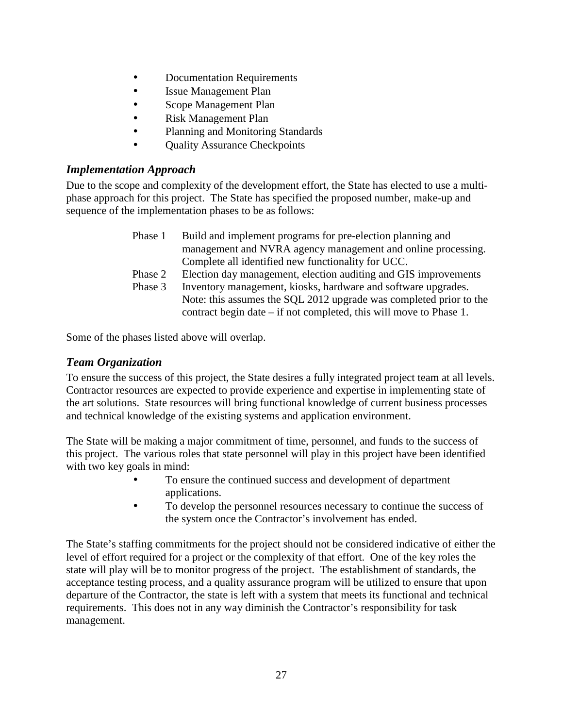- Documentation Requirements
- Issue Management Plan
- Scope Management Plan
- Risk Management Plan
- Planning and Monitoring Standards
- Quality Assurance Checkpoints

### *Implementation Approach*

Due to the scope and complexity of the development effort, the State has elected to use a multi-phase approach for this project. The State has specified the proposed number, make-up and sequence of the implementation phases to be as follows:

| | |
|---|---|
| Phase 1 | Build and implement programs for pre-election planning and management and NVRA agency management and online processing. Complete all identified new functionality for UCC. |
| Phase 2 | Election day management, election auditing and GIS improvements |
| Phase 3 | Inventory management, kiosks, hardware and software upgrades. Note: this assumes the SQL 2012 upgrade was completed prior to the contract begin date – if not completed, this will move to Phase 1. |

Some of the phases listed above will overlap.

### *Team Organization*

To ensure the success of this project, the State desires a fully integrated project team at all levels. Contractor resources are expected to provide experience and expertise in implementing state of the art solutions. State resources will bring functional knowledge of current business processes and technical knowledge of the existing systems and application environment.

The State will be making a major commitment of time, personnel, and funds to the success of this project. The various roles that state personnel will play in this project have been identified with two key goals in mind:

- To ensure the continued success and development of department applications.
- To develop the personnel resources necessary to continue the success of the system once the Contractor's involvement has ended.

The State's staffing commitments for the project should not be considered indicative of either the level of effort required for a project or the complexity of that effort. One of the key roles the state will play will be to monitor progress of the project. The establishment of standards, the acceptance testing process, and a quality assurance program will be utilized to ensure that upon departure of the Contractor, the state is left with a system that meets its functional and technical requirements. This does not in any way diminish the Contractor's responsibility for task management.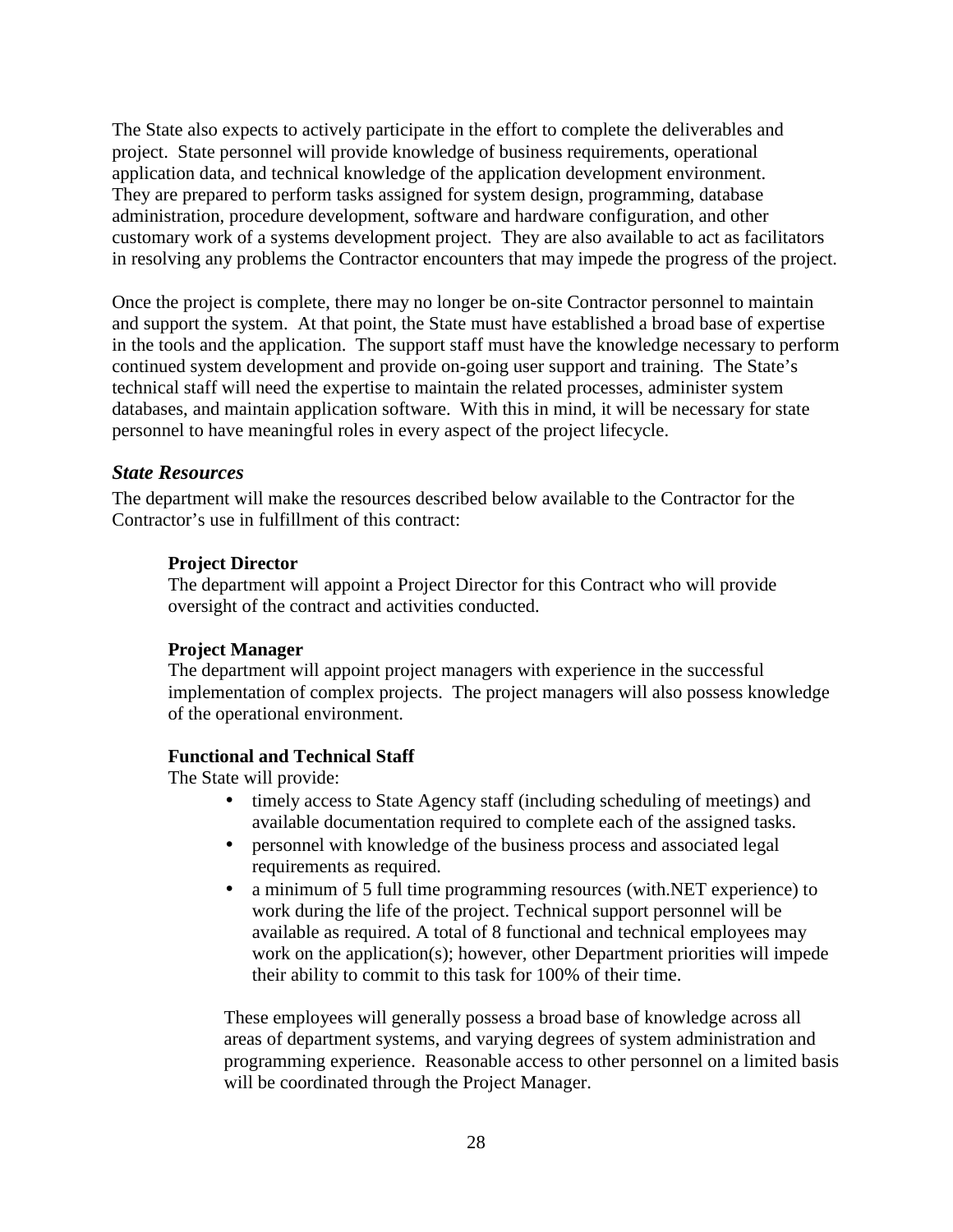The State also expects to actively participate in the effort to complete the deliverables and project. State personnel will provide knowledge of business requirements, operational application data, and technical knowledge of the application development environment. They are prepared to perform tasks assigned for system design, programming, database administration, procedure development, software and hardware configuration, and other customary work of a systems development project. They are also available to act as facilitators in resolving any problems the Contractor encounters that may impede the progress of the project.

Once the project is complete, there may no longer be on-site Contractor personnel to maintain and support the system. At that point, the State must have established a broad base of expertise in the tools and the application. The support staff must have the knowledge necessary to perform continued system development and provide on-going user support and training. The State's technical staff will need the expertise to maintain the related processes, administer system databases, and maintain application software. With this in mind, it will be necessary for state personnel to have meaningful roles in every aspect of the project lifecycle.

### *State Resources*

The department will make the resources described below available to the Contractor for the Contractor's use in fulfillment of this contract:

**Project Director**

The department will appoint a Project Director for this Contract who will provide oversight of the contract and activities conducted.

**Project Manager**

The department will appoint project managers with experience in the successful implementation of complex projects. The project managers will also possess knowledge of the operational environment.

**Functional and Technical Staff**

The State will provide:

- timely access to State Agency staff (including scheduling of meetings) and available documentation required to complete each of the assigned tasks.
- personnel with knowledge of the business process and associated legal requirements as required.
- a minimum of 5 full time programming resources (with.NET experience) to work during the life of the project. Technical support personnel will be available as required. A total of 8 functional and technical employees may work on the application(s); however, other Department priorities will impede their ability to commit to this task for 100% of their time.

These employees will generally possess a broad base of knowledge across all areas of department systems, and varying degrees of system administration and programming experience. Reasonable access to other personnel on a limited basis will be coordinated through the Project Manager.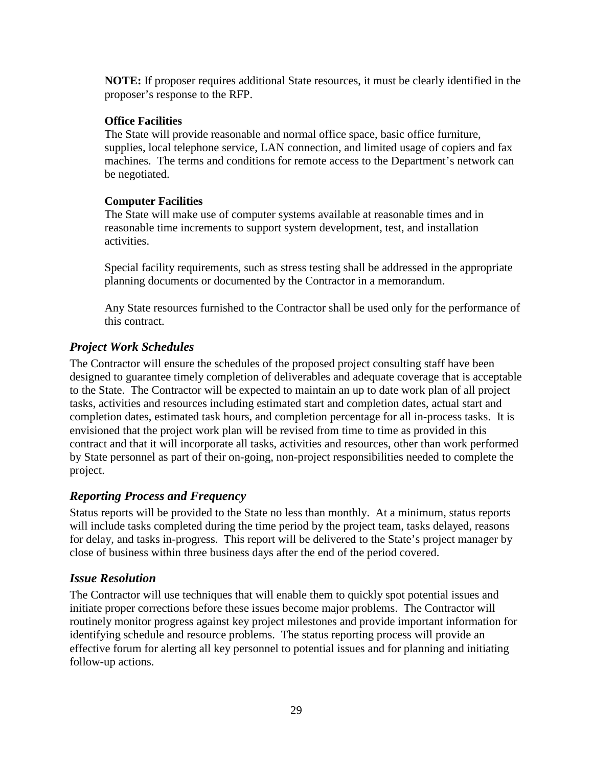**NOTE:** If proposer requires additional State resources, it must be clearly identified in the proposer's response to the RFP.

**Office Facilities**
The State will provide reasonable and normal office space, basic office furniture, supplies, local telephone service, LAN connection, and limited usage of copiers and fax machines. The terms and conditions for remote access to the Department's network can be negotiated.

**Computer Facilities**
The State will make use of computer systems available at reasonable times and in reasonable time increments to support system development, test, and installation activities.

Special facility requirements, such as stress testing shall be addressed in the appropriate planning documents or documented by the Contractor in a memorandum.

Any State resources furnished to the Contractor shall be used only for the performance of this contract.

### *Project Work Schedules*

The Contractor will ensure the schedules of the proposed project consulting staff have been designed to guarantee timely completion of deliverables and adequate coverage that is acceptable to the State. The Contractor will be expected to maintain an up to date work plan of all project tasks, activities and resources including estimated start and completion dates, actual start and completion dates, estimated task hours, and completion percentage for all in-process tasks. It is envisioned that the project work plan will be revised from time to time as provided in this contract and that it will incorporate all tasks, activities and resources, other than work performed by State personnel as part of their on-going, non-project responsibilities needed to complete the project.

### *Reporting Process and Frequency*

Status reports will be provided to the State no less than monthly. At a minimum, status reports will include tasks completed during the time period by the project team, tasks delayed, reasons for delay, and tasks in-progress. This report will be delivered to the State's project manager by close of business within three business days after the end of the period covered.

### *Issue Resolution*

The Contractor will use techniques that will enable them to quickly spot potential issues and initiate proper corrections before these issues become major problems. The Contractor will routinely monitor progress against key project milestones and provide important information for identifying schedule and resource problems. The status reporting process will provide an effective forum for alerting all key personnel to potential issues and for planning and initiating follow-up actions.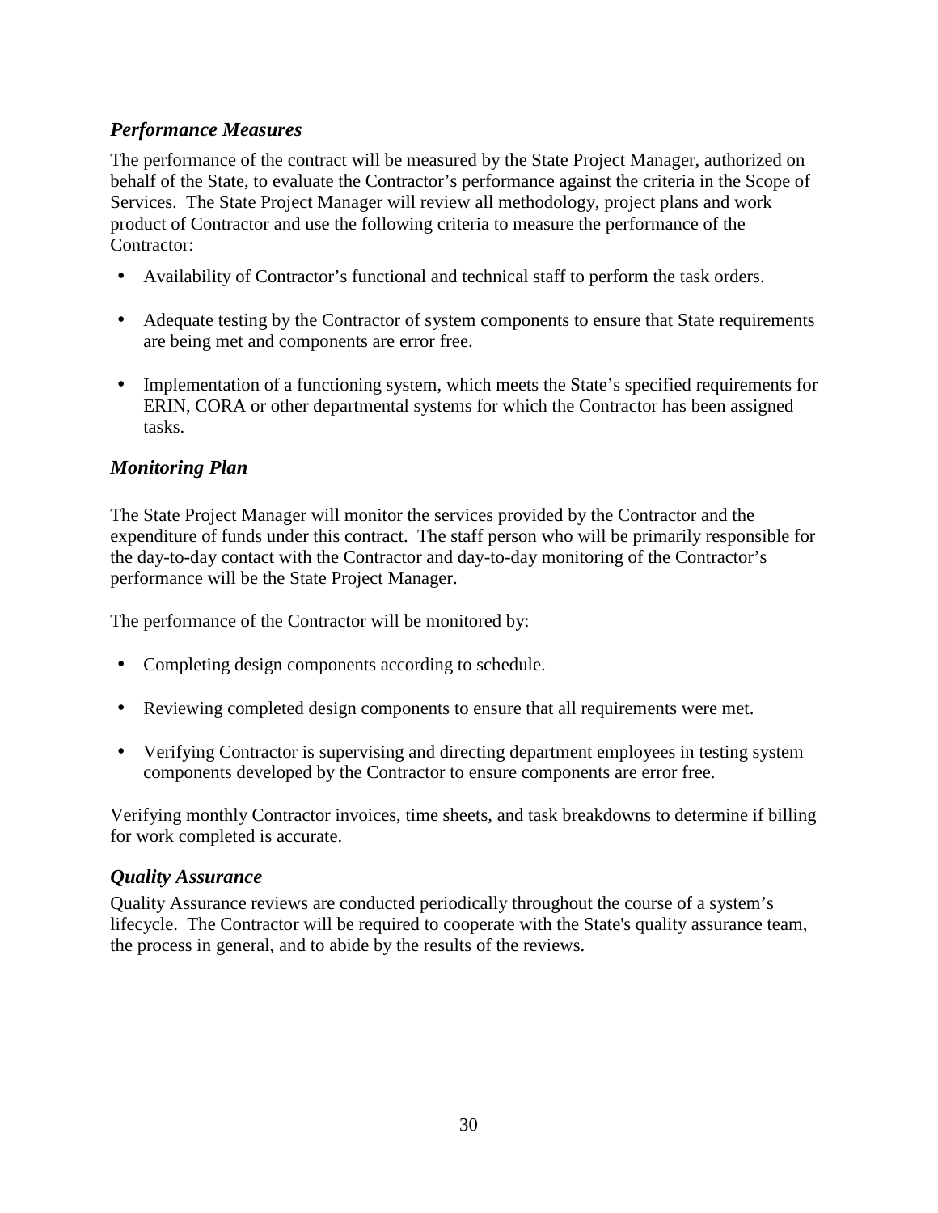### *Performance Measures*

The performance of the contract will be measured by the State Project Manager, authorized on behalf of the State, to evaluate the Contractor's performance against the criteria in the Scope of Services. The State Project Manager will review all methodology, project plans and work product of Contractor and use the following criteria to measure the performance of the Contractor:

- Availability of Contractor's functional and technical staff to perform the task orders.
- Adequate testing by the Contractor of system components to ensure that State requirements are being met and components are error free.
- Implementation of a functioning system, which meets the State's specified requirements for ERIN, CORA or other departmental systems for which the Contractor has been assigned tasks.

### *Monitoring Plan*

The State Project Manager will monitor the services provided by the Contractor and the expenditure of funds under this contract. The staff person who will be primarily responsible for the day-to-day contact with the Contractor and day-to-day monitoring of the Contractor's performance will be the State Project Manager.

The performance of the Contractor will be monitored by:

- Completing design components according to schedule.
- Reviewing completed design components to ensure that all requirements were met.
- Verifying Contractor is supervising and directing department employees in testing system components developed by the Contractor to ensure components are error free.

Verifying monthly Contractor invoices, time sheets, and task breakdowns to determine if billing for work completed is accurate.

### *Quality Assurance*

Quality Assurance reviews are conducted periodically throughout the course of a system's lifecycle. The Contractor will be required to cooperate with the State's quality assurance team, the process in general, and to abide by the results of the reviews.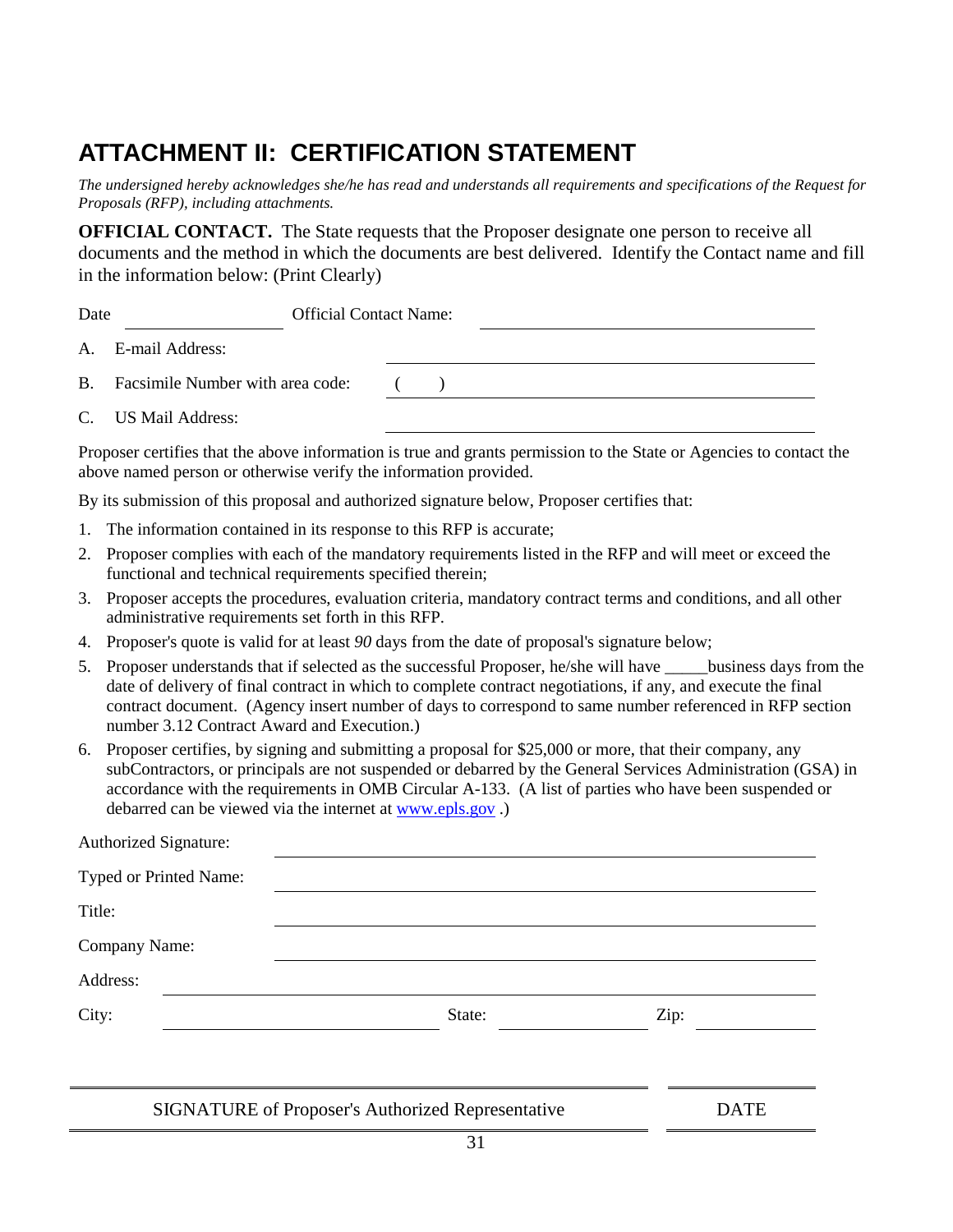# ATTACHMENT II: CERTIFICATION STATEMENT

*The undersigned hereby acknowledges she/he has read and understands all requirements and specifications of the Request for Proposals (RFP), including attachments.*

**OFFICIAL CONTACT.** The State requests that the Proposer designate one person to receive all documents and the method in which the documents are best delivered. Identify the Contact name and fill in the information below: (Print Clearly)

Date ________________ Official Contact Name: ______________________________

A. E-mail Address: ______________________________

B. Facsimile Number with area code: ( ) ______________________________

C. US Mail Address: ______________________________

Proposer certifies that the above information is true and grants permission to the State or Agencies to contact the above named person or otherwise verify the information provided.

By its submission of this proposal and authorized signature below, Proposer certifies that:

1. The information contained in its response to this RFP is accurate;
2. Proposer complies with each of the mandatory requirements listed in the RFP and will meet or exceed the functional and technical requirements specified therein;
3. Proposer accepts the procedures, evaluation criteria, mandatory contract terms and conditions, and all other administrative requirements set forth in this RFP.
4. Proposer's quote is valid for at least *90* days from the date of proposal's signature below;
5. Proposer understands that if selected as the successful Proposer, he/she will have _____business days from the date of delivery of final contract in which to complete contract negotiations, if any, and execute the final contract document. (Agency insert number of days to correspond to same number referenced in RFP section number 3.12 Contract Award and Execution.)
6. Proposer certifies, by signing and submitting a proposal for $25,000 or more, that their company, any subContractors, or principals are not suspended or debarred by the General Services Administration (GSA) in accordance with the requirements in OMB Circular A-133. (A list of parties who have been suspended or debarred can be viewed via the internet at www.epls.gov .)

Authorized Signature: ______________________________

Typed or Printed Name: ______________________________

Title: ______________________________

Company Name: ______________________________

Address: ______________________________

City: ________________ State: ________________ Zip: ________________

______________________________________________ ________________

SIGNATURE of Proposer's Authorized Representative DATE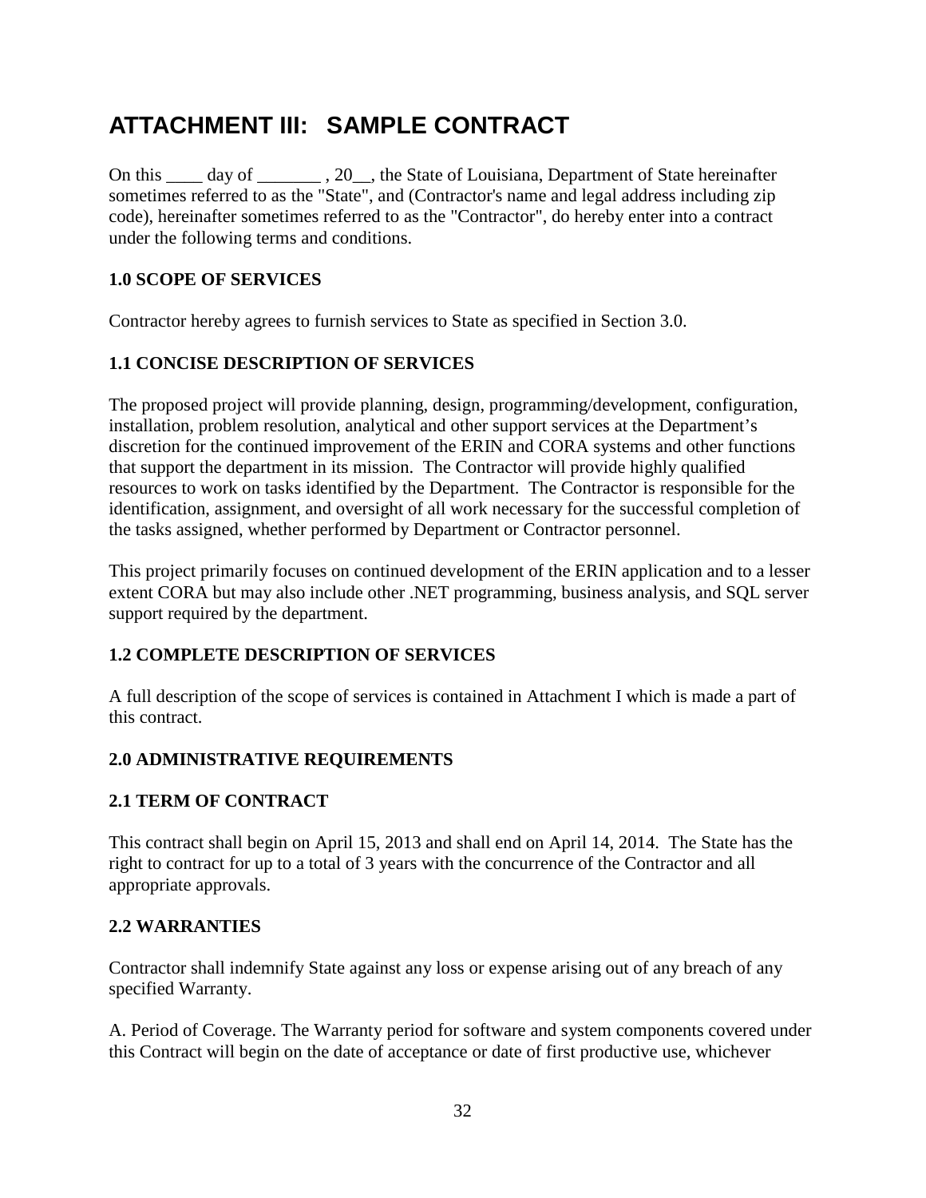# ATTACHMENT III: SAMPLE CONTRACT

On this ____ day of _______ , 20__, the State of Louisiana, Department of State hereinafter sometimes referred to as the "State", and (Contractor's name and legal address including zip code), hereinafter sometimes referred to as the "Contractor", do hereby enter into a contract under the following terms and conditions.

**1.0 SCOPE OF SERVICES**

Contractor hereby agrees to furnish services to State as specified in Section 3.0.

**1.1 CONCISE DESCRIPTION OF SERVICES**

The proposed project will provide planning, design, programming/development, configuration, installation, problem resolution, analytical and other support services at the Department's discretion for the continued improvement of the ERIN and CORA systems and other functions that support the department in its mission. The Contractor will provide highly qualified resources to work on tasks identified by the Department. The Contractor is responsible for the identification, assignment, and oversight of all work necessary for the successful completion of the tasks assigned, whether performed by Department or Contractor personnel.

This project primarily focuses on continued development of the ERIN application and to a lesser extent CORA but may also include other .NET programming, business analysis, and SQL server support required by the department.

**1.2 COMPLETE DESCRIPTION OF SERVICES**

A full description of the scope of services is contained in Attachment I which is made a part of this contract.

**2.0 ADMINISTRATIVE REQUIREMENTS**

**2.1 TERM OF CONTRACT**

This contract shall begin on April 15, 2013 and shall end on April 14, 2014. The State has the right to contract for up to a total of 3 years with the concurrence of the Contractor and all appropriate approvals.

**2.2 WARRANTIES**

Contractor shall indemnify State against any loss or expense arising out of any breach of any specified Warranty.

A. Period of Coverage. The Warranty period for software and system components covered under this Contract will begin on the date of acceptance or date of first productive use, whichever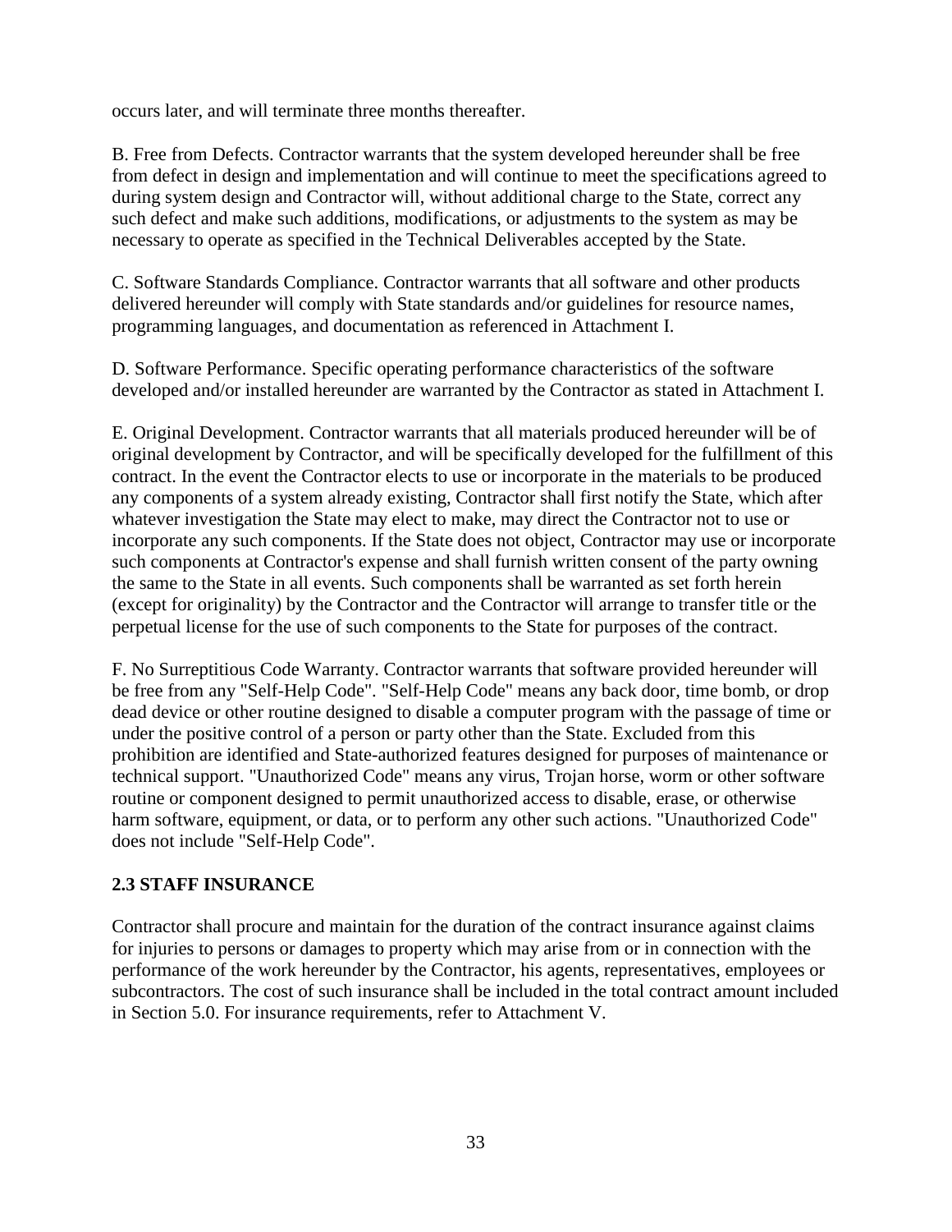occurs later, and will terminate three months thereafter.

B. Free from Defects. Contractor warrants that the system developed hereunder shall be free from defect in design and implementation and will continue to meet the specifications agreed to during system design and Contractor will, without additional charge to the State, correct any such defect and make such additions, modifications, or adjustments to the system as may be necessary to operate as specified in the Technical Deliverables accepted by the State.

C. Software Standards Compliance. Contractor warrants that all software and other products delivered hereunder will comply with State standards and/or guidelines for resource names, programming languages, and documentation as referenced in Attachment I.

D. Software Performance. Specific operating performance characteristics of the software developed and/or installed hereunder are warranted by the Contractor as stated in Attachment I.

E. Original Development. Contractor warrants that all materials produced hereunder will be of original development by Contractor, and will be specifically developed for the fulfillment of this contract. In the event the Contractor elects to use or incorporate in the materials to be produced any components of a system already existing, Contractor shall first notify the State, which after whatever investigation the State may elect to make, may direct the Contractor not to use or incorporate any such components. If the State does not object, Contractor may use or incorporate such components at Contractor's expense and shall furnish written consent of the party owning the same to the State in all events. Such components shall be warranted as set forth herein (except for originality) by the Contractor and the Contractor will arrange to transfer title or the perpetual license for the use of such components to the State for purposes of the contract.

F. No Surreptitious Code Warranty. Contractor warrants that software provided hereunder will be free from any "Self-Help Code". "Self-Help Code" means any back door, time bomb, or drop dead device or other routine designed to disable a computer program with the passage of time or under the positive control of a person or party other than the State. Excluded from this prohibition are identified and State-authorized features designed for purposes of maintenance or technical support. "Unauthorized Code" means any virus, Trojan horse, worm or other software routine or component designed to permit unauthorized access to disable, erase, or otherwise harm software, equipment, or data, or to perform any other such actions. "Unauthorized Code" does not include "Self-Help Code".

### 2.3 STAFF INSURANCE

Contractor shall procure and maintain for the duration of the contract insurance against claims for injuries to persons or damages to property which may arise from or in connection with the performance of the work hereunder by the Contractor, his agents, representatives, employees or subcontractors. The cost of such insurance shall be included in the total contract amount included in Section 5.0. For insurance requirements, refer to Attachment V.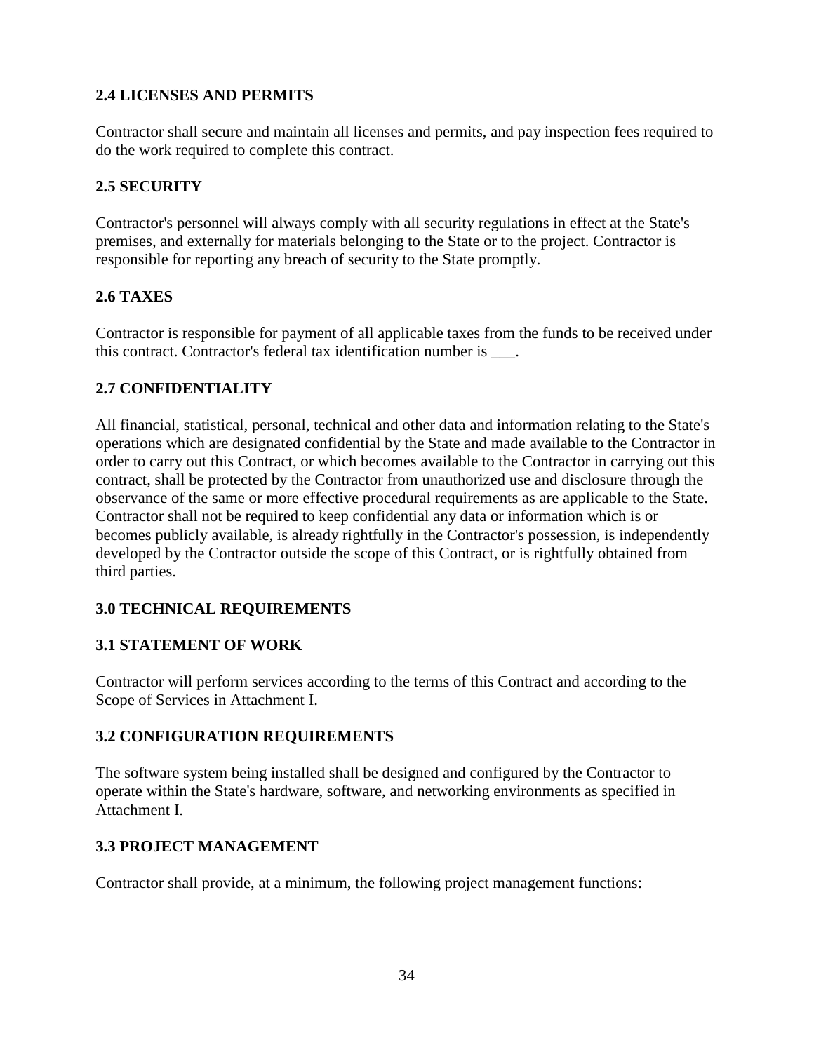### 2.4 LICENSES AND PERMITS

Contractor shall secure and maintain all licenses and permits, and pay inspection fees required to do the work required to complete this contract.

### 2.5 SECURITY

Contractor's personnel will always comply with all security regulations in effect at the State's premises, and externally for materials belonging to the State or to the project. Contractor is responsible for reporting any breach of security to the State promptly.

### 2.6 TAXES

Contractor is responsible for payment of all applicable taxes from the funds to be received under this contract. Contractor's federal tax identification number is ___.

### 2.7 CONFIDENTIALITY

All financial, statistical, personal, technical and other data and information relating to the State's operations which are designated confidential by the State and made available to the Contractor in order to carry out this Contract, or which becomes available to the Contractor in carrying out this contract, shall be protected by the Contractor from unauthorized use and disclosure through the observance of the same or more effective procedural requirements as are applicable to the State. Contractor shall not be required to keep confidential any data or information which is or becomes publicly available, is already rightfully in the Contractor's possession, is independently developed by the Contractor outside the scope of this Contract, or is rightfully obtained from third parties.

## 3.0 TECHNICAL REQUIREMENTS

### 3.1 STATEMENT OF WORK

Contractor will perform services according to the terms of this Contract and according to the Scope of Services in Attachment I.

### 3.2 CONFIGURATION REQUIREMENTS

The software system being installed shall be designed and configured by the Contractor to operate within the State's hardware, software, and networking environments as specified in Attachment I.

### 3.3 PROJECT MANAGEMENT

Contractor shall provide, at a minimum, the following project management functions: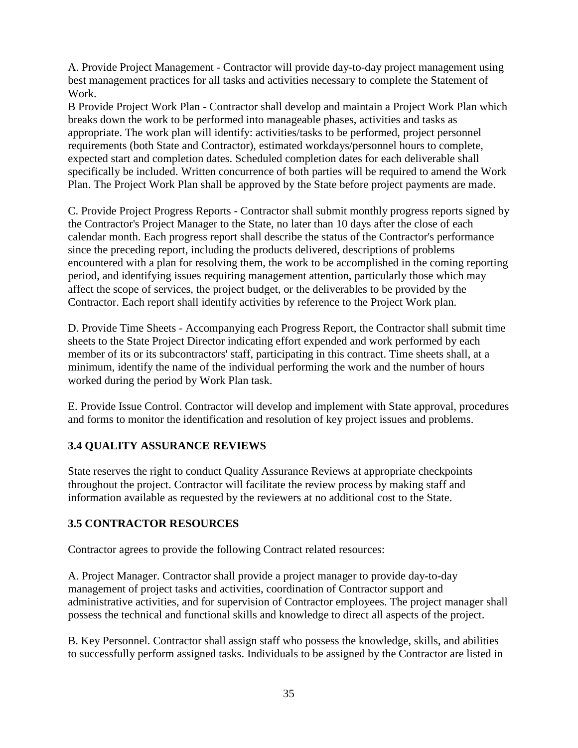A. Provide Project Management - Contractor will provide day-to-day project management using best management practices for all tasks and activities necessary to complete the Statement of Work.

B Provide Project Work Plan - Contractor shall develop and maintain a Project Work Plan which breaks down the work to be performed into manageable phases, activities and tasks as appropriate. The work plan will identify: activities/tasks to be performed, project personnel requirements (both State and Contractor), estimated workdays/personnel hours to complete, expected start and completion dates. Scheduled completion dates for each deliverable shall specifically be included. Written concurrence of both parties will be required to amend the Work Plan. The Project Work Plan shall be approved by the State before project payments are made.

C. Provide Project Progress Reports - Contractor shall submit monthly progress reports signed by the Contractor's Project Manager to the State, no later than 10 days after the close of each calendar month. Each progress report shall describe the status of the Contractor's performance since the preceding report, including the products delivered, descriptions of problems encountered with a plan for resolving them, the work to be accomplished in the coming reporting period, and identifying issues requiring management attention, particularly those which may affect the scope of services, the project budget, or the deliverables to be provided by the Contractor. Each report shall identify activities by reference to the Project Work plan.

D. Provide Time Sheets - Accompanying each Progress Report, the Contractor shall submit time sheets to the State Project Director indicating effort expended and work performed by each member of its or its subcontractors' staff, participating in this contract. Time sheets shall, at a minimum, identify the name of the individual performing the work and the number of hours worked during the period by Work Plan task.

E. Provide Issue Control. Contractor will develop and implement with State approval, procedures and forms to monitor the identification and resolution of key project issues and problems.

### 3.4 QUALITY ASSURANCE REVIEWS

State reserves the right to conduct Quality Assurance Reviews at appropriate checkpoints throughout the project. Contractor will facilitate the review process by making staff and information available as requested by the reviewers at no additional cost to the State.

### 3.5 CONTRACTOR RESOURCES

Contractor agrees to provide the following Contract related resources:

A. Project Manager. Contractor shall provide a project manager to provide day-to-day management of project tasks and activities, coordination of Contractor support and administrative activities, and for supervision of Contractor employees. The project manager shall possess the technical and functional skills and knowledge to direct all aspects of the project.

B. Key Personnel. Contractor shall assign staff who possess the knowledge, skills, and abilities to successfully perform assigned tasks. Individuals to be assigned by the Contractor are listed in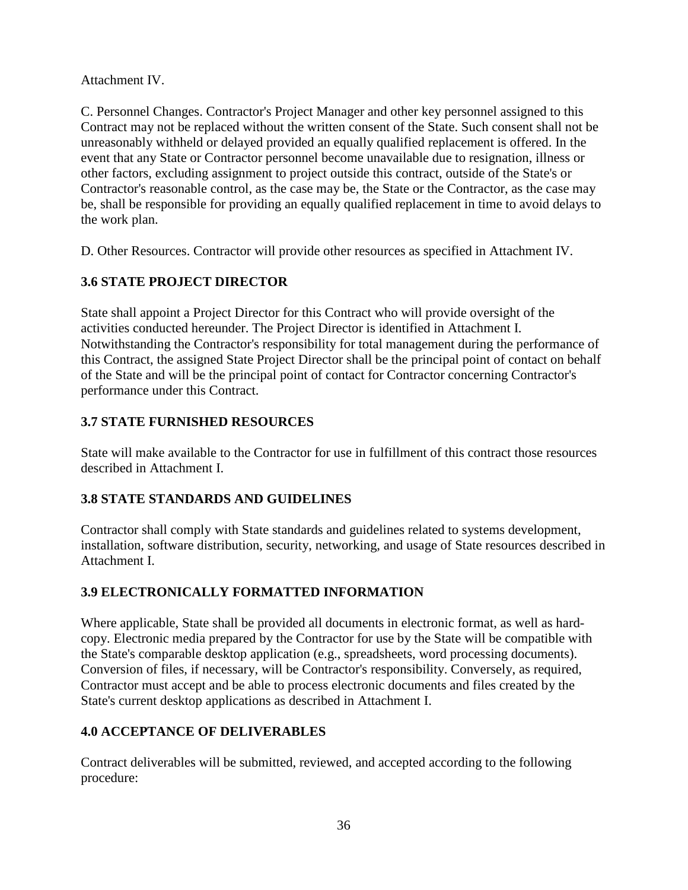Attachment IV.

C. Personnel Changes. Contractor's Project Manager and other key personnel assigned to this Contract may not be replaced without the written consent of the State. Such consent shall not be unreasonably withheld or delayed provided an equally qualified replacement is offered. In the event that any State or Contractor personnel become unavailable due to resignation, illness or other factors, excluding assignment to project outside this contract, outside of the State's or Contractor's reasonable control, as the case may be, the State or the Contractor, as the case may be, shall be responsible for providing an equally qualified replacement in time to avoid delays to the work plan.

D. Other Resources. Contractor will provide other resources as specified in Attachment IV.

### 3.6 STATE PROJECT DIRECTOR

State shall appoint a Project Director for this Contract who will provide oversight of the activities conducted hereunder. The Project Director is identified in Attachment I. Notwithstanding the Contractor's responsibility for total management during the performance of this Contract, the assigned State Project Director shall be the principal point of contact on behalf of the State and will be the principal point of contact for Contractor concerning Contractor's performance under this Contract.

### 3.7 STATE FURNISHED RESOURCES

State will make available to the Contractor for use in fulfillment of this contract those resources described in Attachment I.

### 3.8 STATE STANDARDS AND GUIDELINES

Contractor shall comply with State standards and guidelines related to systems development, installation, software distribution, security, networking, and usage of State resources described in Attachment I.

### 3.9 ELECTRONICALLY FORMATTED INFORMATION

Where applicable, State shall be provided all documents in electronic format, as well as hard-copy. Electronic media prepared by the Contractor for use by the State will be compatible with the State's comparable desktop application (e.g., spreadsheets, word processing documents). Conversion of files, if necessary, will be Contractor's responsibility. Conversely, as required, Contractor must accept and be able to process electronic documents and files created by the State's current desktop applications as described in Attachment I.

### 4.0 ACCEPTANCE OF DELIVERABLES

Contract deliverables will be submitted, reviewed, and accepted according to the following procedure: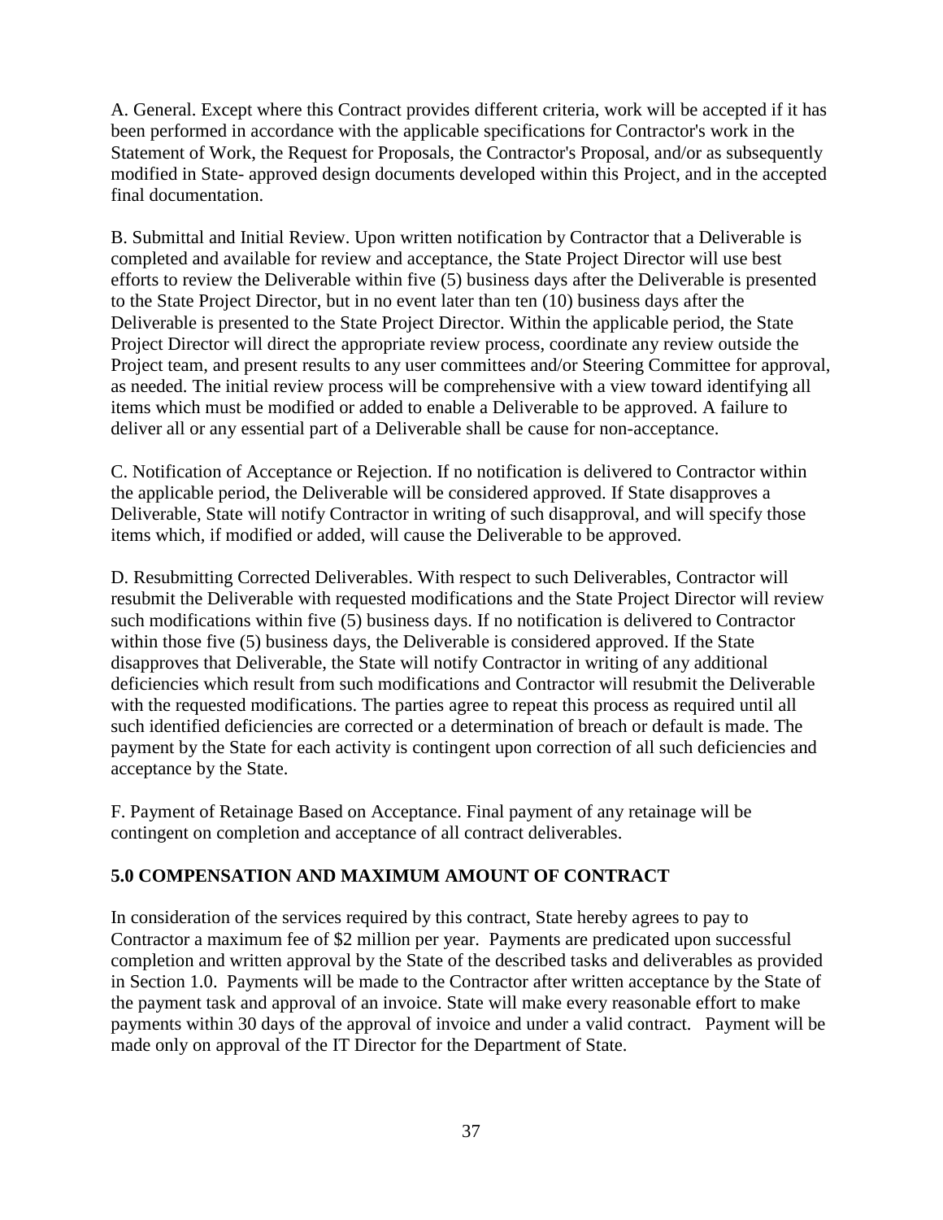A. General. Except where this Contract provides different criteria, work will be accepted if it has been performed in accordance with the applicable specifications for Contractor's work in the Statement of Work, the Request for Proposals, the Contractor's Proposal, and/or as subsequently modified in State- approved design documents developed within this Project, and in the accepted final documentation.

B. Submittal and Initial Review. Upon written notification by Contractor that a Deliverable is completed and available for review and acceptance, the State Project Director will use best efforts to review the Deliverable within five (5) business days after the Deliverable is presented to the State Project Director, but in no event later than ten (10) business days after the Deliverable is presented to the State Project Director. Within the applicable period, the State Project Director will direct the appropriate review process, coordinate any review outside the Project team, and present results to any user committees and/or Steering Committee for approval, as needed. The initial review process will be comprehensive with a view toward identifying all items which must be modified or added to enable a Deliverable to be approved. A failure to deliver all or any essential part of a Deliverable shall be cause for non-acceptance.

C. Notification of Acceptance or Rejection. If no notification is delivered to Contractor within the applicable period, the Deliverable will be considered approved. If State disapproves a Deliverable, State will notify Contractor in writing of such disapproval, and will specify those items which, if modified or added, will cause the Deliverable to be approved.

D. Resubmitting Corrected Deliverables. With respect to such Deliverables, Contractor will resubmit the Deliverable with requested modifications and the State Project Director will review such modifications within five (5) business days. If no notification is delivered to Contractor within those five (5) business days, the Deliverable is considered approved. If the State disapproves that Deliverable, the State will notify Contractor in writing of any additional deficiencies which result from such modifications and Contractor will resubmit the Deliverable with the requested modifications. The parties agree to repeat this process as required until all such identified deficiencies are corrected or a determination of breach or default is made. The payment by the State for each activity is contingent upon correction of all such deficiencies and acceptance by the State.

F. Payment of Retainage Based on Acceptance. Final payment of any retainage will be contingent on completion and acceptance of all contract deliverables.

## 5.0 COMPENSATION AND MAXIMUM AMOUNT OF CONTRACT

In consideration of the services required by this contract, State hereby agrees to pay to Contractor a maximum fee of $2 million per year. Payments are predicated upon successful completion and written approval by the State of the described tasks and deliverables as provided in Section 1.0. Payments will be made to the Contractor after written acceptance by the State of the payment task and approval of an invoice. State will make every reasonable effort to make payments within 30 days of the approval of invoice and under a valid contract. Payment will be made only on approval of the IT Director for the Department of State.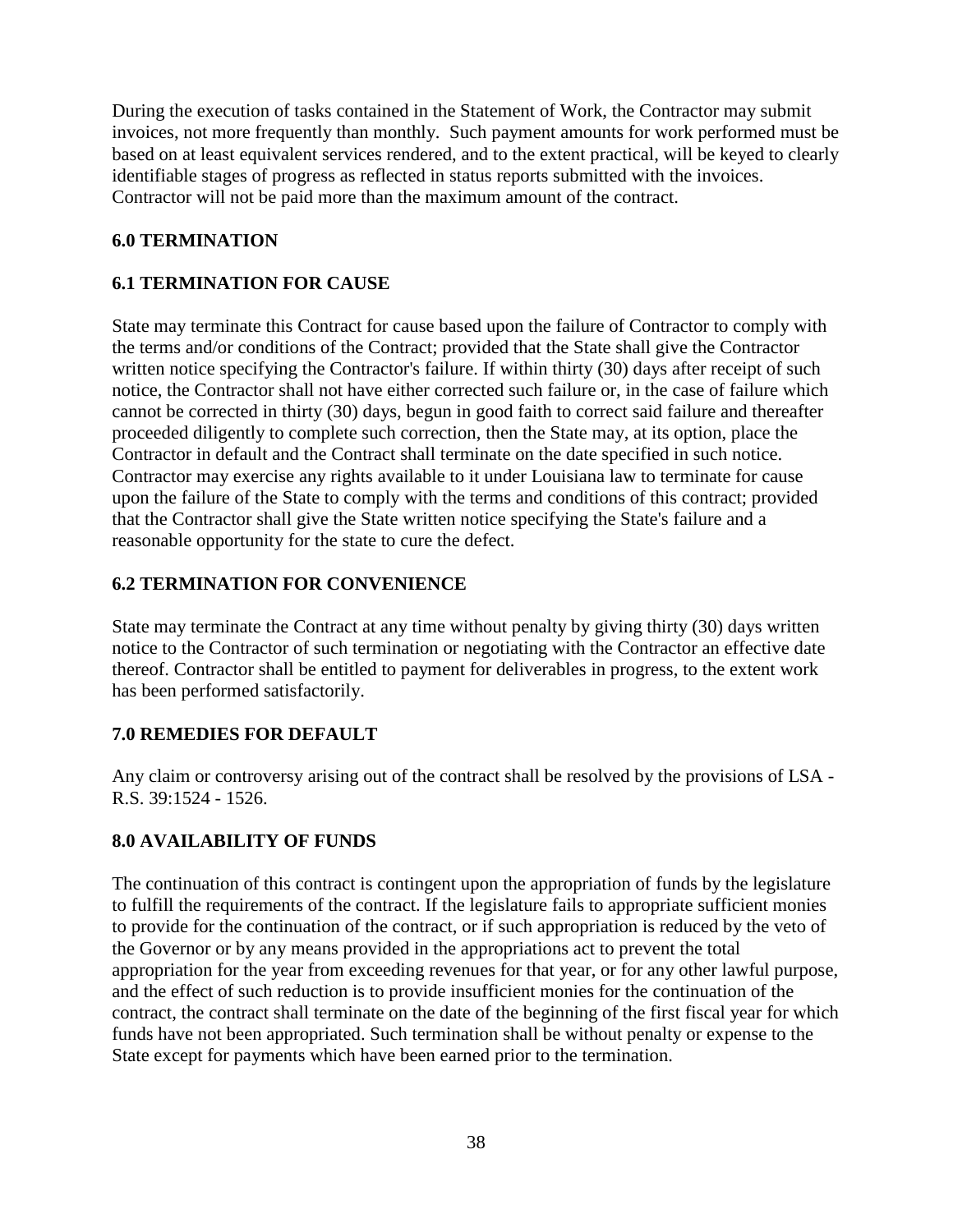During the execution of tasks contained in the Statement of Work, the Contractor may submit invoices, not more frequently than monthly. Such payment amounts for work performed must be based on at least equivalent services rendered, and to the extent practical, will be keyed to clearly identifiable stages of progress as reflected in status reports submitted with the invoices. Contractor will not be paid more than the maximum amount of the contract.

## 6.0 TERMINATION

### 6.1 TERMINATION FOR CAUSE

State may terminate this Contract for cause based upon the failure of Contractor to comply with the terms and/or conditions of the Contract; provided that the State shall give the Contractor written notice specifying the Contractor's failure. If within thirty (30) days after receipt of such notice, the Contractor shall not have either corrected such failure or, in the case of failure which cannot be corrected in thirty (30) days, begun in good faith to correct said failure and thereafter proceeded diligently to complete such correction, then the State may, at its option, place the Contractor in default and the Contract shall terminate on the date specified in such notice. Contractor may exercise any rights available to it under Louisiana law to terminate for cause upon the failure of the State to comply with the terms and conditions of this contract; provided that the Contractor shall give the State written notice specifying the State's failure and a reasonable opportunity for the state to cure the defect.

### 6.2 TERMINATION FOR CONVENIENCE

State may terminate the Contract at any time without penalty by giving thirty (30) days written notice to the Contractor of such termination or negotiating with the Contractor an effective date thereof. Contractor shall be entitled to payment for deliverables in progress, to the extent work has been performed satisfactorily.

## 7.0 REMEDIES FOR DEFAULT

Any claim or controversy arising out of the contract shall be resolved by the provisions of LSA - R.S. 39:1524 - 1526.

## 8.0 AVAILABILITY OF FUNDS

The continuation of this contract is contingent upon the appropriation of funds by the legislature to fulfill the requirements of the contract. If the legislature fails to appropriate sufficient monies to provide for the continuation of the contract, or if such appropriation is reduced by the veto of the Governor or by any means provided in the appropriations act to prevent the total appropriation for the year from exceeding revenues for that year, or for any other lawful purpose, and the effect of such reduction is to provide insufficient monies for the continuation of the contract, the contract shall terminate on the date of the beginning of the first fiscal year for which funds have not been appropriated. Such termination shall be without penalty or expense to the State except for payments which have been earned prior to the termination.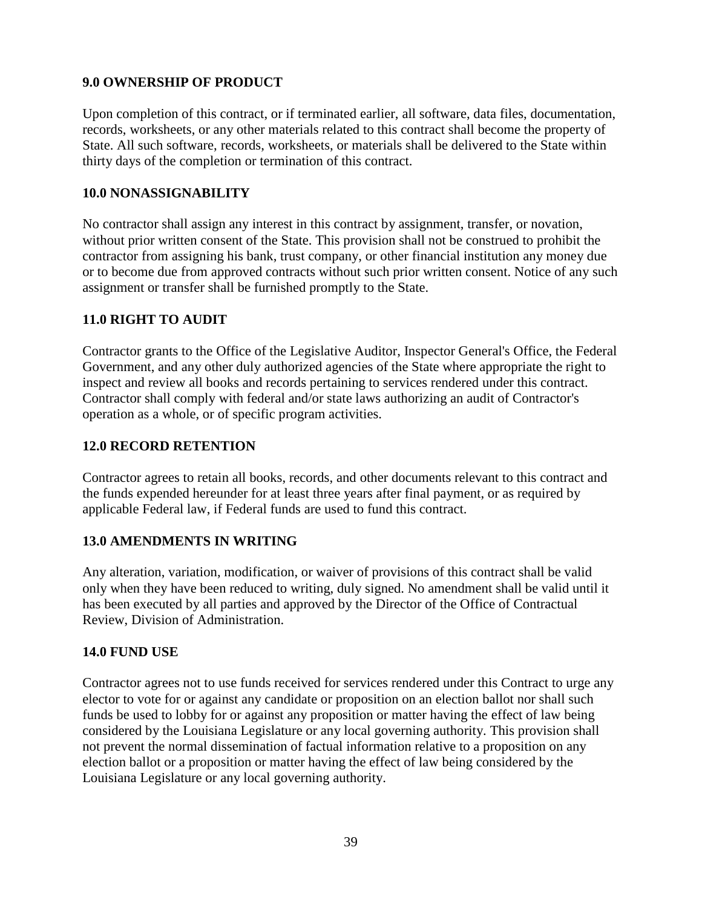### 9.0 OWNERSHIP OF PRODUCT

Upon completion of this contract, or if terminated earlier, all software, data files, documentation, records, worksheets, or any other materials related to this contract shall become the property of State. All such software, records, worksheets, or materials shall be delivered to the State within thirty days of the completion or termination of this contract.

### 10.0 NONASSIGNABILITY

No contractor shall assign any interest in this contract by assignment, transfer, or novation, without prior written consent of the State. This provision shall not be construed to prohibit the contractor from assigning his bank, trust company, or other financial institution any money due or to become due from approved contracts without such prior written consent. Notice of any such assignment or transfer shall be furnished promptly to the State.

### 11.0 RIGHT TO AUDIT

Contractor grants to the Office of the Legislative Auditor, Inspector General's Office, the Federal Government, and any other duly authorized agencies of the State where appropriate the right to inspect and review all books and records pertaining to services rendered under this contract. Contractor shall comply with federal and/or state laws authorizing an audit of Contractor's operation as a whole, or of specific program activities.

### 12.0 RECORD RETENTION

Contractor agrees to retain all books, records, and other documents relevant to this contract and the funds expended hereunder for at least three years after final payment, or as required by applicable Federal law, if Federal funds are used to fund this contract.

### 13.0 AMENDMENTS IN WRITING

Any alteration, variation, modification, or waiver of provisions of this contract shall be valid only when they have been reduced to writing, duly signed. No amendment shall be valid until it has been executed by all parties and approved by the Director of the Office of Contractual Review, Division of Administration.

### 14.0 FUND USE

Contractor agrees not to use funds received for services rendered under this Contract to urge any elector to vote for or against any candidate or proposition on an election ballot nor shall such funds be used to lobby for or against any proposition or matter having the effect of law being considered by the Louisiana Legislature or any local governing authority. This provision shall not prevent the normal dissemination of factual information relative to a proposition on any election ballot or a proposition or matter having the effect of law being considered by the Louisiana Legislature or any local governing authority.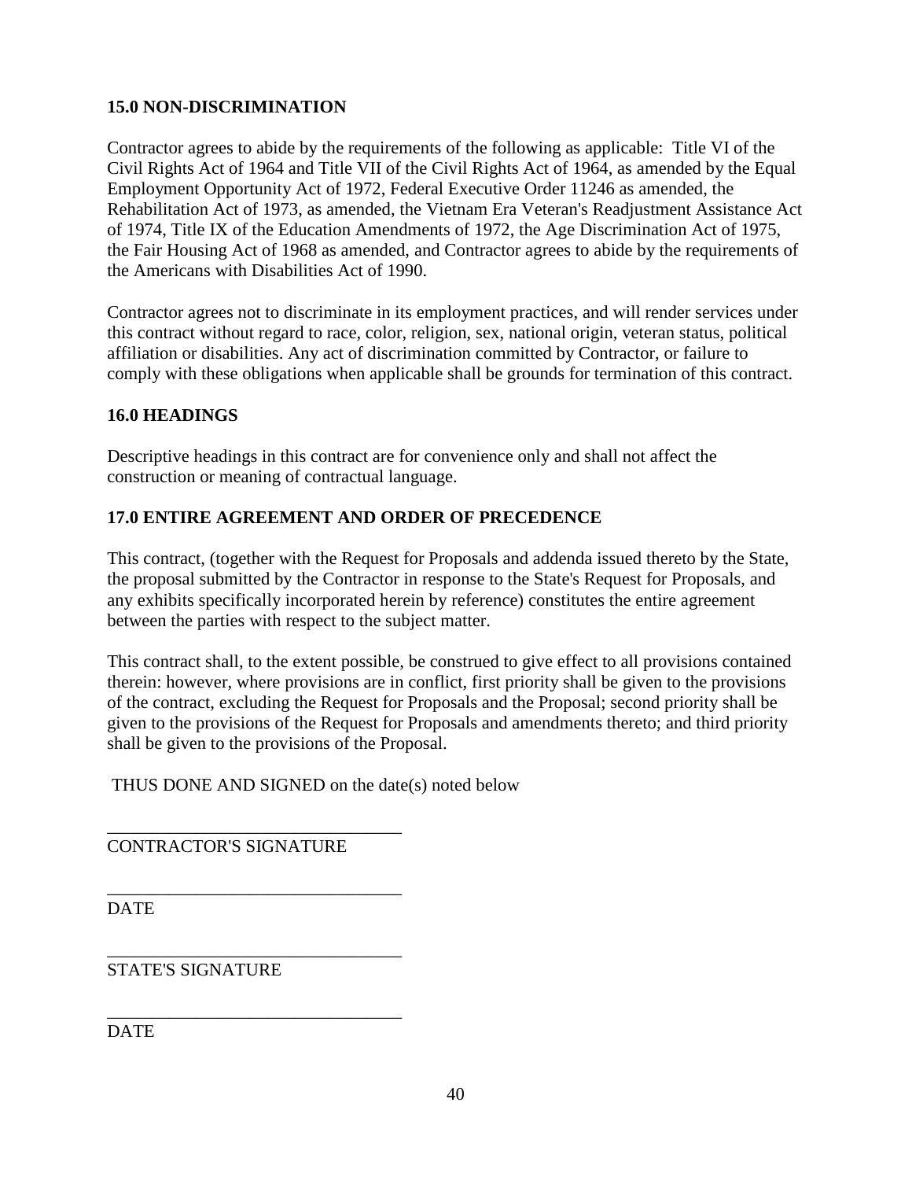**15.0 NON-DISCRIMINATION**

Contractor agrees to abide by the requirements of the following as applicable: Title VI of the Civil Rights Act of 1964 and Title VII of the Civil Rights Act of 1964, as amended by the Equal Employment Opportunity Act of 1972, Federal Executive Order 11246 as amended, the Rehabilitation Act of 1973, as amended, the Vietnam Era Veteran's Readjustment Assistance Act of 1974, Title IX of the Education Amendments of 1972, the Age Discrimination Act of 1975, the Fair Housing Act of 1968 as amended, and Contractor agrees to abide by the requirements of the Americans with Disabilities Act of 1990.

Contractor agrees not to discriminate in its employment practices, and will render services under this contract without regard to race, color, religion, sex, national origin, veteran status, political affiliation or disabilities. Any act of discrimination committed by Contractor, or failure to comply with these obligations when applicable shall be grounds for termination of this contract.

**16.0 HEADINGS**

Descriptive headings in this contract are for convenience only and shall not affect the construction or meaning of contractual language.

**17.0 ENTIRE AGREEMENT AND ORDER OF PRECEDENCE**

This contract, (together with the Request for Proposals and addenda issued thereto by the State, the proposal submitted by the Contractor in response to the State's Request for Proposals, and any exhibits specifically incorporated herein by reference) constitutes the entire agreement between the parties with respect to the subject matter.

This contract shall, to the extent possible, be construed to give effect to all provisions contained therein: however, where provisions are in conflict, first priority shall be given to the provisions of the contract, excluding the Request for Proposals and the Proposal; second priority shall be given to the provisions of the Request for Proposals and amendments thereto; and third priority shall be given to the provisions of the Proposal.

THUS DONE AND SIGNED on the date(s) noted below

_________________________________
CONTRACTOR'S SIGNATURE

_________________________________
DATE

_________________________________
STATE'S SIGNATURE

_________________________________
DATE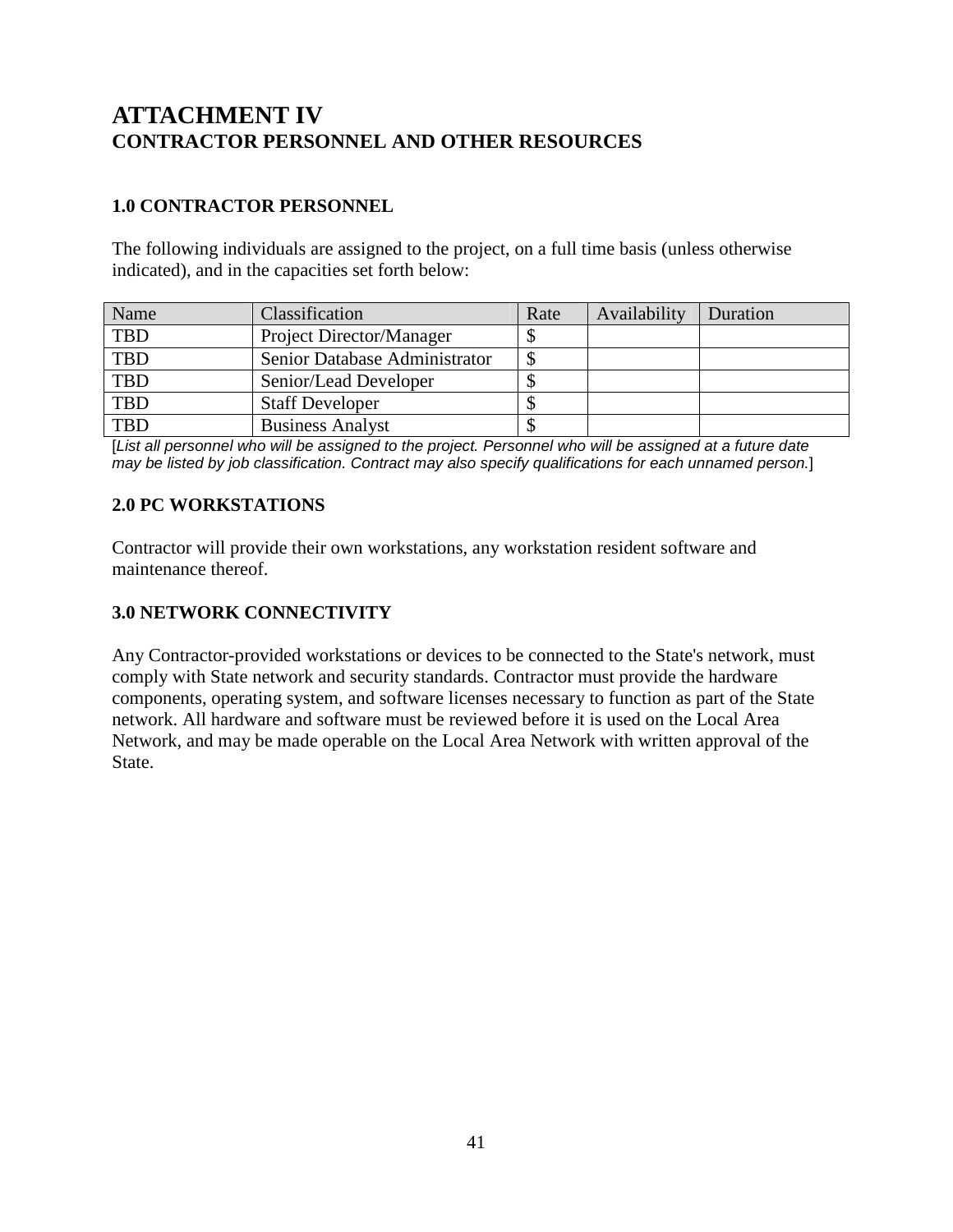# ATTACHMENT IV
## CONTRACTOR PERSONNEL AND OTHER RESOURCES

### 1.0 CONTRACTOR PERSONNEL

The following individuals are assigned to the project, on a full time basis (unless otherwise indicated), and in the capacities set forth below:

| Name | Classification | Rate | Availability | Duration |
|---|---|---|---|---|
| TBD | Project Director/Manager | $ | | |
| TBD | Senior Database Administrator | $ | | |
| TBD | Senior/Lead Developer | $ | | |
| TBD | Staff Developer | $ | | |
| TBD | Business Analyst | $ | | |

[*List all personnel who will be assigned to the project. Personnel who will be assigned at a future date may be listed by job classification. Contract may also specify qualifications for each unnamed person.*]

### 2.0 PC WORKSTATIONS

Contractor will provide their own workstations, any workstation resident software and maintenance thereof.

### 3.0 NETWORK CONNECTIVITY

Any Contractor-provided workstations or devices to be connected to the State's network, must comply with State network and security standards. Contractor must provide the hardware components, operating system, and software licenses necessary to function as part of the State network. All hardware and software must be reviewed before it is used on the Local Area Network, and may be made operable on the Local Area Network with written approval of the State.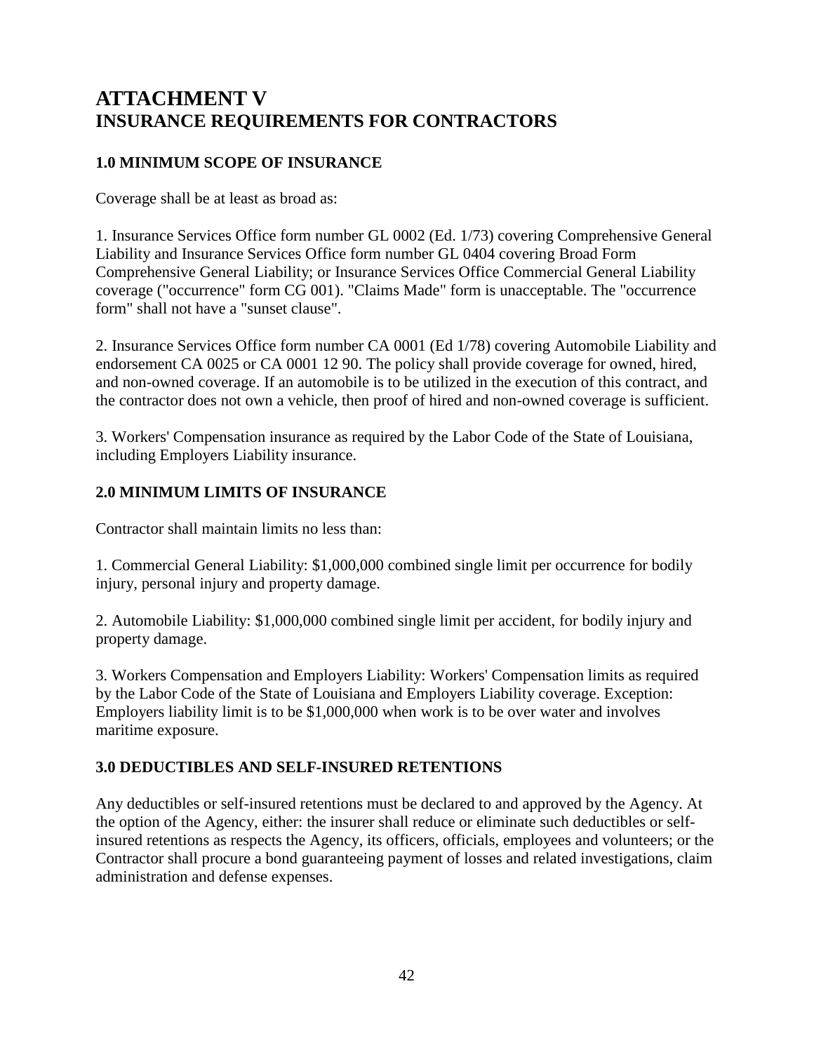# ATTACHMENT V
# INSURANCE REQUIREMENTS FOR CONTRACTORS

### 1.0 MINIMUM SCOPE OF INSURANCE

Coverage shall be at least as broad as:

1. Insurance Services Office form number GL 0002 (Ed. 1/73) covering Comprehensive General Liability and Insurance Services Office form number GL 0404 covering Broad Form Comprehensive General Liability; or Insurance Services Office Commercial General Liability coverage ("occurrence" form CG 001). "Claims Made" form is unacceptable. The "occurrence form" shall not have a "sunset clause".

2. Insurance Services Office form number CA 0001 (Ed 1/78) covering Automobile Liability and endorsement CA 0025 or CA 0001 12 90. The policy shall provide coverage for owned, hired, and non-owned coverage. If an automobile is to be utilized in the execution of this contract, and the contractor does not own a vehicle, then proof of hired and non-owned coverage is sufficient.

3. Workers' Compensation insurance as required by the Labor Code of the State of Louisiana, including Employers Liability insurance.

### 2.0 MINIMUM LIMITS OF INSURANCE

Contractor shall maintain limits no less than:

1. Commercial General Liability: $1,000,000 combined single limit per occurrence for bodily injury, personal injury and property damage.

2. Automobile Liability: $1,000,000 combined single limit per accident, for bodily injury and property damage.

3. Workers Compensation and Employers Liability: Workers' Compensation limits as required by the Labor Code of the State of Louisiana and Employers Liability coverage. Exception: Employers liability limit is to be $1,000,000 when work is to be over water and involves maritime exposure.

### 3.0 DEDUCTIBLES AND SELF-INSURED RETENTIONS

Any deductibles or self-insured retentions must be declared to and approved by the Agency. At the option of the Agency, either: the insurer shall reduce or eliminate such deductibles or self-insured retentions as respects the Agency, its officers, officials, employees and volunteers; or the Contractor shall procure a bond guaranteeing payment of losses and related investigations, claim administration and defense expenses.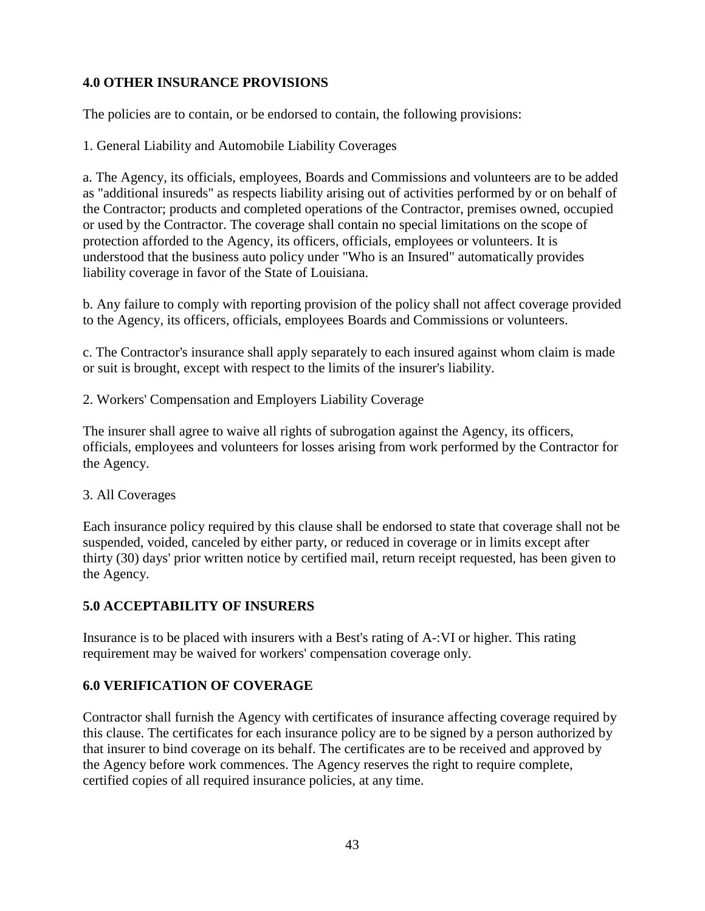## 4.0 OTHER INSURANCE PROVISIONS

The policies are to contain, or be endorsed to contain, the following provisions:

1. General Liability and Automobile Liability Coverages

a. The Agency, its officials, employees, Boards and Commissions and volunteers are to be added as "additional insureds" as respects liability arising out of activities performed by or on behalf of the Contractor; products and completed operations of the Contractor, premises owned, occupied or used by the Contractor. The coverage shall contain no special limitations on the scope of protection afforded to the Agency, its officers, officials, employees or volunteers. It is understood that the business auto policy under "Who is an Insured" automatically provides liability coverage in favor of the State of Louisiana.

b. Any failure to comply with reporting provision of the policy shall not affect coverage provided to the Agency, its officers, officials, employees Boards and Commissions or volunteers.

c. The Contractor's insurance shall apply separately to each insured against whom claim is made or suit is brought, except with respect to the limits of the insurer's liability.

2. Workers' Compensation and Employers Liability Coverage

The insurer shall agree to waive all rights of subrogation against the Agency, its officers, officials, employees and volunteers for losses arising from work performed by the Contractor for the Agency.

3. All Coverages

Each insurance policy required by this clause shall be endorsed to state that coverage shall not be suspended, voided, canceled by either party, or reduced in coverage or in limits except after thirty (30) days' prior written notice by certified mail, return receipt requested, has been given to the Agency.

## 5.0 ACCEPTABILITY OF INSURERS

Insurance is to be placed with insurers with a Best's rating of A-:VI or higher. This rating requirement may be waived for workers' compensation coverage only.

## 6.0 VERIFICATION OF COVERAGE

Contractor shall furnish the Agency with certificates of insurance affecting coverage required by this clause. The certificates for each insurance policy are to be signed by a person authorized by that insurer to bind coverage on its behalf. The certificates are to be received and approved by the Agency before work commences. The Agency reserves the right to require complete, certified copies of all required insurance policies, at any time.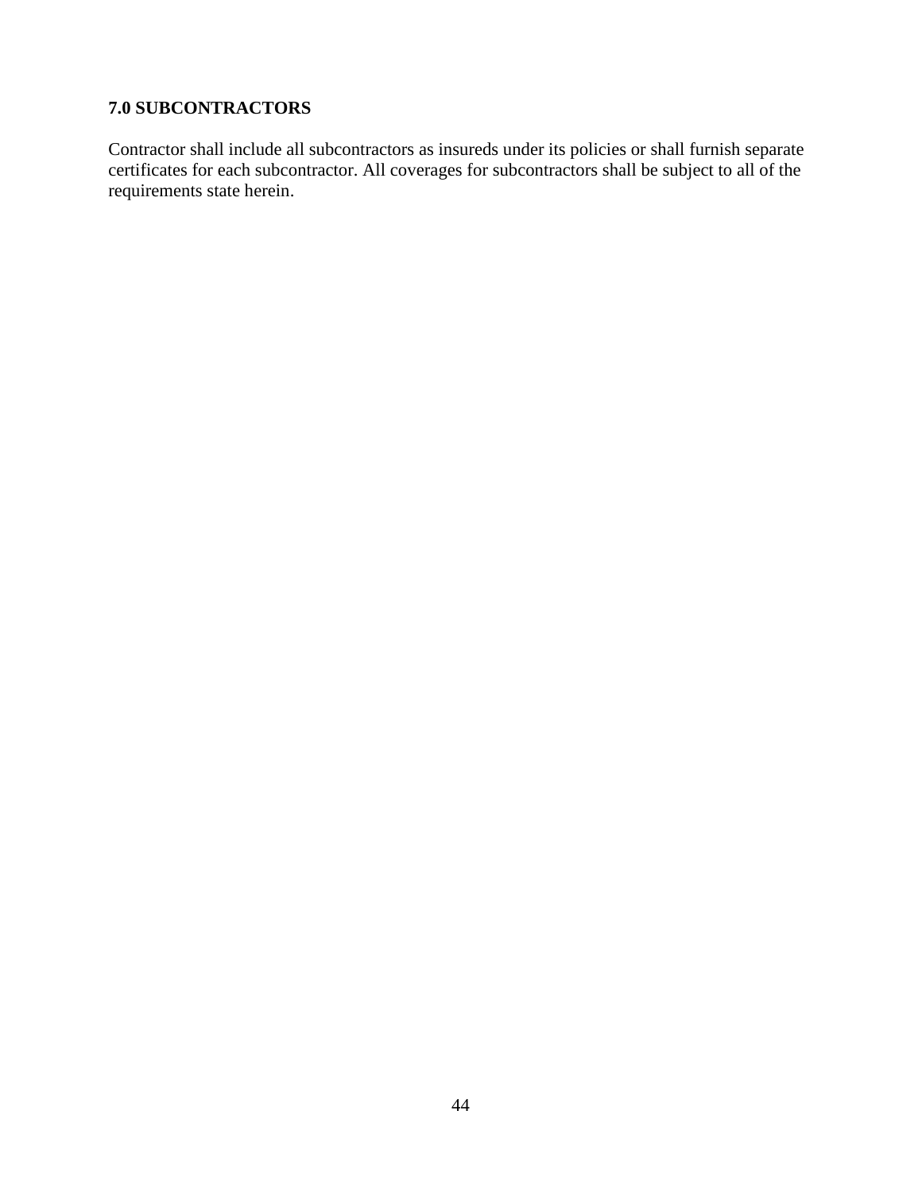### 7.0 SUBCONTRACTORS

Contractor shall include all subcontractors as insureds under its policies or shall furnish separate certificates for each subcontractor. All coverages for subcontractors shall be subject to all of the requirements state herein.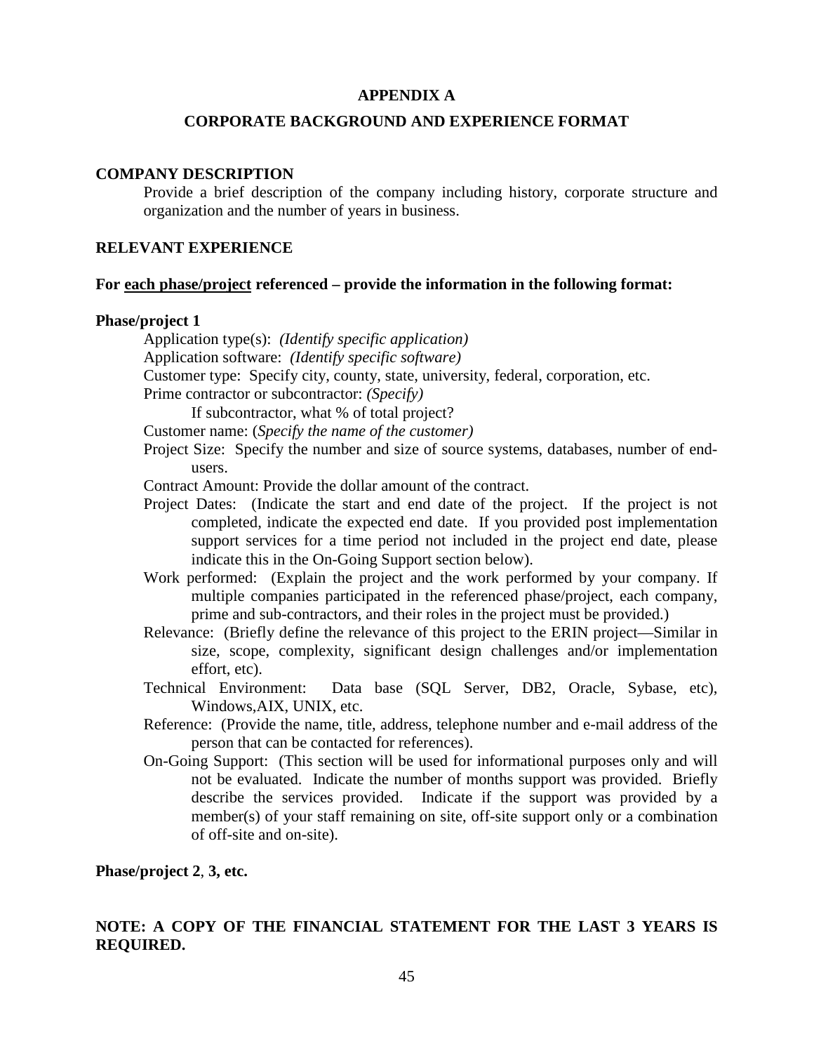# APPENDIX A

## CORPORATE BACKGROUND AND EXPERIENCE FORMAT

**COMPANY DESCRIPTION**

Provide a brief description of the company including history, corporate structure and organization and the number of years in business.

**RELEVANT EXPERIENCE**

**For each phase/project referenced – provide the information in the following format:**

**Phase/project 1**

Application type(s): *(Identify specific application)*

Application software: *(Identify specific software)*

Customer type: Specify city, county, state, university, federal, corporation, etc.

Prime contractor or subcontractor: *(Specify)*

If subcontractor, what % of total project?

Customer name: (*Specify the name of the customer)*

Project Size: Specify the number and size of source systems, databases, number of end-users.

Contract Amount: Provide the dollar amount of the contract.

Project Dates: (Indicate the start and end date of the project. If the project is not completed, indicate the expected end date. If you provided post implementation support services for a time period not included in the project end date, please indicate this in the On-Going Support section below).

Work performed: (Explain the project and the work performed by your company. If multiple companies participated in the referenced phase/project, each company, prime and sub-contractors, and their roles in the project must be provided.)

Relevance: (Briefly define the relevance of this project to the ERIN project—Similar in size, scope, complexity, significant design challenges and/or implementation effort, etc).

Technical Environment: Data base (SQL Server, DB2, Oracle, Sybase, etc), Windows,AIX, UNIX, etc.

Reference: (Provide the name, title, address, telephone number and e-mail address of the person that can be contacted for references).

On-Going Support: (This section will be used for informational purposes only and will not be evaluated. Indicate the number of months support was provided. Briefly describe the services provided. Indicate if the support was provided by a member(s) of your staff remaining on site, off-site support only or a combination of off-site and on-site).

**Phase/project 2**, **3, etc.**

**NOTE: A COPY OF THE FINANCIAL STATEMENT FOR THE LAST 3 YEARS IS REQUIRED.**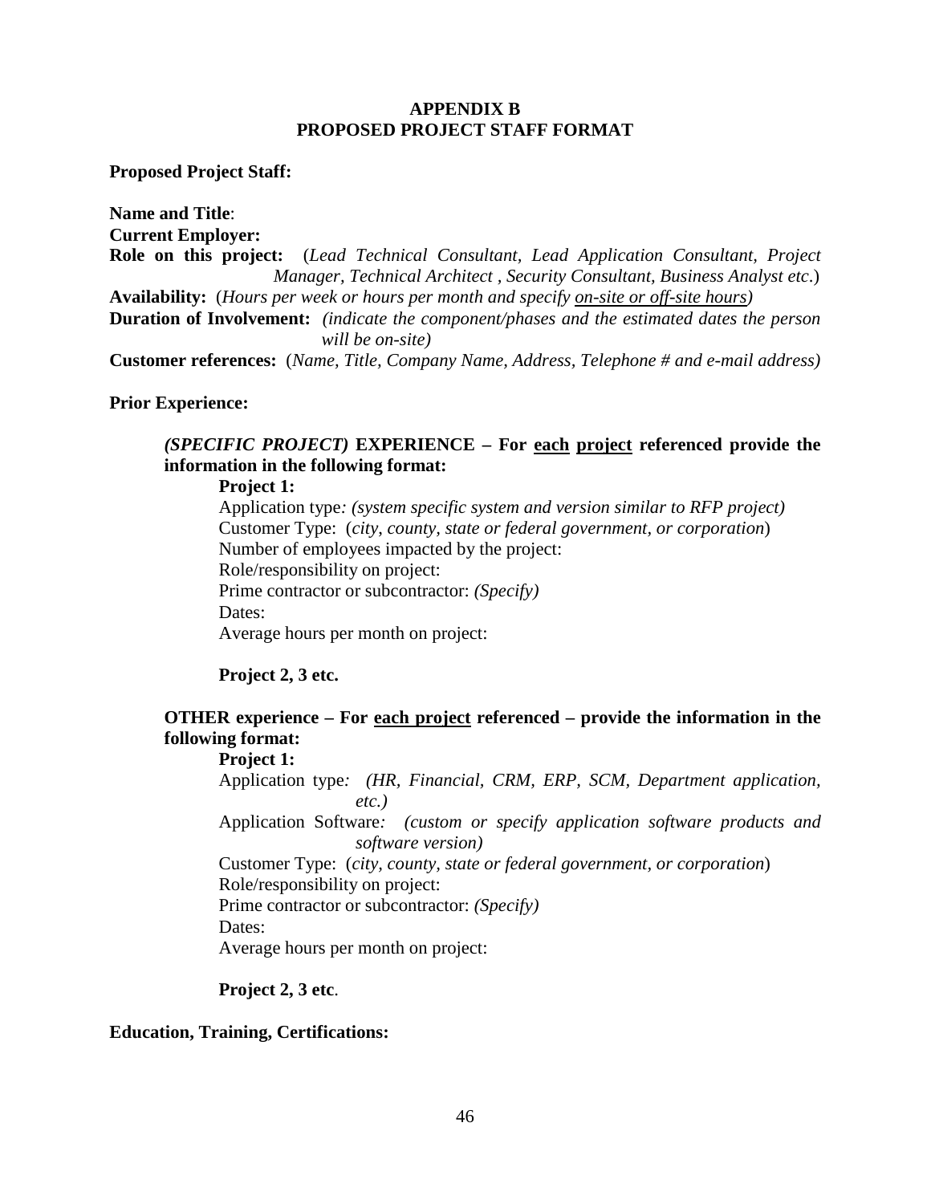# APPENDIX B
# PROPOSED PROJECT STAFF FORMAT

**Proposed Project Staff:**

**Name and Title**:
**Current Employer:**
**Role on this project:** (*Lead Technical Consultant, Lead Application Consultant, Project Manager, Technical Architect , Security Consultant, Business Analyst etc.*)
**Availability:** (*Hours per week or hours per month and specify <u>on-site or off-site hours</u>)*
**Duration of Involvement:** *(indicate the component/phases and the estimated dates the person will be on-site)*
**Customer references:** (*Name, Title, Company Name, Address, Telephone # and e-mail address)*

**Prior Experience:**

***(SPECIFIC PROJECT)*** **EXPERIENCE – For <u>each</u> <u>project</u> referenced provide the information in the following format:**

**Project 1:**

Application type*: (system specific system and version similar to RFP project)*
Customer Type: (*city, county, state or federal government, or corporation*)
Number of employees impacted by the project:
Role/responsibility on project:
Prime contractor or subcontractor: *(Specify)*
Dates:
Average hours per month on project:

**Project 2, 3 etc.**

**OTHER experience – For <u>each project</u> referenced – provide the information in the following format:**

**Project 1:**

Application type*: (HR, Financial, CRM, ERP, SCM, Department application, etc.)*
Application Software*: (custom or specify application software products and software version)*
Customer Type: (*city, county, state or federal government, or corporation*)
Role/responsibility on project:
Prime contractor or subcontractor: *(Specify)*
Dates:
Average hours per month on project:

**Project 2, 3 etc**.

**Education, Training, Certifications:**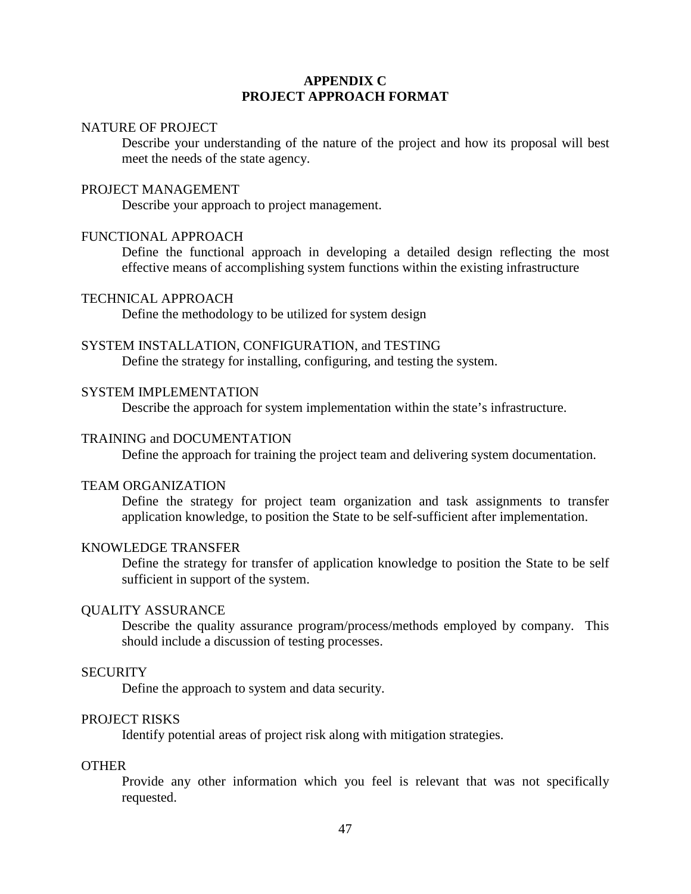# APPENDIX C
# PROJECT APPROACH FORMAT

NATURE OF PROJECT

Describe your understanding of the nature of the project and how its proposal will best meet the needs of the state agency.

PROJECT MANAGEMENT

Describe your approach to project management.

FUNCTIONAL APPROACH

Define the functional approach in developing a detailed design reflecting the most effective means of accomplishing system functions within the existing infrastructure

TECHNICAL APPROACH

Define the methodology to be utilized for system design

SYSTEM INSTALLATION, CONFIGURATION, and TESTING

Define the strategy for installing, configuring, and testing the system.

SYSTEM IMPLEMENTATION

Describe the approach for system implementation within the state's infrastructure.

TRAINING and DOCUMENTATION

Define the approach for training the project team and delivering system documentation.

TEAM ORGANIZATION

Define the strategy for project team organization and task assignments to transfer application knowledge, to position the State to be self-sufficient after implementation.

KNOWLEDGE TRANSFER

Define the strategy for transfer of application knowledge to position the State to be self sufficient in support of the system.

QUALITY ASSURANCE

Describe the quality assurance program/process/methods employed by company. This should include a discussion of testing processes.

SECURITY

Define the approach to system and data security.

PROJECT RISKS

Identify potential areas of project risk along with mitigation strategies.

OTHER

Provide any other information which you feel is relevant that was not specifically requested.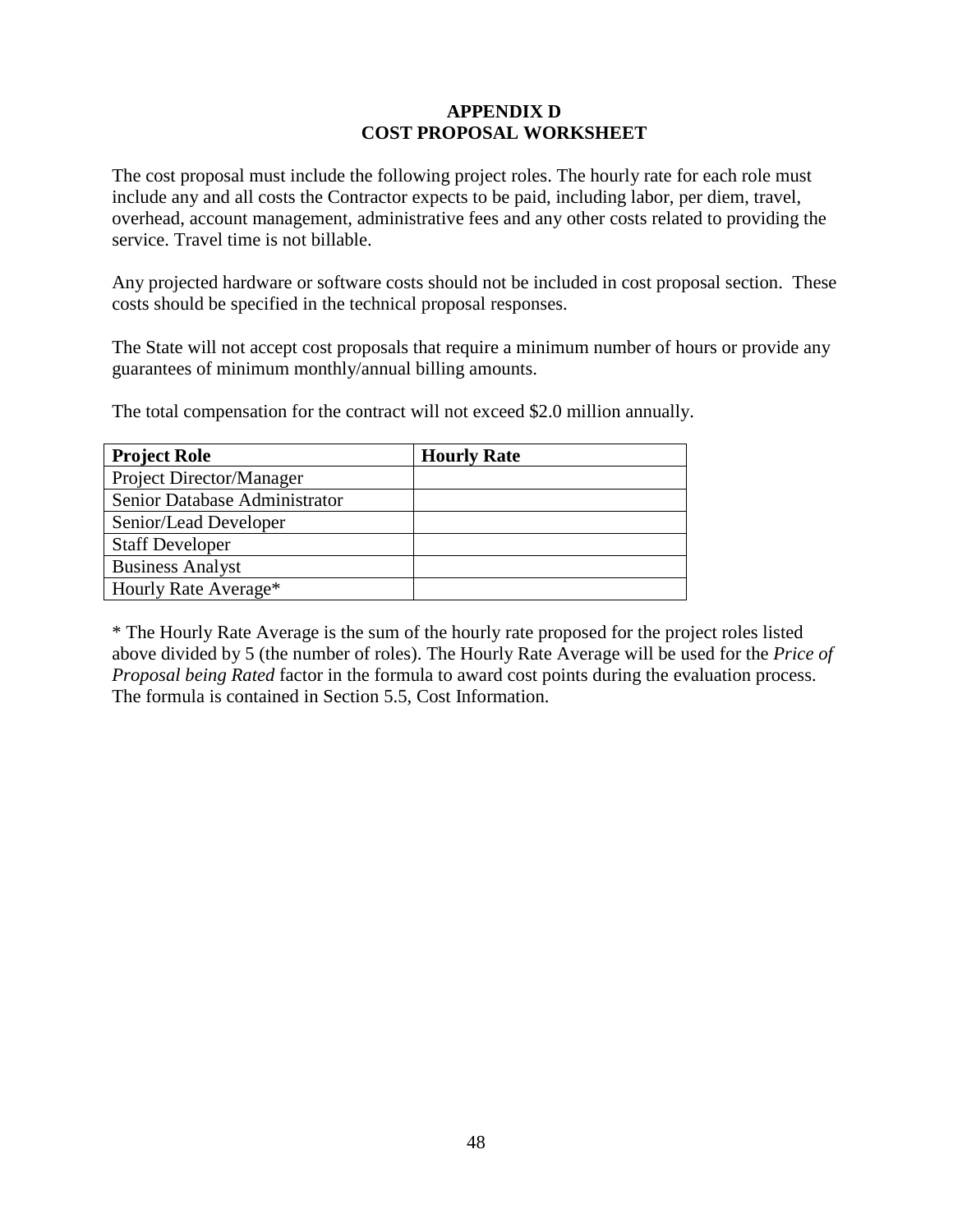# APPENDIX D
# COST PROPOSAL WORKSHEET

The cost proposal must include the following project roles. The hourly rate for each role must include any and all costs the Contractor expects to be paid, including labor, per diem, travel, overhead, account management, administrative fees and any other costs related to providing the service. Travel time is not billable.

Any projected hardware or software costs should not be included in cost proposal section. These costs should be specified in the technical proposal responses.

The State will not accept cost proposals that require a minimum number of hours or provide any guarantees of minimum monthly/annual billing amounts.

The total compensation for the contract will not exceed $2.0 million annually.

| **Project Role** | **Hourly Rate** |
|---|---|
| Project Director/Manager | |
| Senior Database Administrator | |
| Senior/Lead Developer | |
| Staff Developer | |
| Business Analyst | |
| Hourly Rate Average* | |

* The Hourly Rate Average is the sum of the hourly rate proposed for the project roles listed above divided by 5 (the number of roles). The Hourly Rate Average will be used for the *Price of Proposal being Rated* factor in the formula to award cost points during the evaluation process. The formula is contained in Section 5.5, Cost Information.